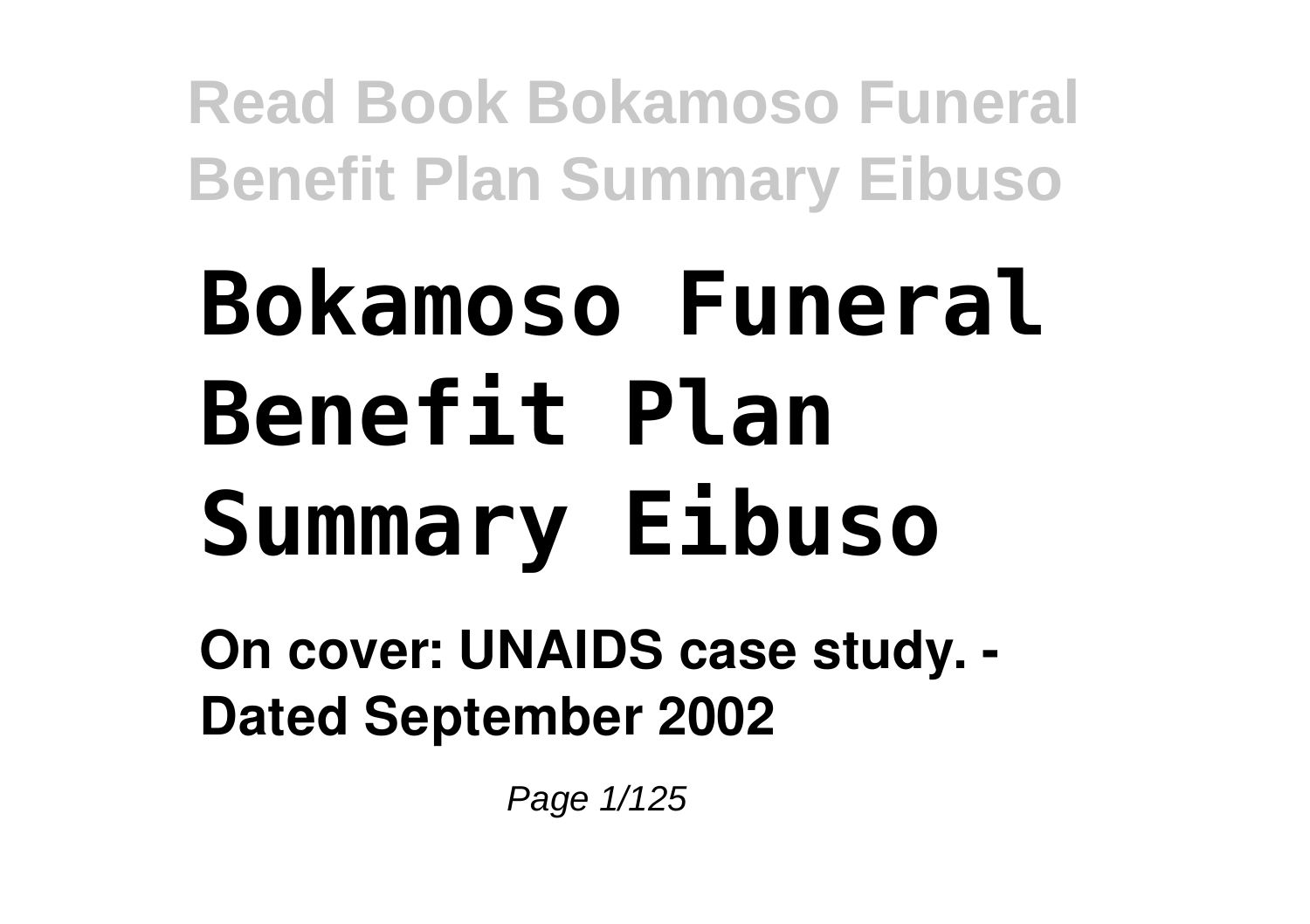# Bokamoso Funeral Benefit Plan Summary Eibuso

**On cover: UNAIDS case study. - Dated September 2002**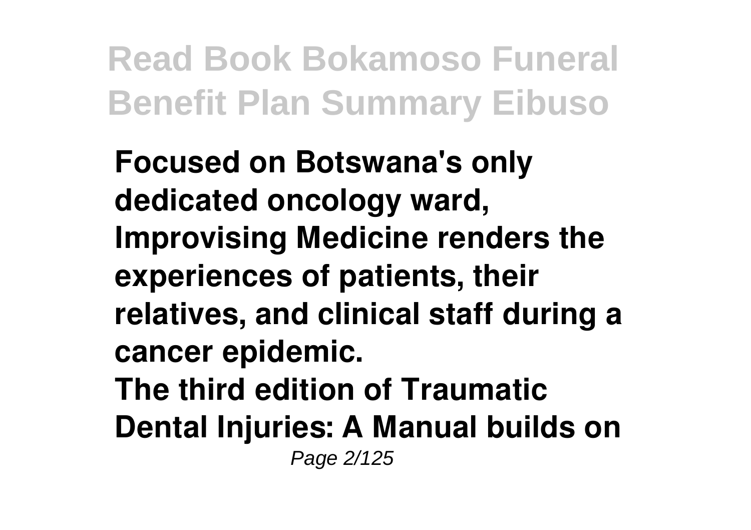**Focused on Botswana's only dedicated oncology ward, Improvising Medicine renders the experiences of patients, their relatives, and clinical staff during a cancer epidemic.**

**The third edition of Traumatic Dental Injuries: A Manual builds on**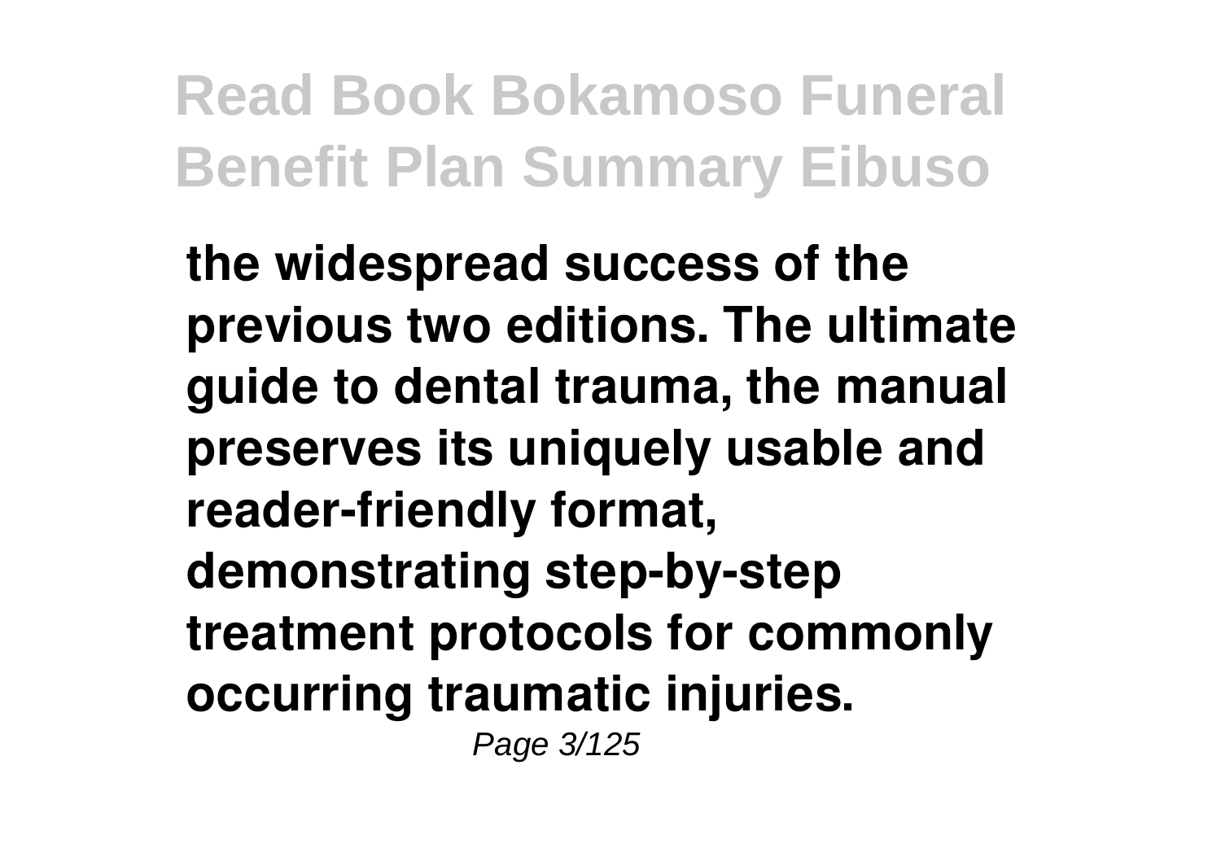**the widespread success of the previous two editions. The ultimate guide to dental trauma, the manual preserves its uniquely usable and reader-friendly format, demonstrating step-by-step treatment protocols for commonly occurring traumatic injuries.**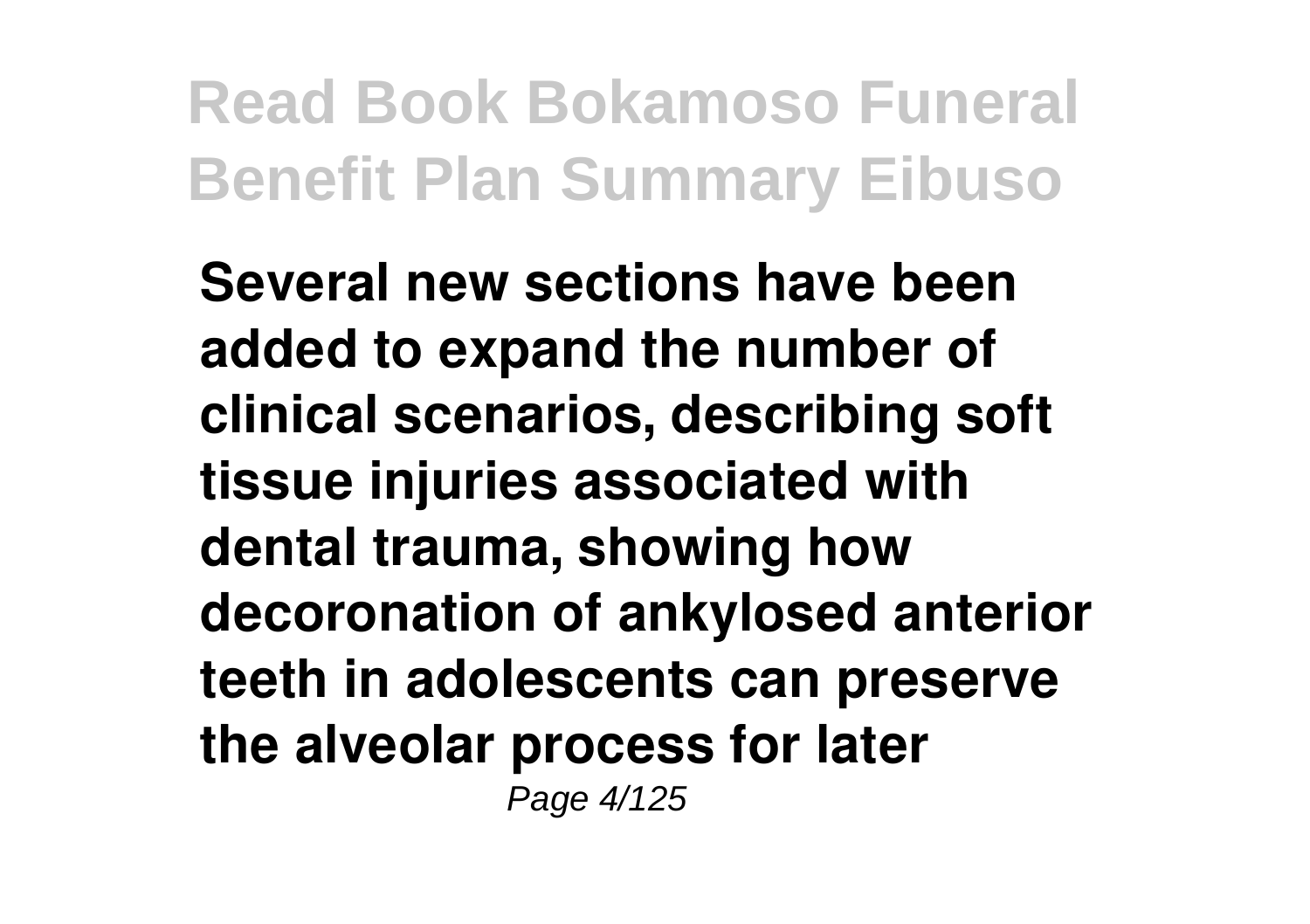**Several new sections have been added to expand the number of clinical scenarios, describing soft tissue injuries associated with dental trauma, showing how decoronation of ankylosed anterior teeth in adolescents can preserve the alveolar process for later**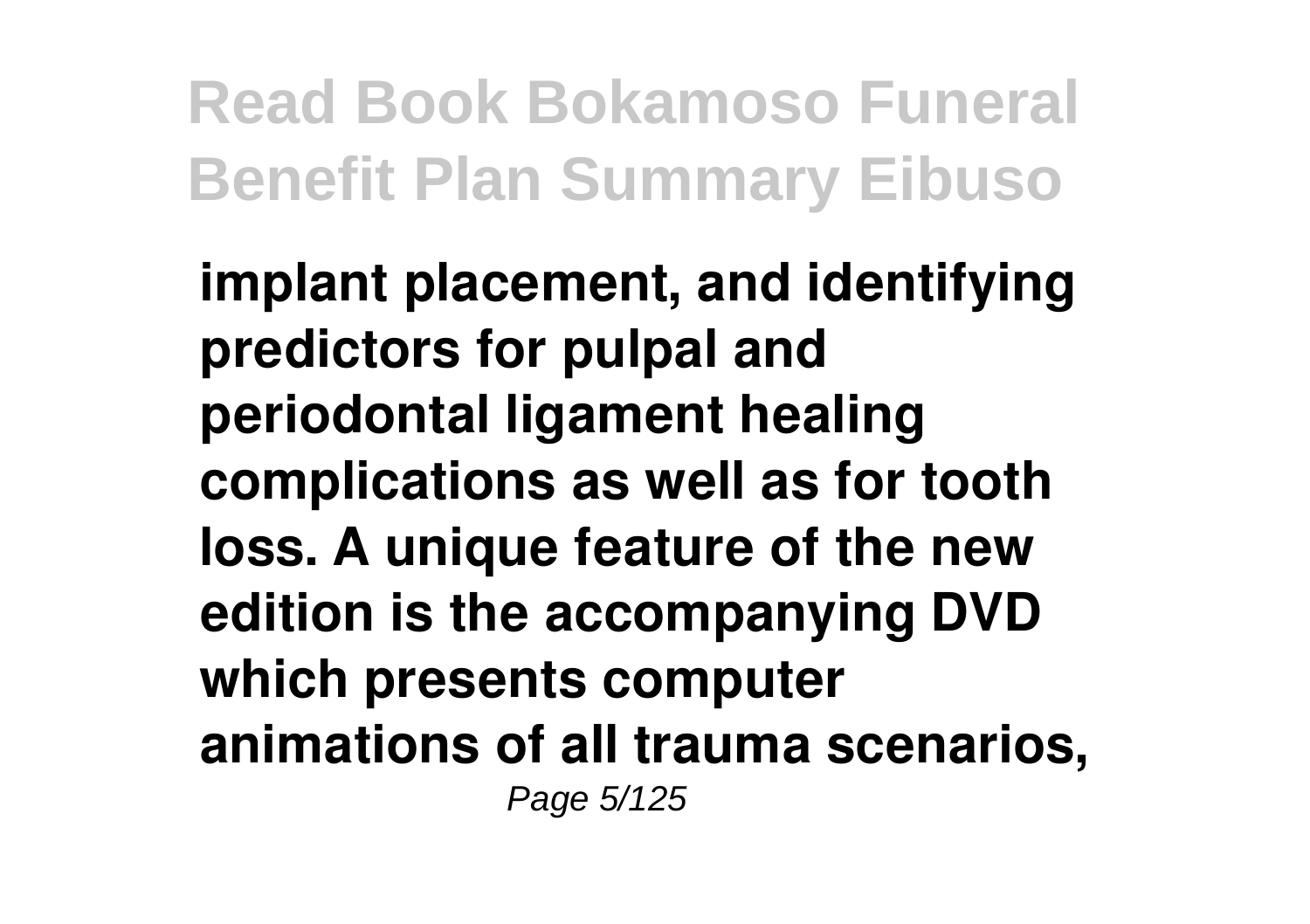**implant placement, and identifying predictors for pulpal and periodontal ligament healing complications as well as for tooth loss. A unique feature of the new edition is the accompanying DVD which presents computer animations of all trauma scenarios,**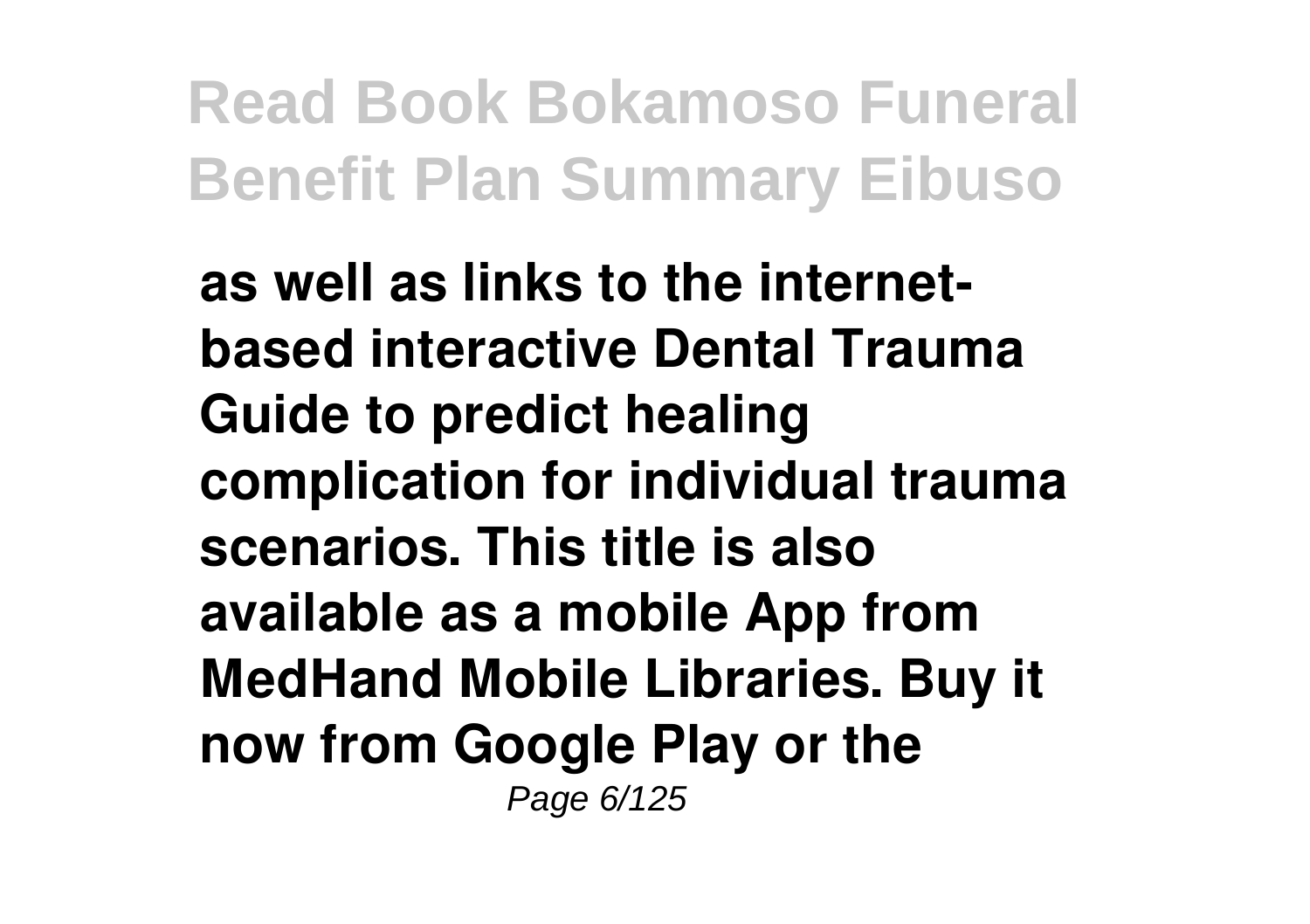**as well as links to the internet-based interactive Dental Trauma Guide to predict healing complication for individual trauma scenarios. This title is also available as a mobile App from MedHand Mobile Libraries. Buy it now from Google Play or the**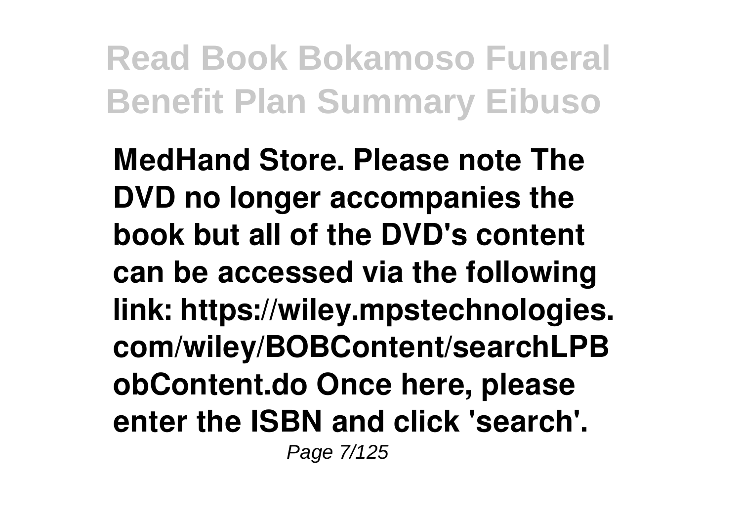**MedHand Store. Please note The DVD no longer accompanies the book but all of the DVD's content can be accessed via the following link: https://wiley.mpstechnologies.com/wiley/BOBContent/searchLPBobContent.do Once here, please enter the ISBN and click 'search'.**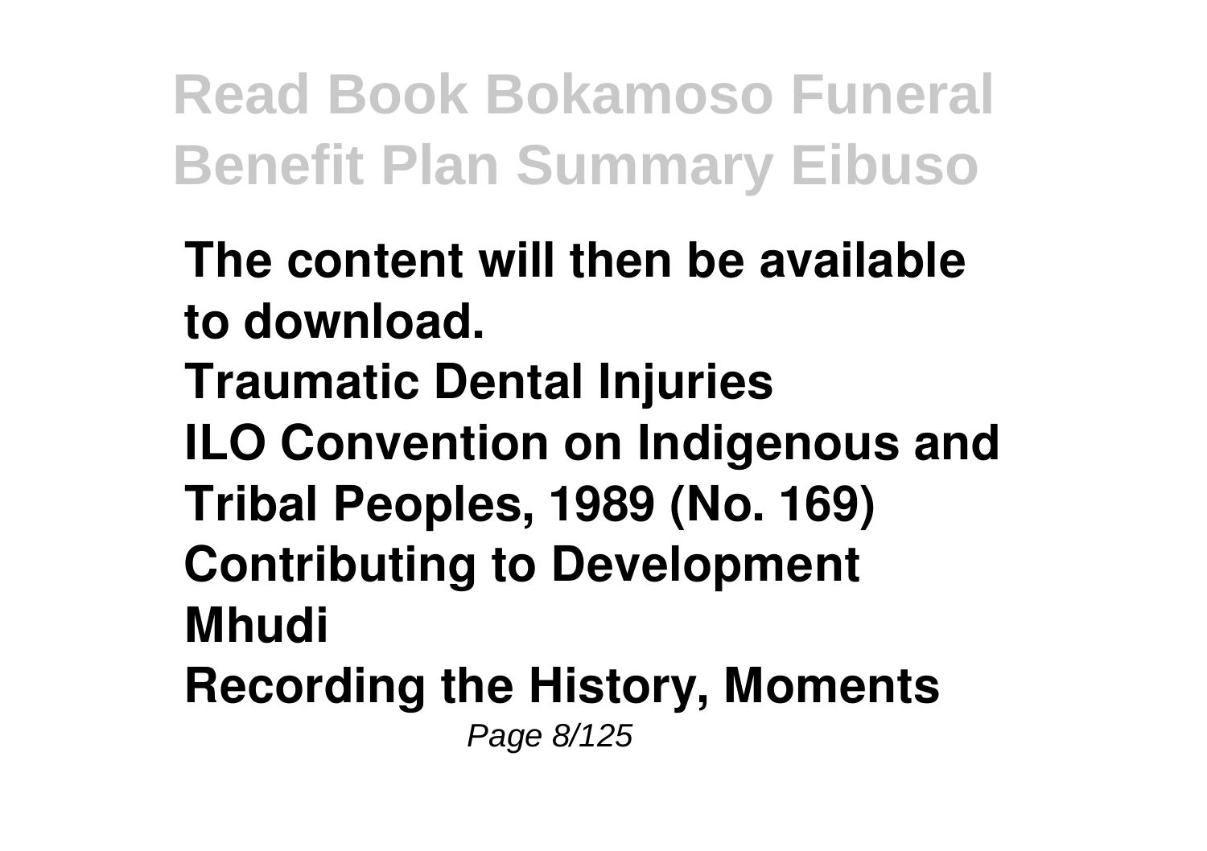**The content will then be available to download.**
**Traumatic Dental Injuries**
**ILO Convention on Indigenous and Tribal Peoples, 1989 (No. 169)**
**Contributing to Development**
**Mhudi**
**Recording the History, Moments**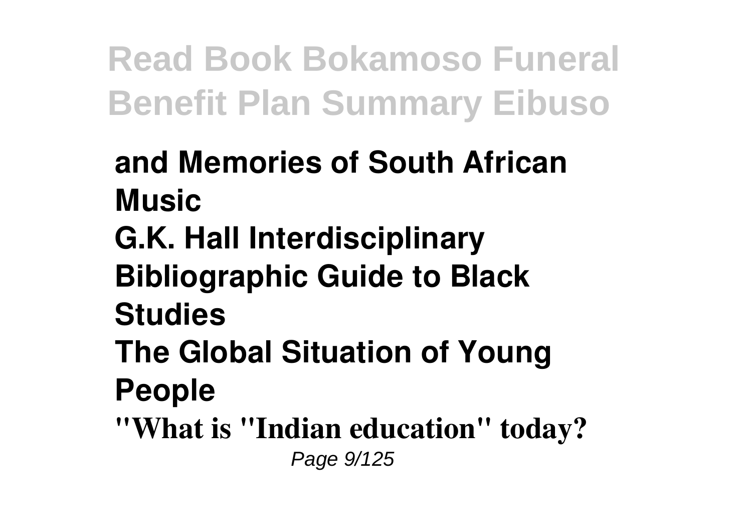**and Memories of South African Music**
**G.K. Hall Interdisciplinary Bibliographic Guide to Black Studies**
**The Global Situation of Young People**
**"What is "Indian education" today?**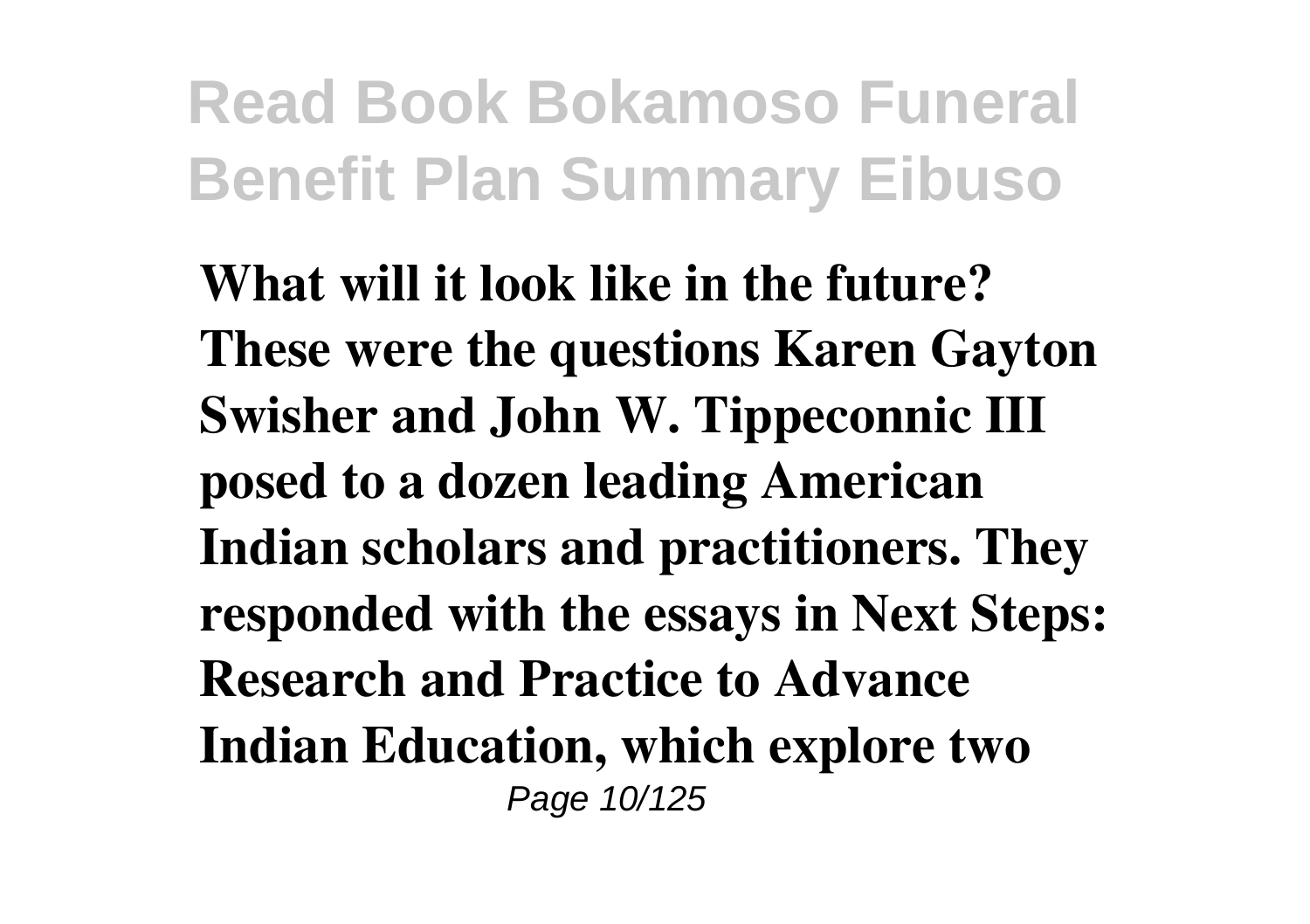**What will it look like in the future? These were the questions Karen Gayton Swisher and John W. Tippeconnic III posed to a dozen leading American Indian scholars and practitioners. They responded with the essays in Next Steps: Research and Practice to Advance Indian Education, which explore two**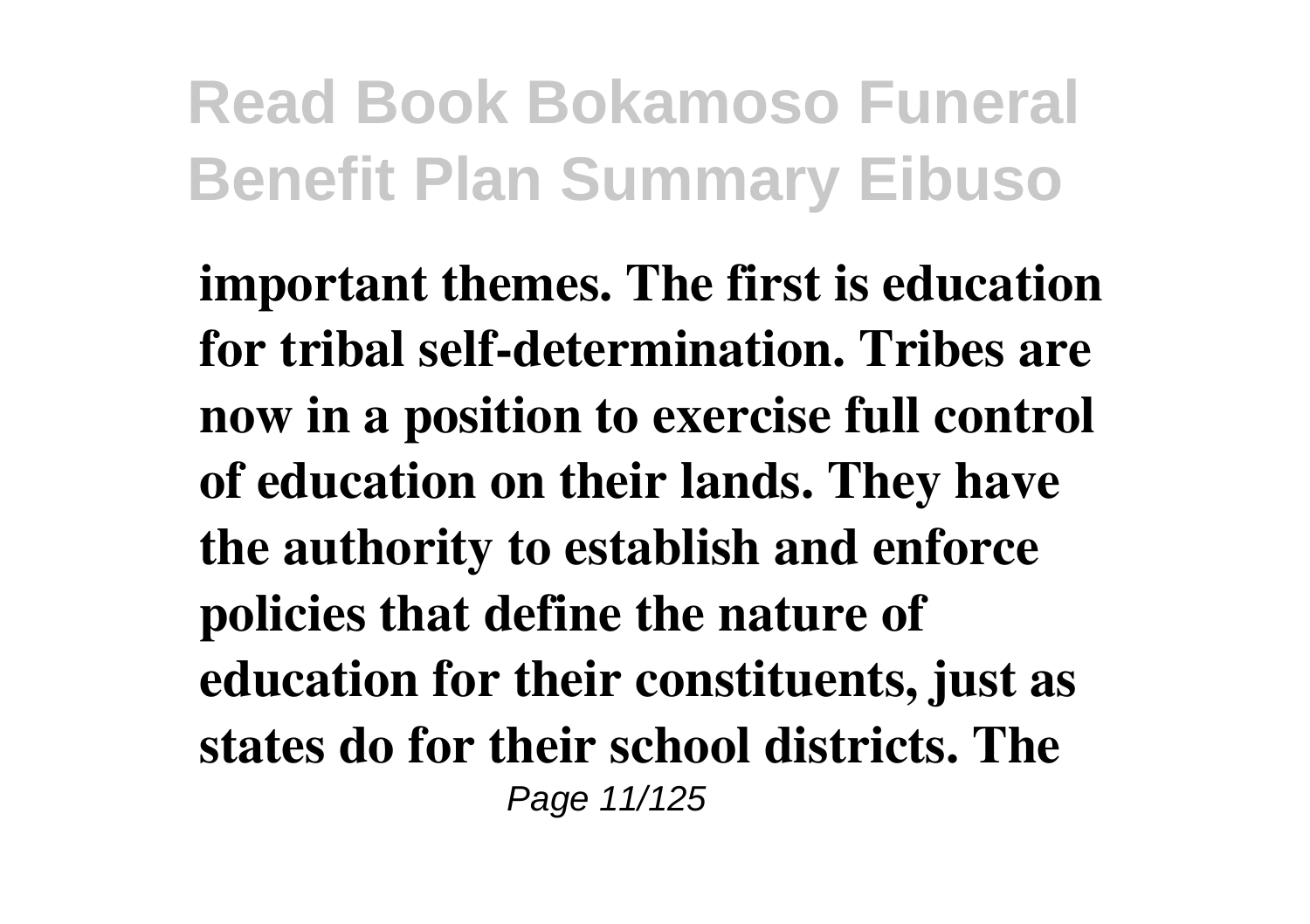**important themes. The first is education for tribal self-determination. Tribes are now in a position to exercise full control of education on their lands. They have the authority to establish and enforce policies that define the nature of education for their constituents, just as states do for their school districts. The**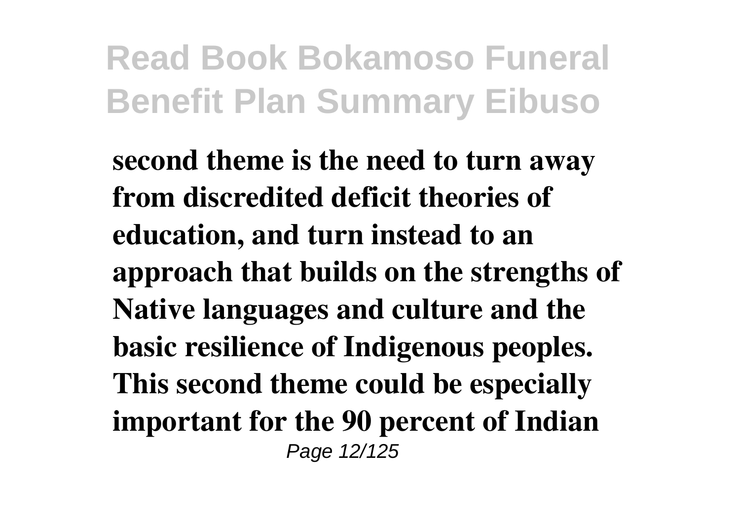**second theme is the need to turn away from discredited deficit theories of education, and turn instead to an approach that builds on the strengths of Native languages and culture and the basic resilience of Indigenous peoples. This second theme could be especially important for the 90 percent of Indian**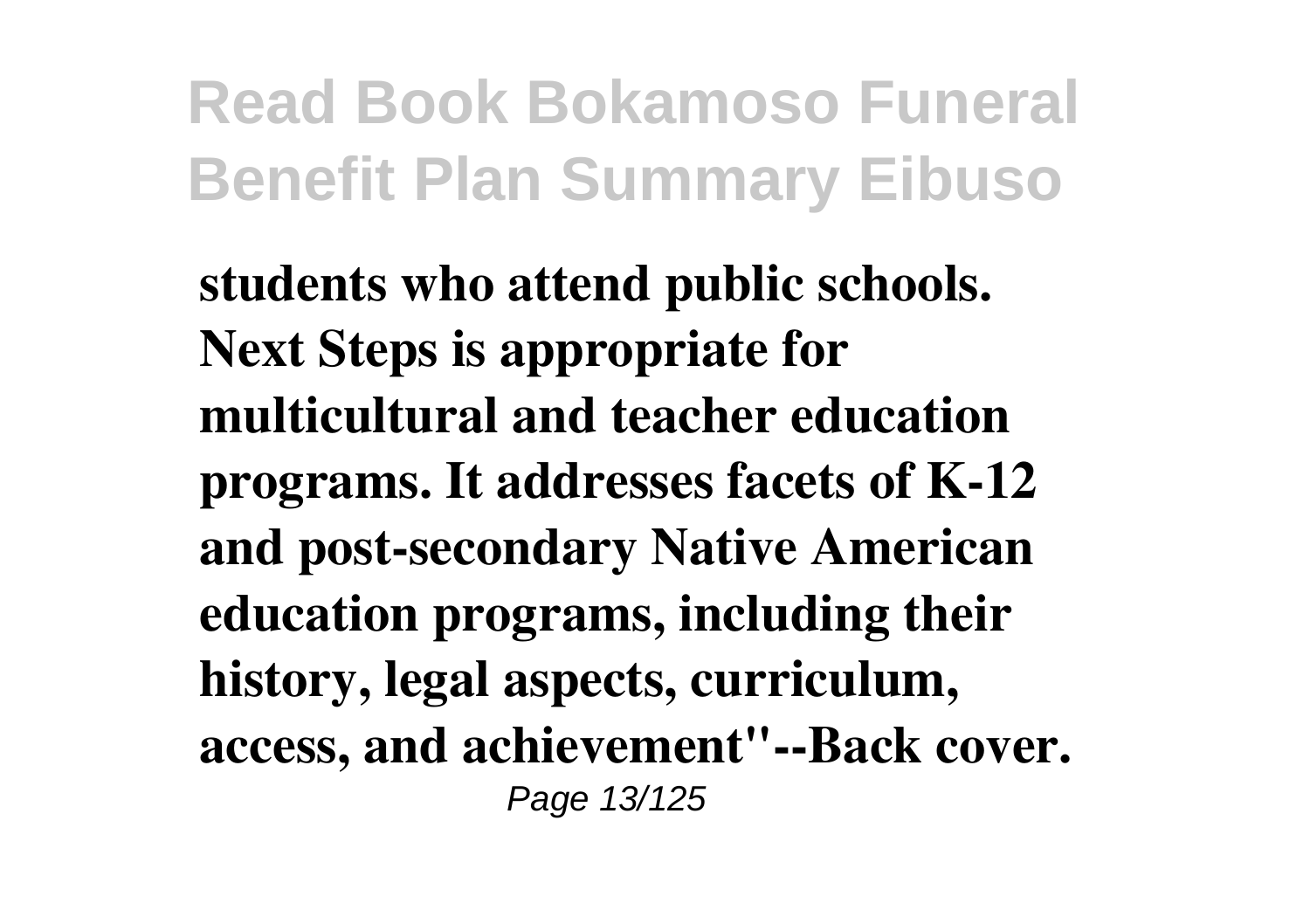**students who attend public schools. Next Steps is appropriate for multicultural and teacher education programs. It addresses facets of K-12 and post-secondary Native American education programs, including their history, legal aspects, curriculum, access, and achievement"--Back cover.**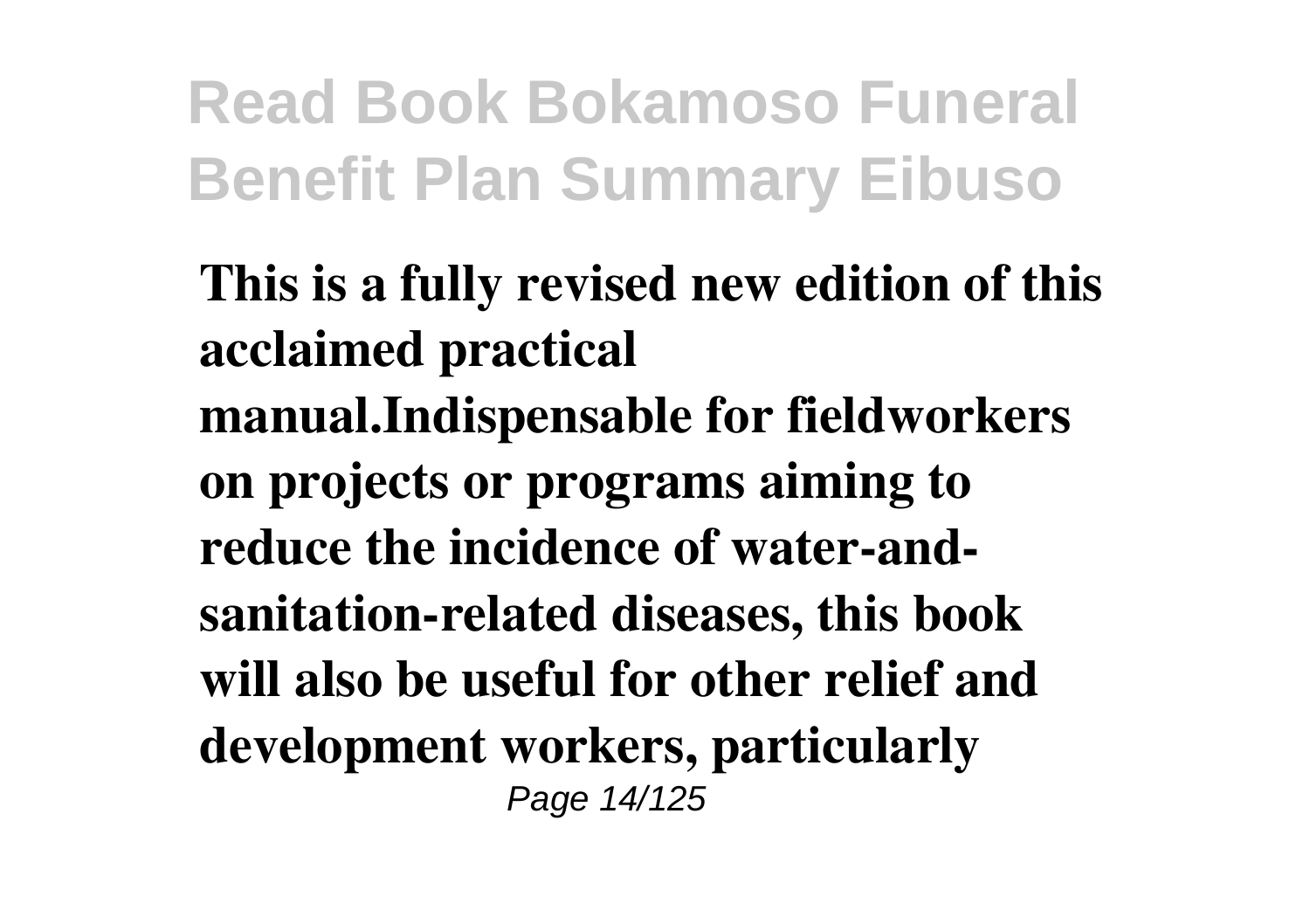**This is a fully revised new edition of this acclaimed practical manual.Indispensable for fieldworkers on projects or programs aiming to reduce the incidence of water-and-sanitation-related diseases, this book will also be useful for other relief and development workers, particularly**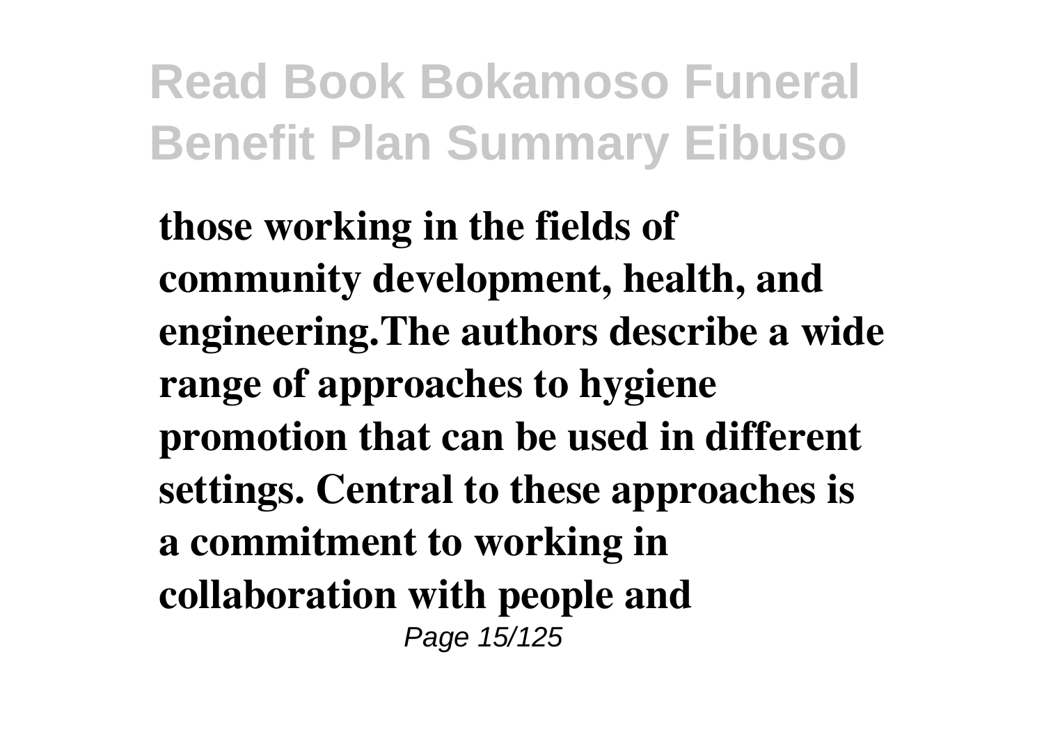**those working in the fields of community development, health, and engineering.The authors describe a wide range of approaches to hygiene promotion that can be used in different settings. Central to these approaches is a commitment to working in collaboration with people and**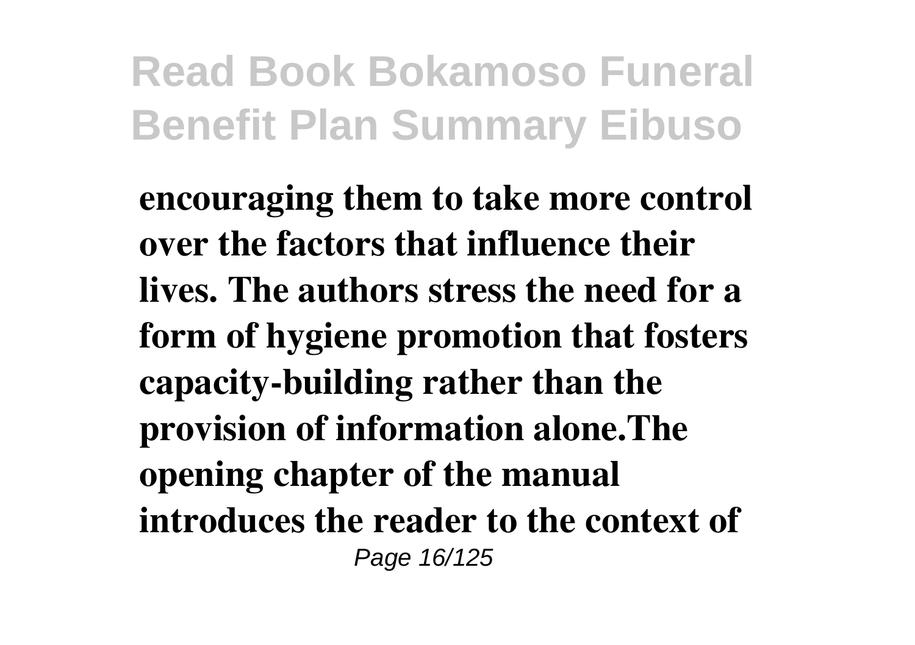**encouraging them to take more control over the factors that influence their lives. The authors stress the need for a form of hygiene promotion that fosters capacity-building rather than the provision of information alone.The opening chapter of the manual introduces the reader to the context of**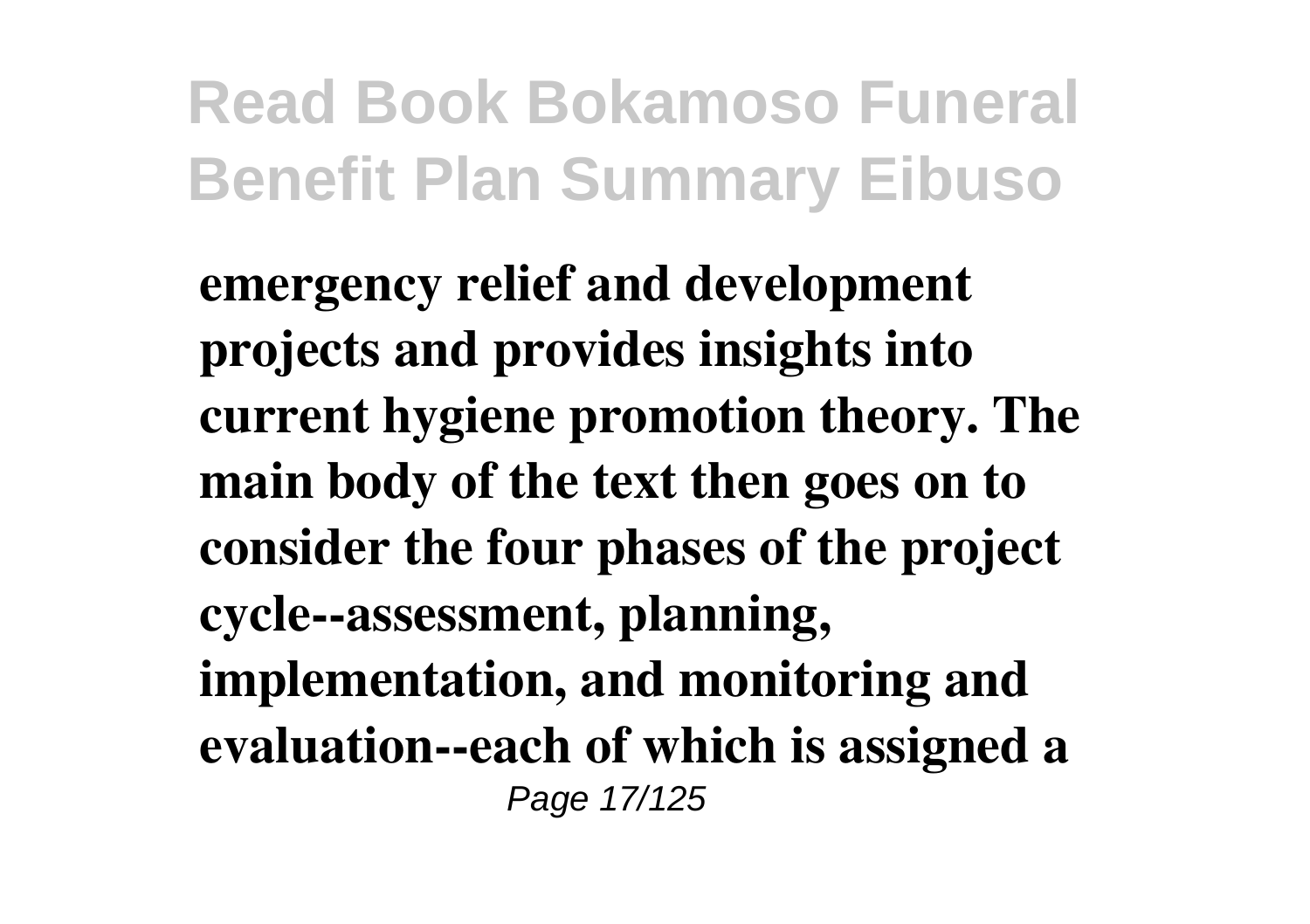**emergency relief and development projects and provides insights into current hygiene promotion theory. The main body of the text then goes on to consider the four phases of the project cycle--assessment, planning, implementation, and monitoring and evaluation--each of which is assigned a**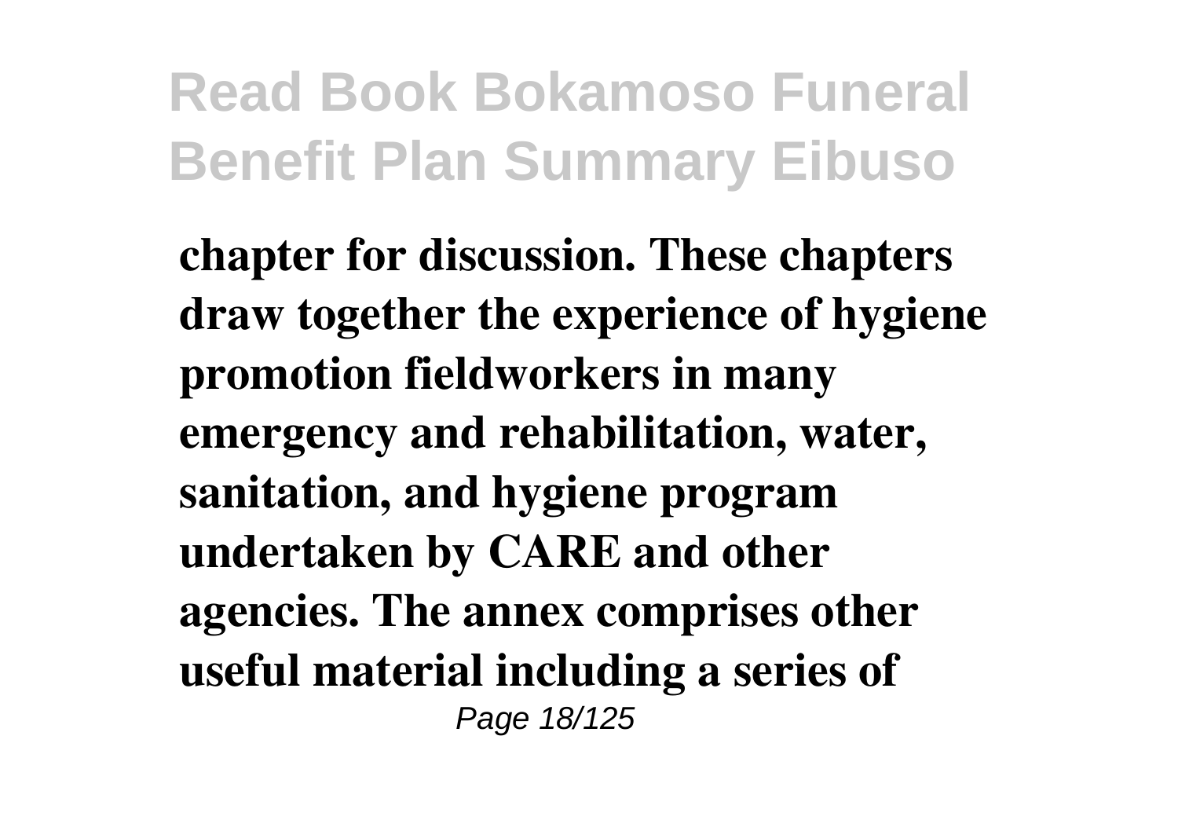**chapter for discussion. These chapters draw together the experience of hygiene promotion fieldworkers in many emergency and rehabilitation, water, sanitation, and hygiene program undertaken by CARE and other agencies. The annex comprises other useful material including a series of**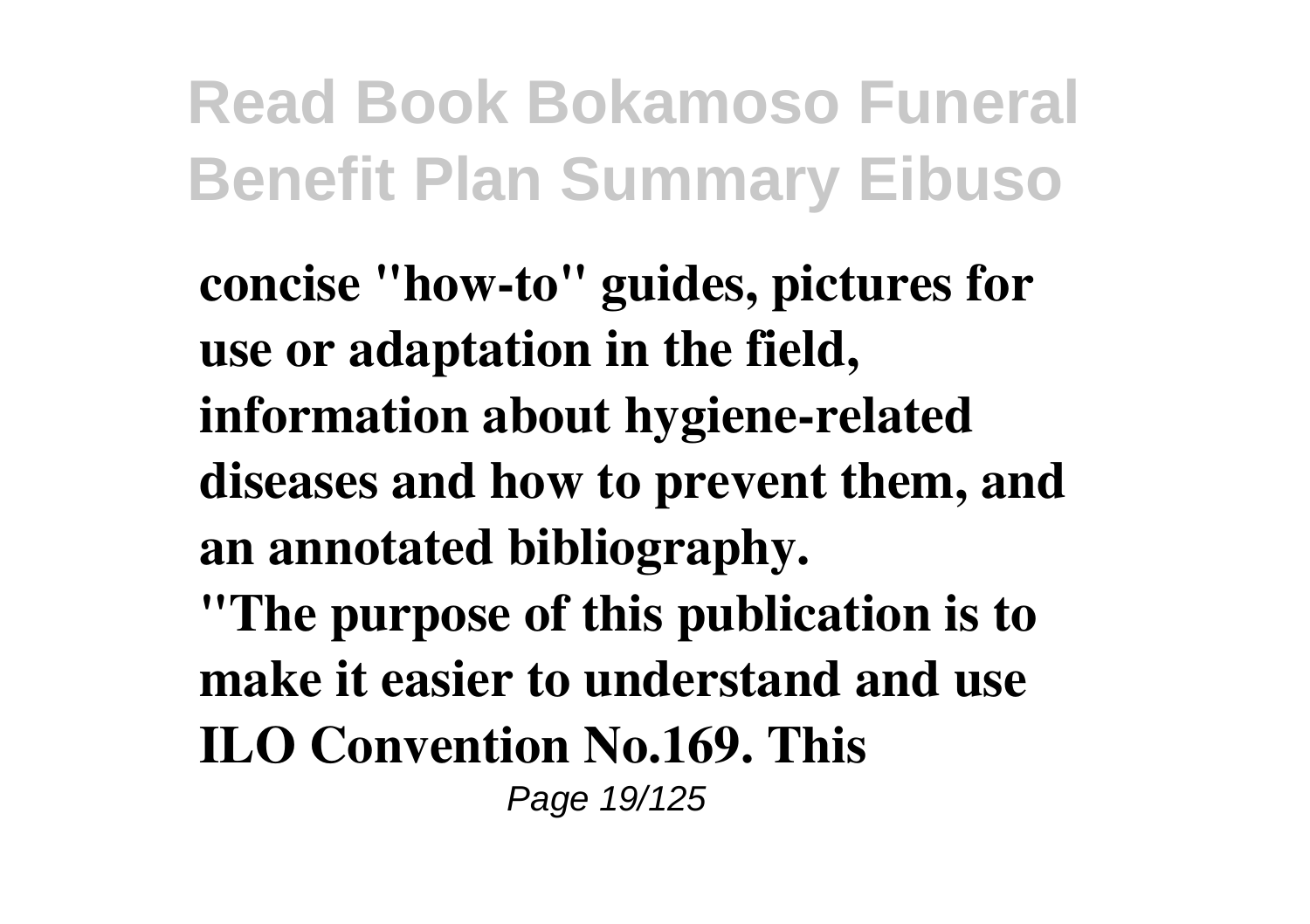**concise "how-to" guides, pictures for use or adaptation in the field, information about hygiene-related diseases and how to prevent them, and an annotated bibliography.**

**"The purpose of this publication is to make it easier to understand and use ILO Convention No.169. This**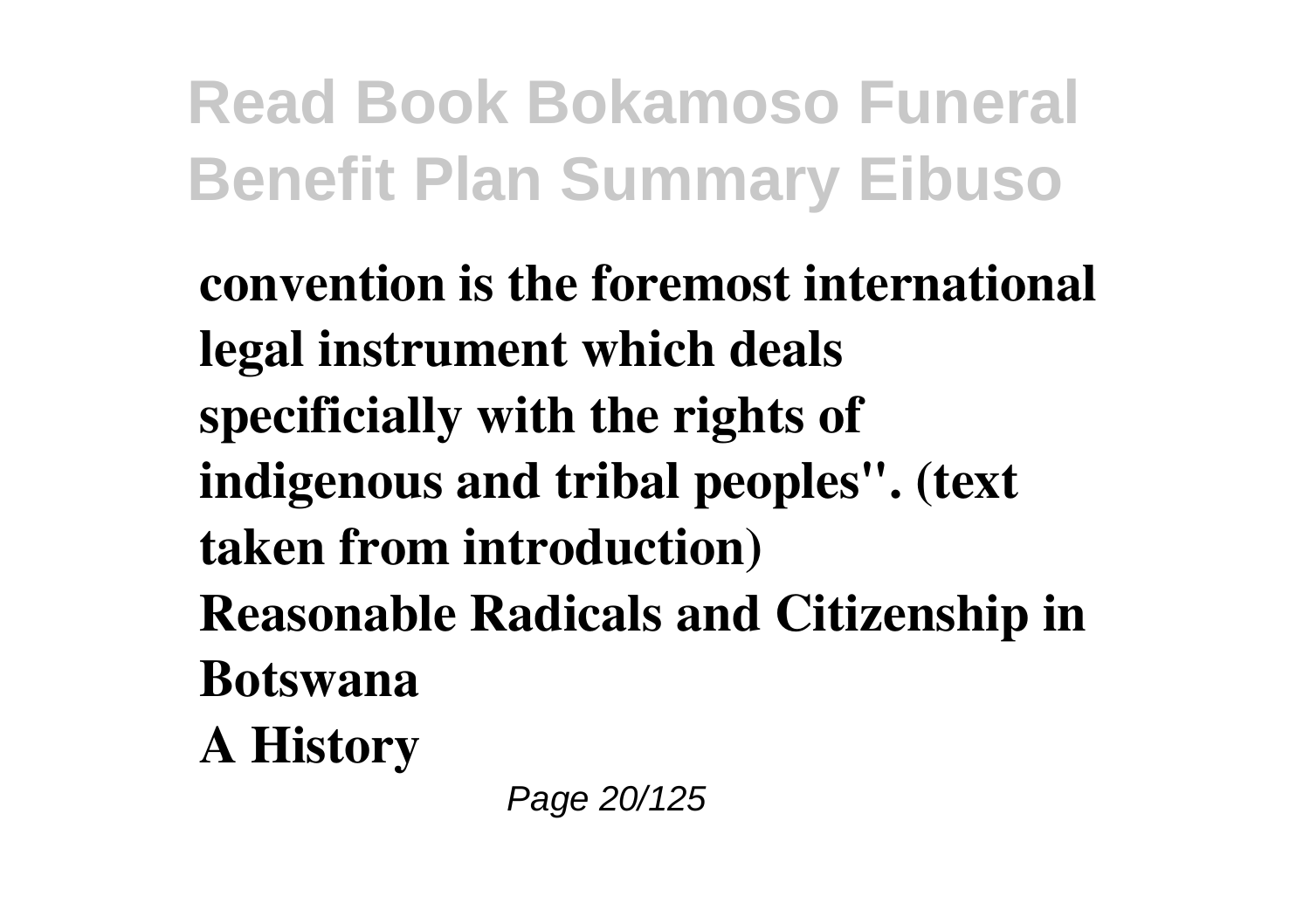**convention is the foremost international legal instrument which deals specificially with the rights of indigenous and tribal peoples". (text taken from introduction)**

**Reasonable Radicals and Citizenship in Botswana**

**A History**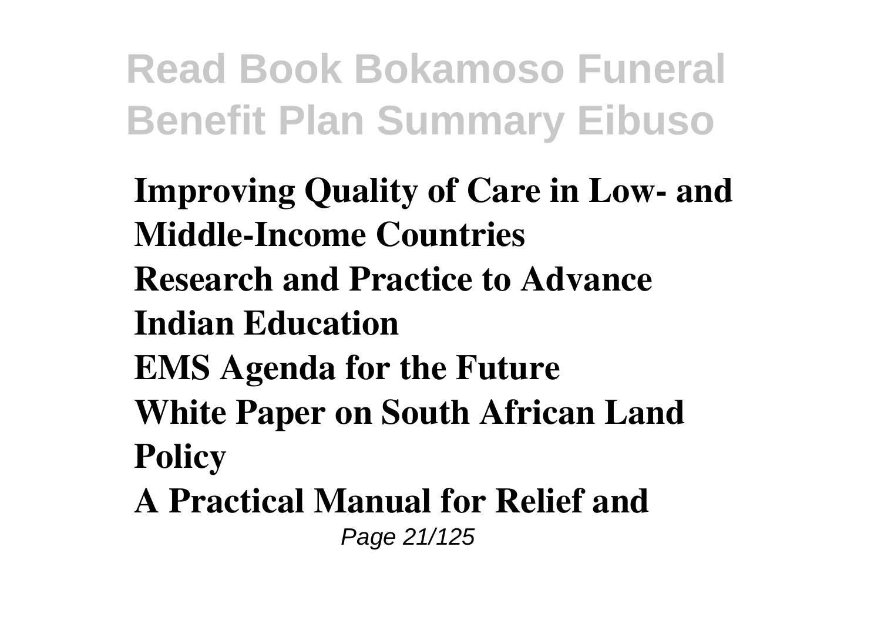**Improving Quality of Care in Low- and Middle-Income Countries**

**Research and Practice to Advance Indian Education**

**EMS Agenda for the Future**

**White Paper on South African Land Policy**

**A Practical Manual for Relief and**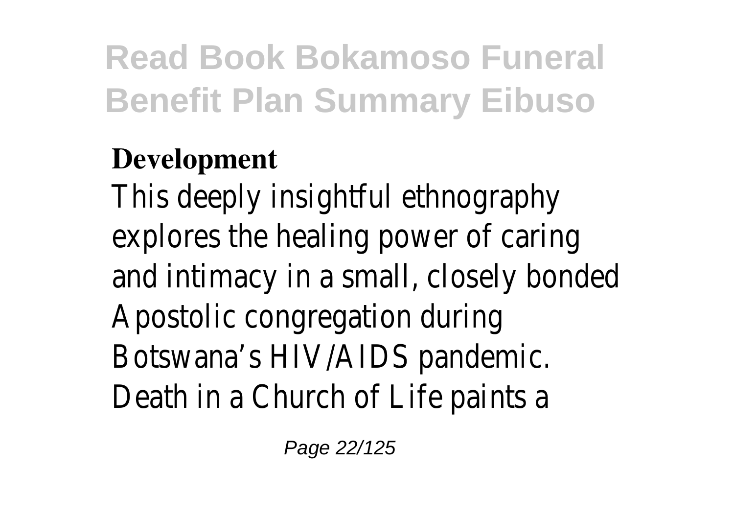**Development**

This deeply insightful ethnography explores the healing power of caring and intimacy in a small, closely bonded Apostolic congregation during Botswana's HIV/AIDS pandemic. Death in a Church of Life paints a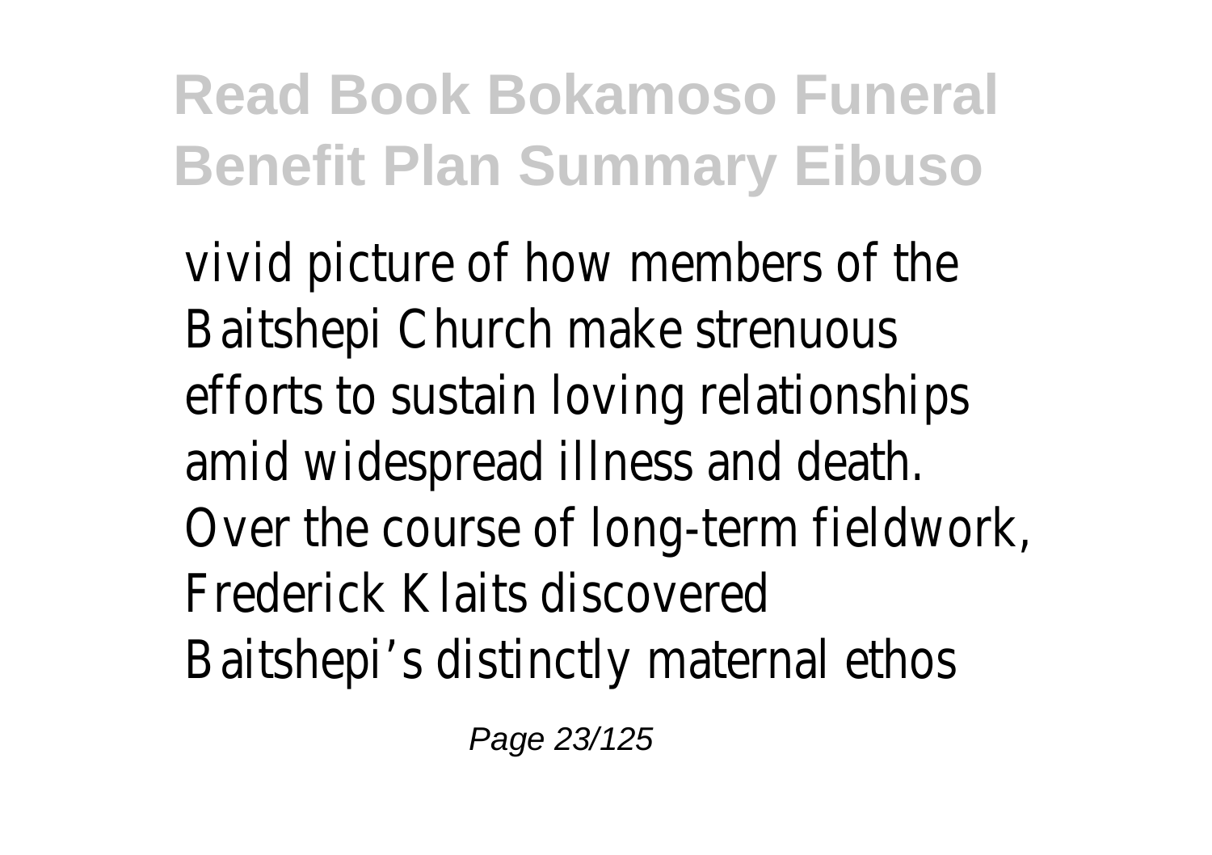vivid picture of how members of the Baitshepi Church make strenuous efforts to sustain loving relationships amid widespread illness and death. Over the course of long-term fieldwork, Frederick Klaits discovered Baitshepi's distinctly maternal ethos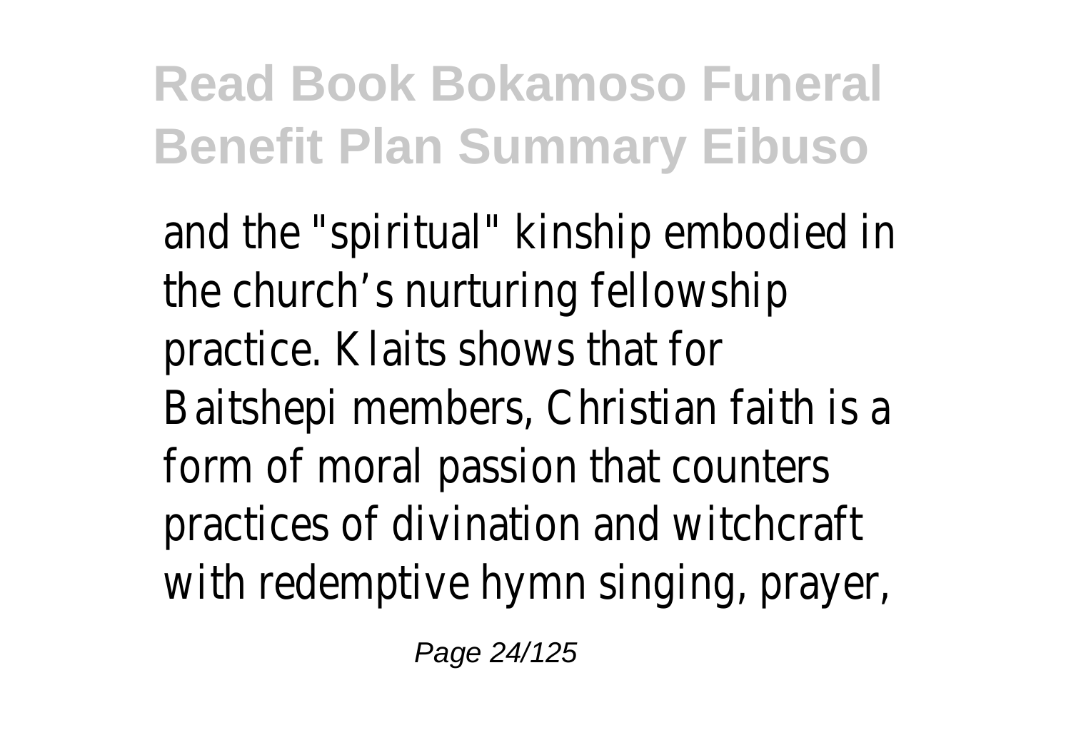and the "spiritual" kinship embodied in the church’s nurturing fellowship practice. Klaits shows that for Baitshepi members, Christian faith is a form of moral passion that counters practices of divination and witchcraft with redemptive hymn singing, prayer,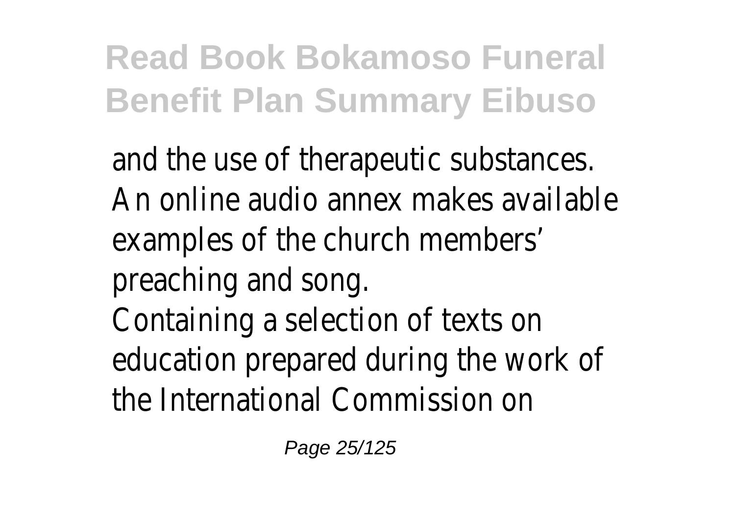and the use of therapeutic substances. An online audio annex makes available examples of the church members' preaching and song.

Containing a selection of texts on education prepared during the work of the International Commission on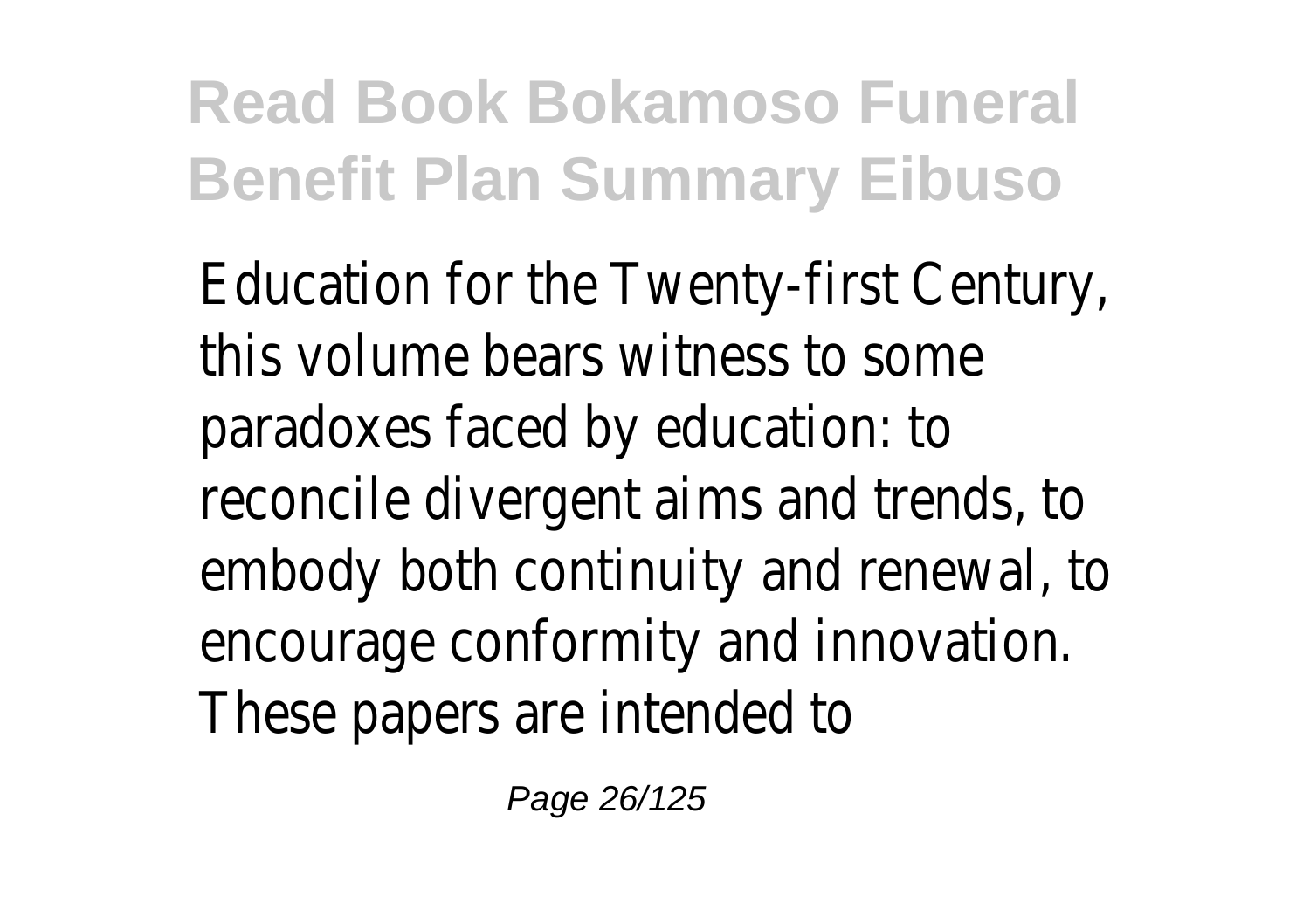Education for the Twenty-first Century, this volume bears witness to some paradoxes faced by education: to reconcile divergent aims and trends, to embody both continuity and renewal, to encourage conformity and innovation. These papers are intended to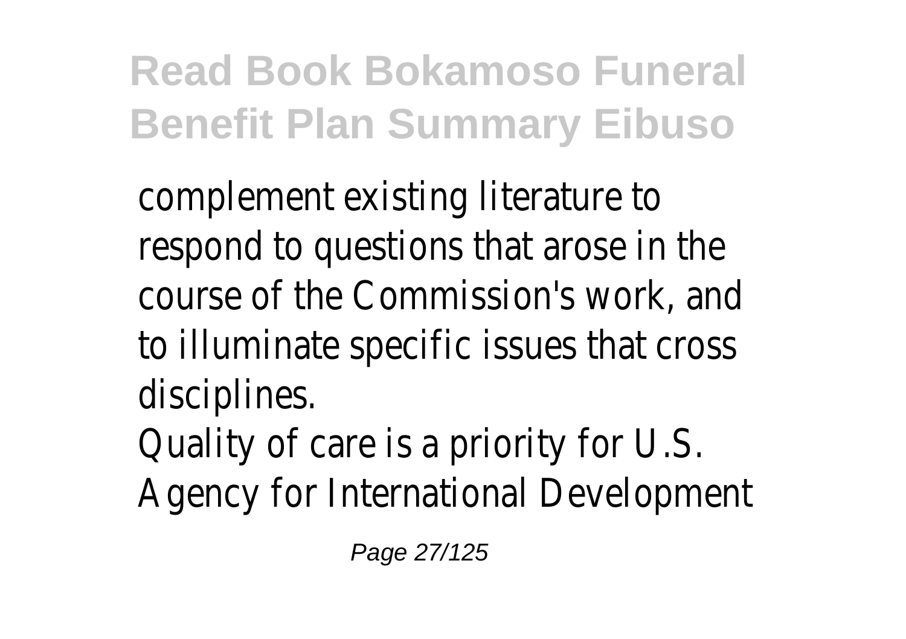complement existing literature to respond to questions that arose in the course of the Commission's work, and to illuminate specific issues that cross disciplines.

Quality of care is a priority for U.S. Agency for International Development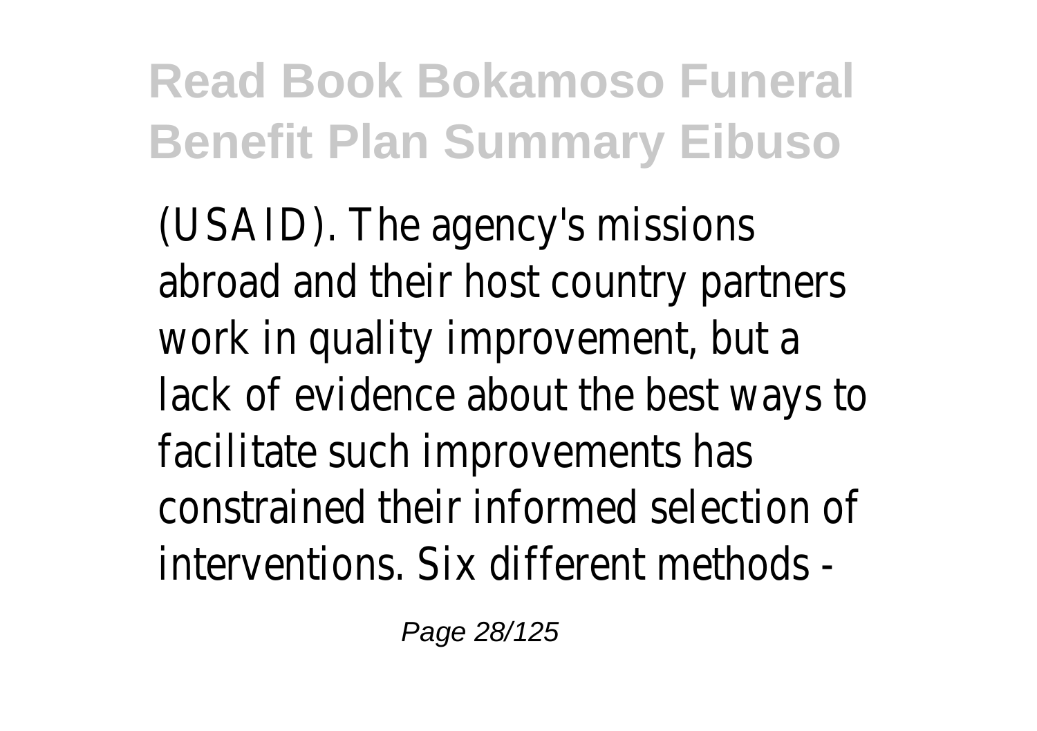(USAID). The agency's missions abroad and their host country partners work in quality improvement, but a lack of evidence about the best ways to facilitate such improvements has constrained their informed selection of interventions. Six different methods -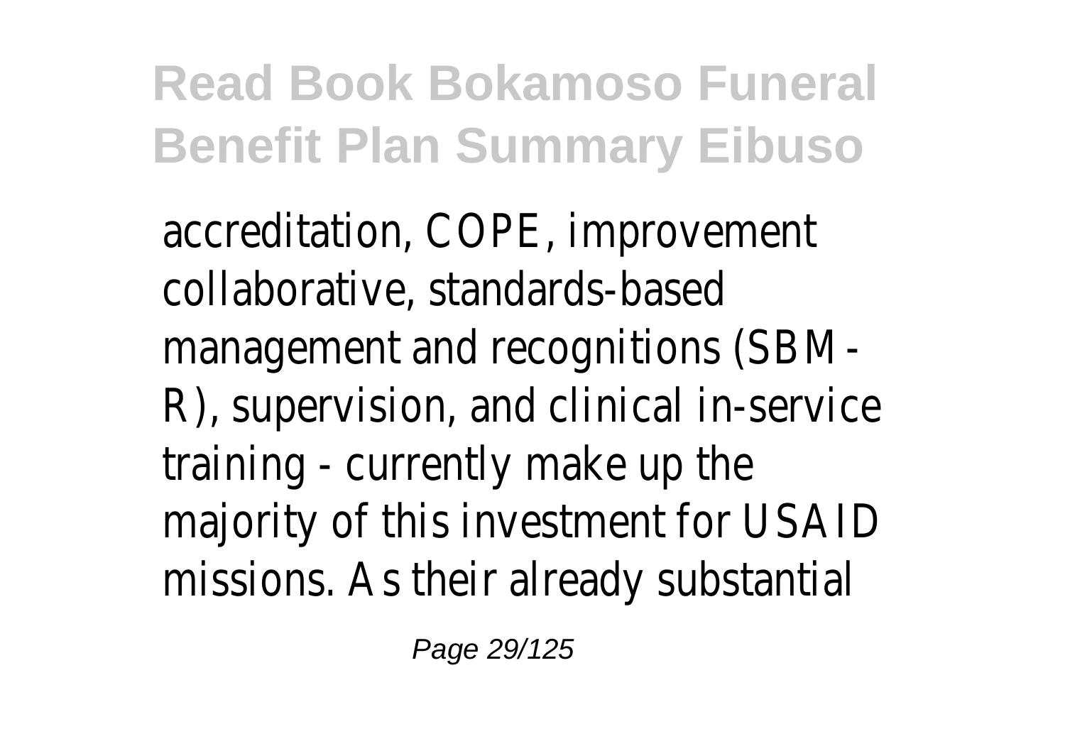accreditation, COPE, improvement collaborative, standards-based management and recognitions (SBM-R), supervision, and clinical in-service training - currently make up the majority of this investment for USAID missions. As their already substantial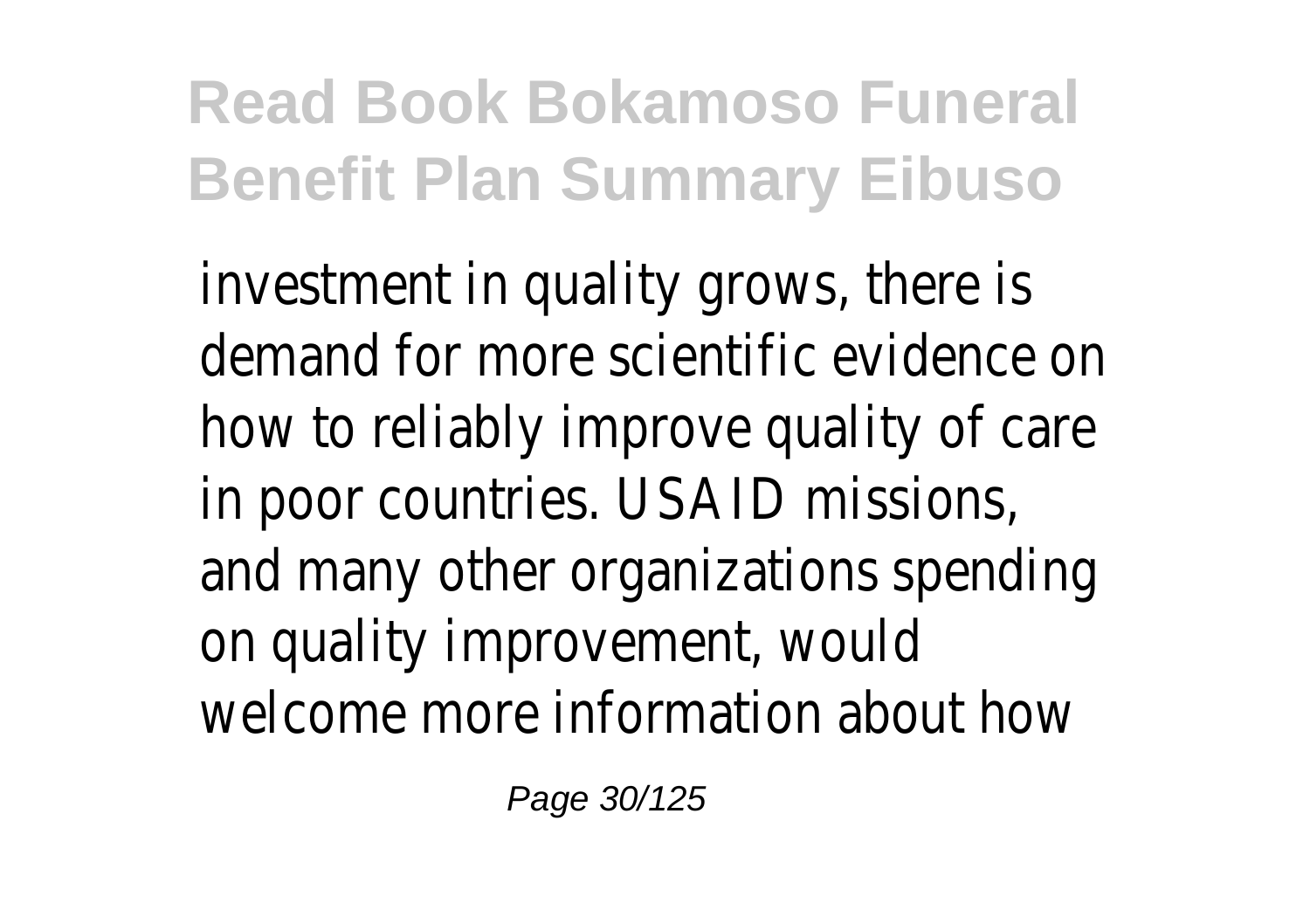investment in quality grows, there is demand for more scientific evidence on how to reliably improve quality of care in poor countries. USAID missions, and many other organizations spending on quality improvement, would welcome more information about how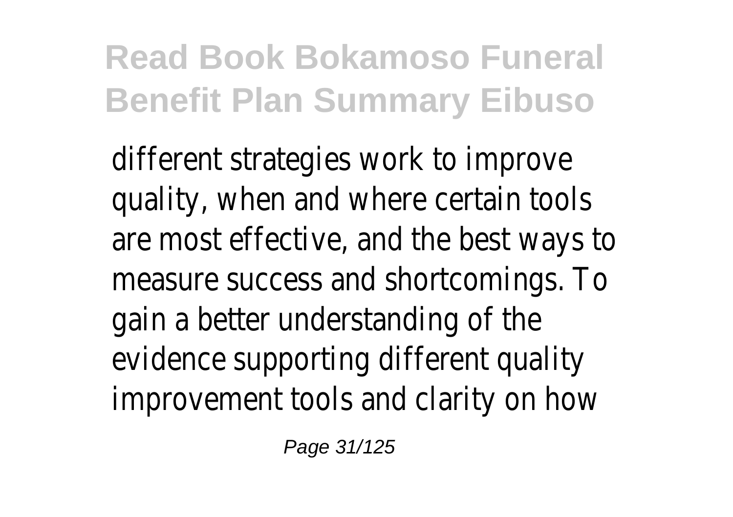different strategies work to improve quality, when and where certain tools are most effective, and the best ways to measure success and shortcomings. To gain a better understanding of the evidence supporting different quality improvement tools and clarity on how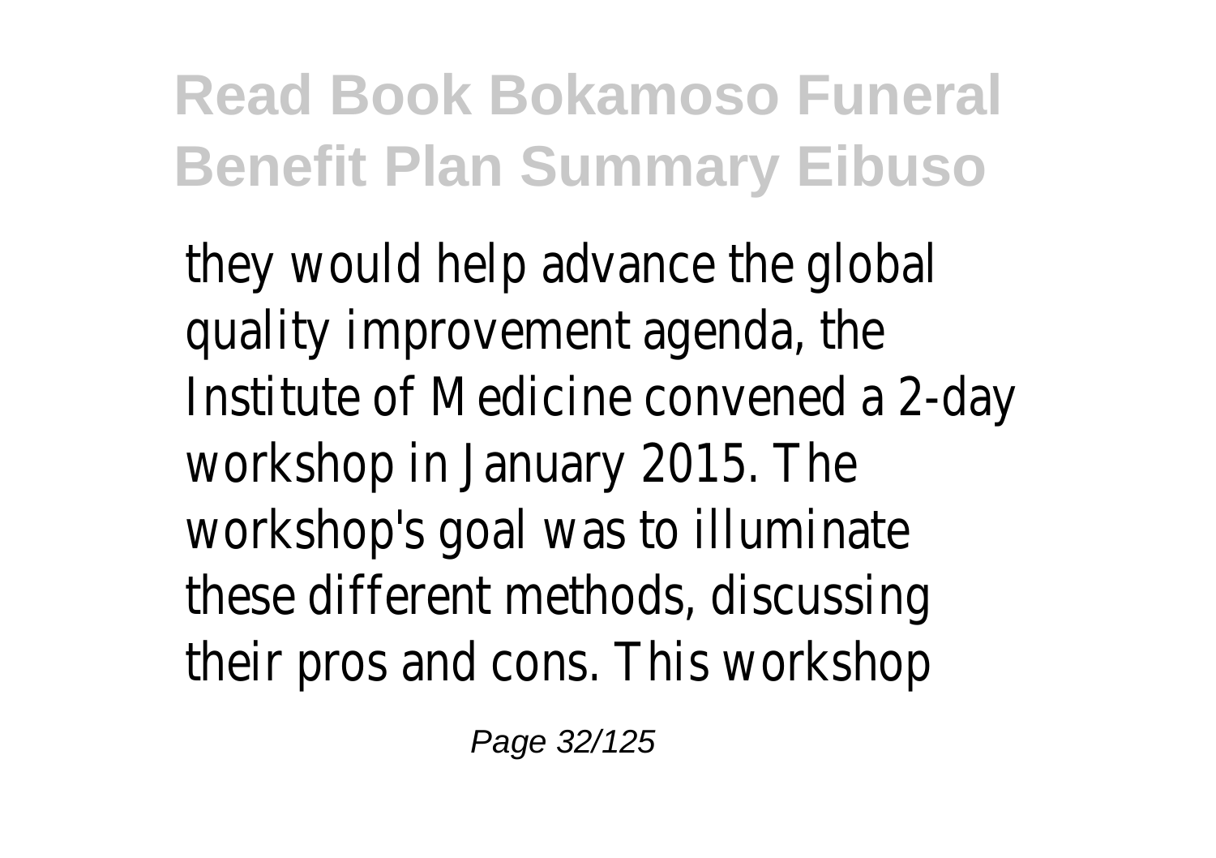they would help advance the global quality improvement agenda, the Institute of Medicine convened a 2-day workshop in January 2015. The workshop's goal was to illuminate these different methods, discussing their pros and cons. This workshop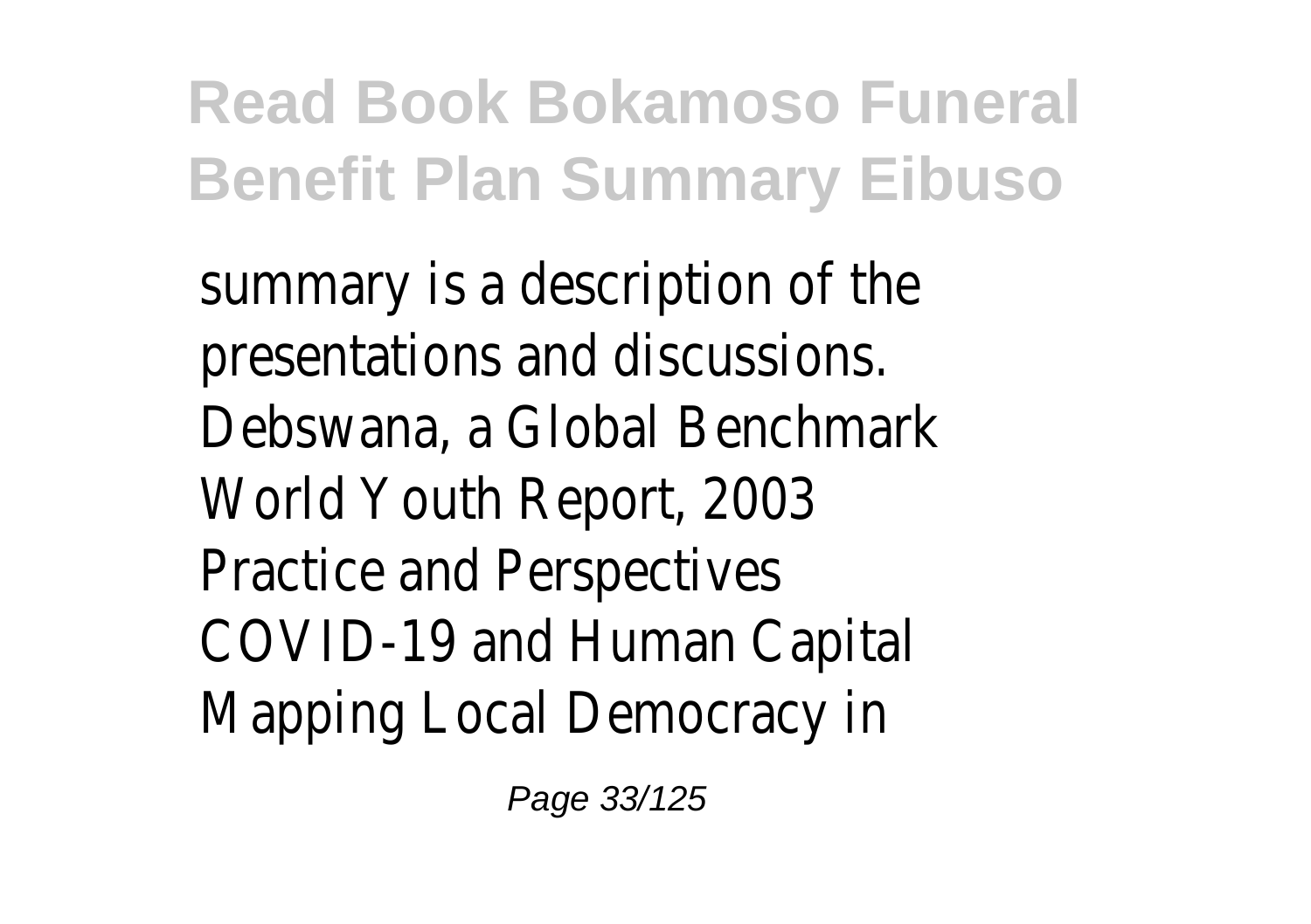summary is a description of the presentations and discussions.
Debswana, a Global Benchmark
World Youth Report, 2003
Practice and Perspectives
COVID-19 and Human Capital
Mapping Local Democracy in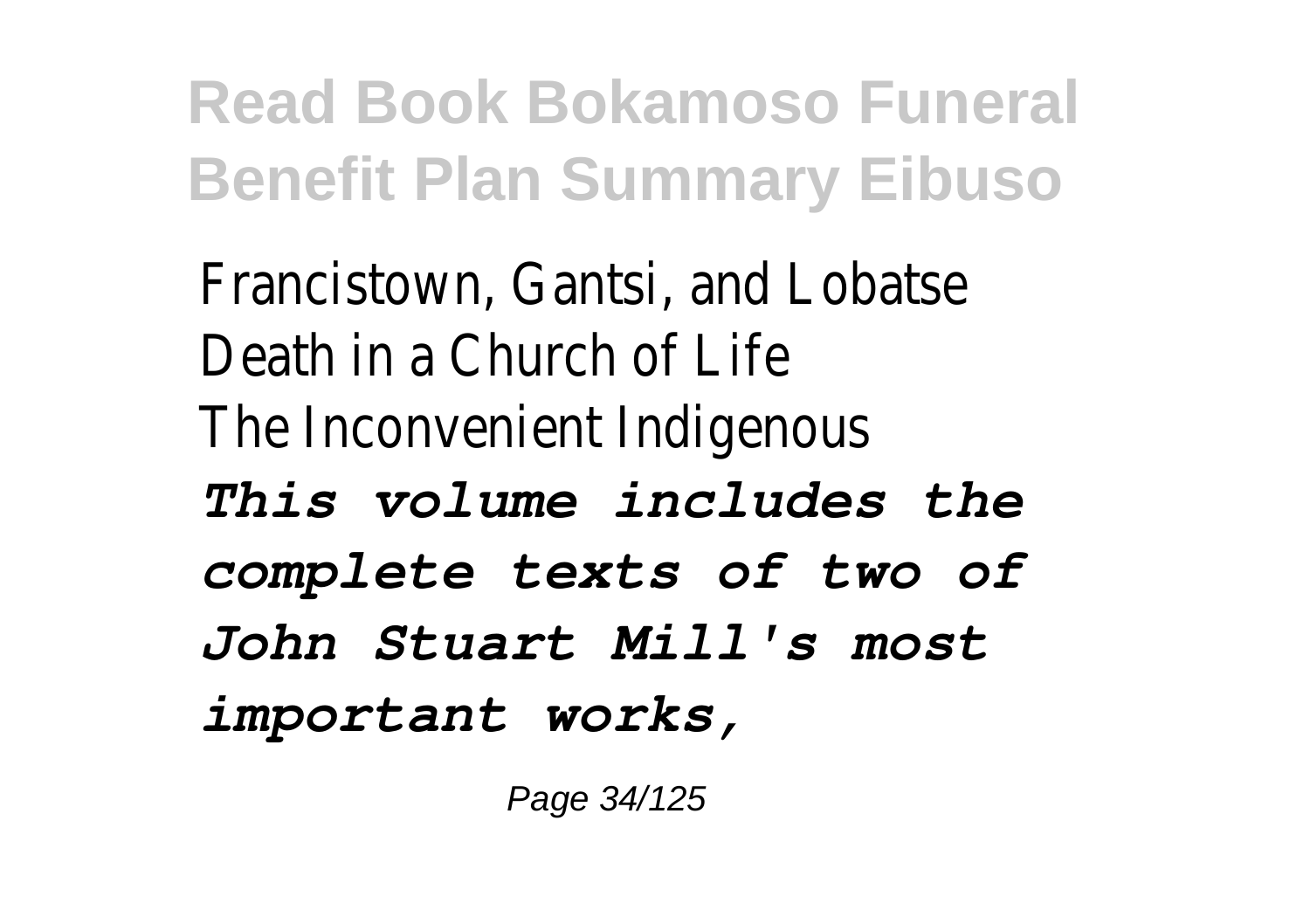Francistown, Gantsi, and Lobatse
Death in a Church of Life
The Inconvenient Indigenous
*This volume includes the complete texts of two of John Stuart Mill's most important works,*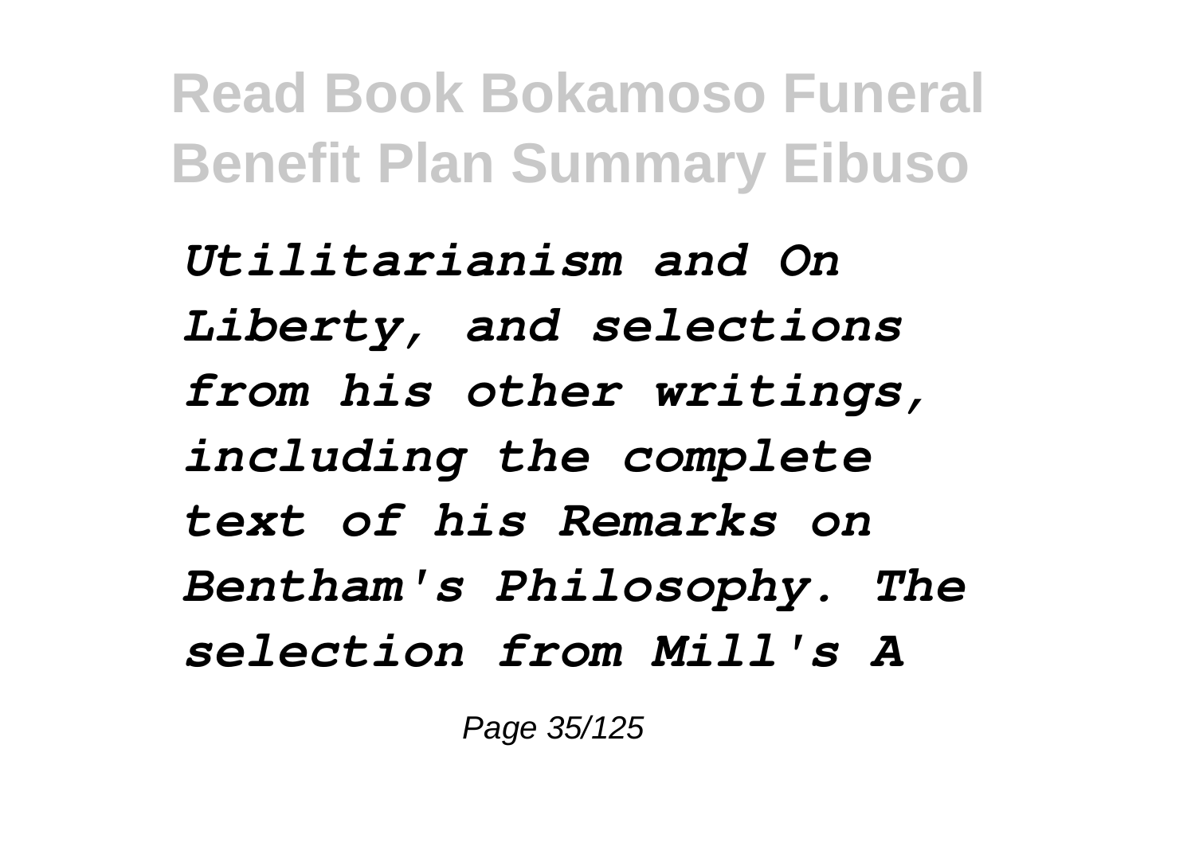*Utilitarianism and On Liberty, and selections from his other writings, including the complete text of his Remarks on Bentham's Philosophy. The selection from Mill's A*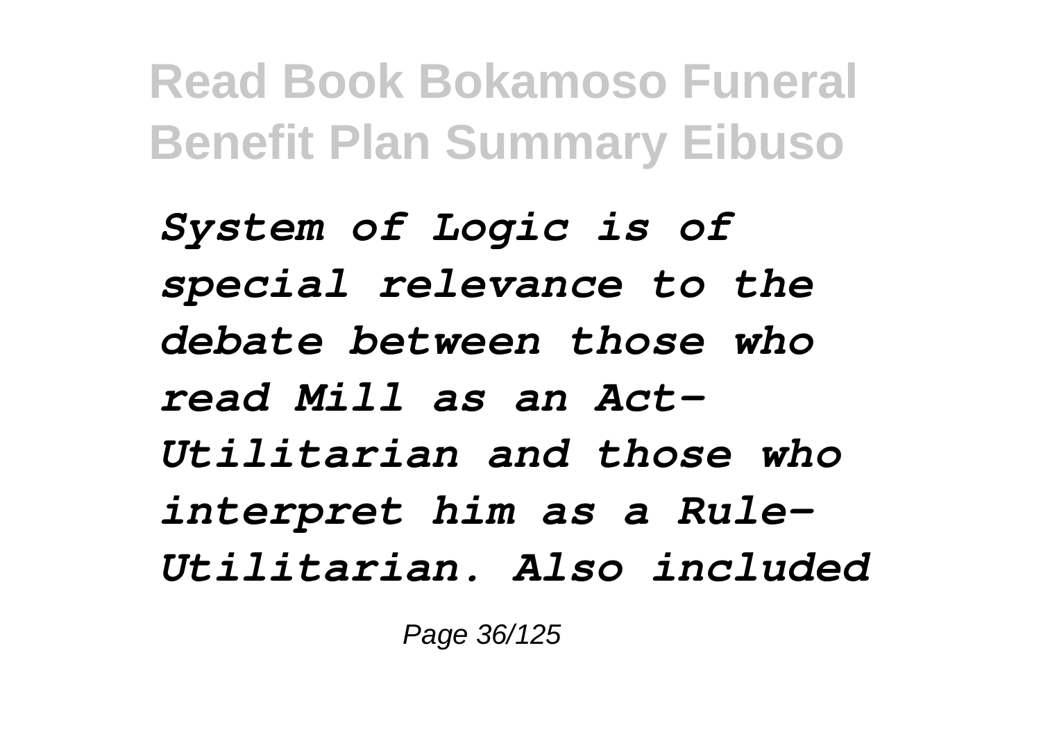*System of Logic is of special relevance to the debate between those who read Mill as an Act-Utilitarian and those who interpret him as a Rule-Utilitarian. Also included*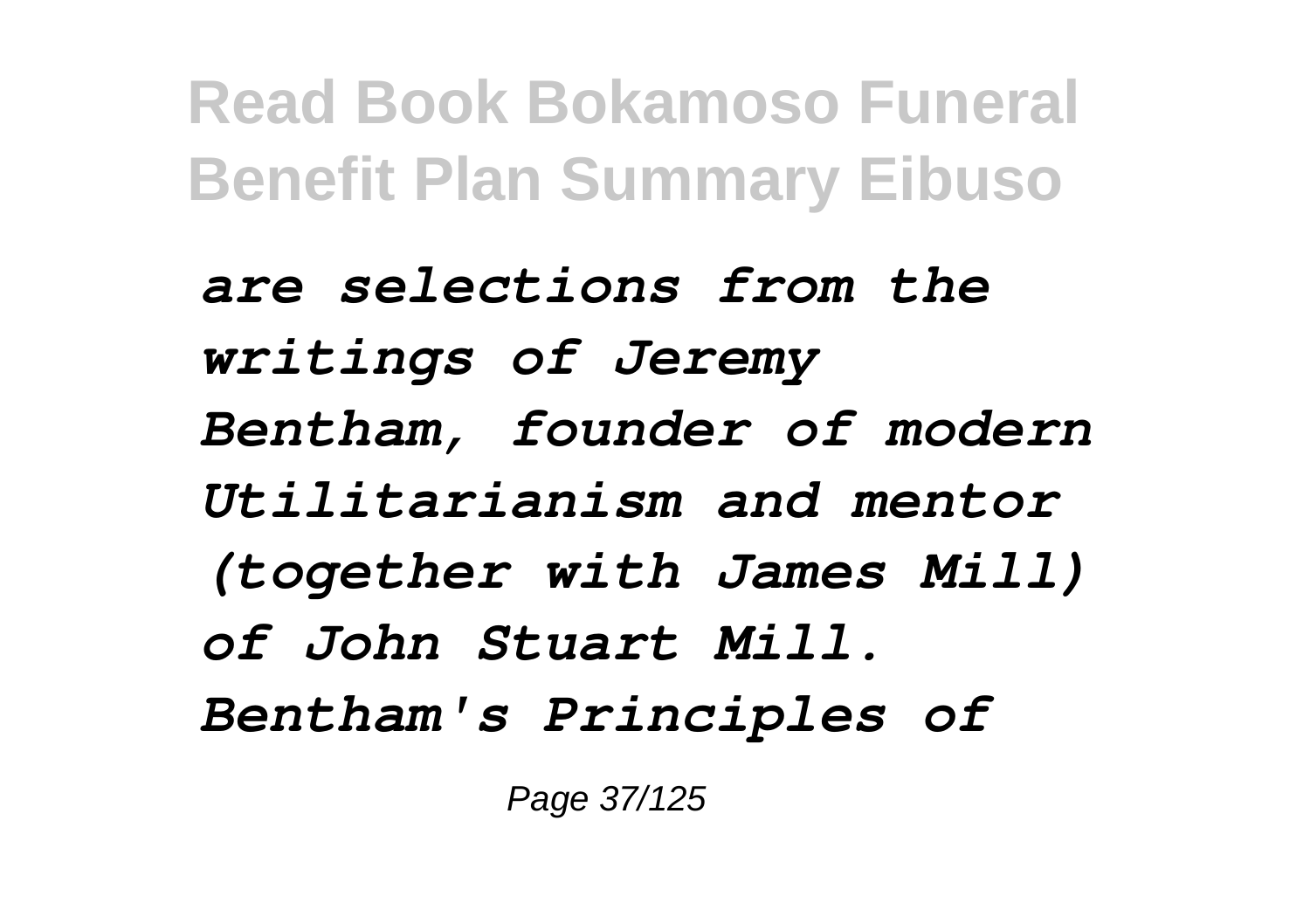*are selections from the writings of Jeremy Bentham, founder of modern Utilitarianism and mentor (together with James Mill) of John Stuart Mill. Bentham's Principles of*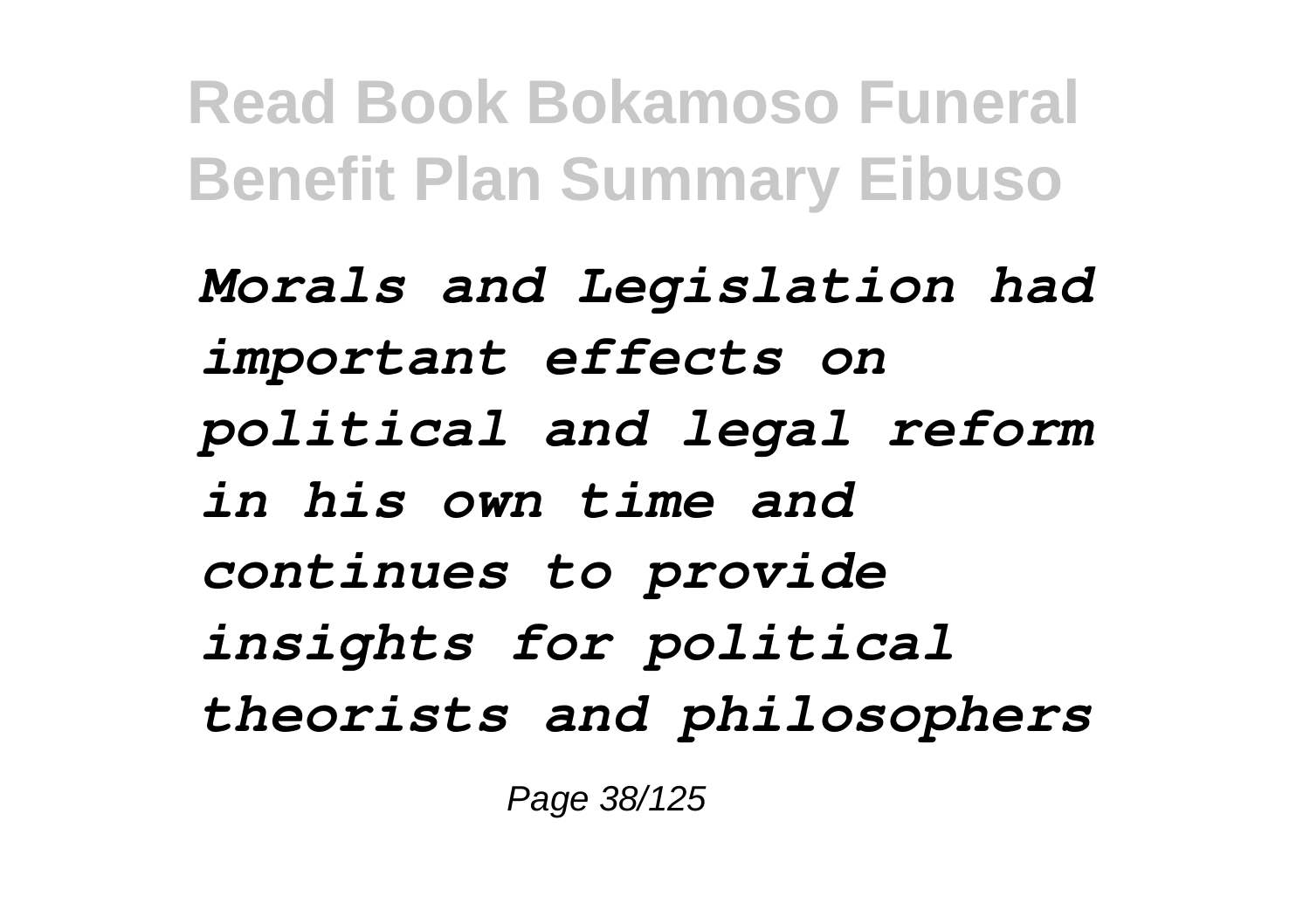*Morals and Legislation had important effects on political and legal reform in his own time and continues to provide insights for political theorists and philosophers*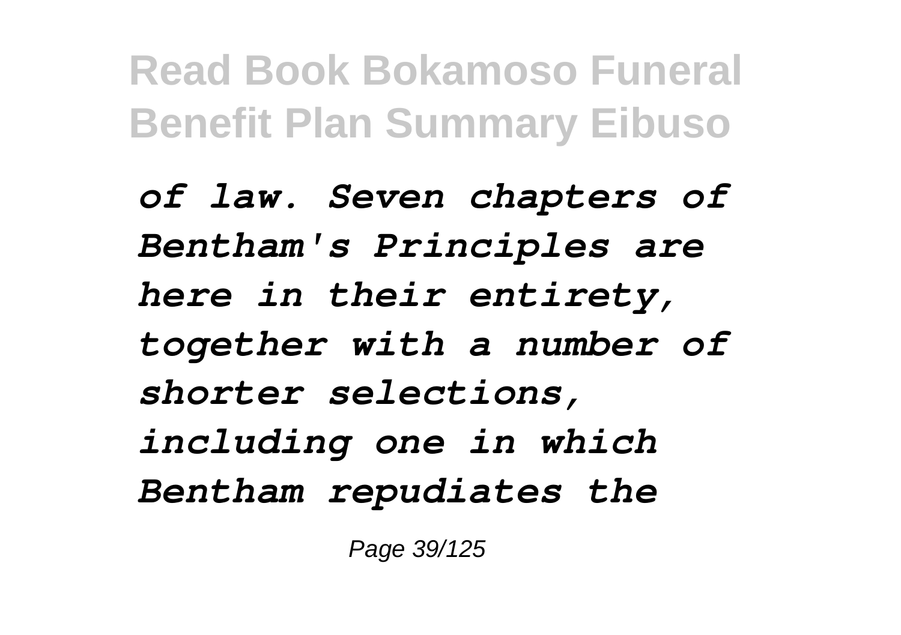*of law. Seven chapters of Bentham's Principles are here in their entirety, together with a number of shorter selections, including one in which Bentham repudiates the*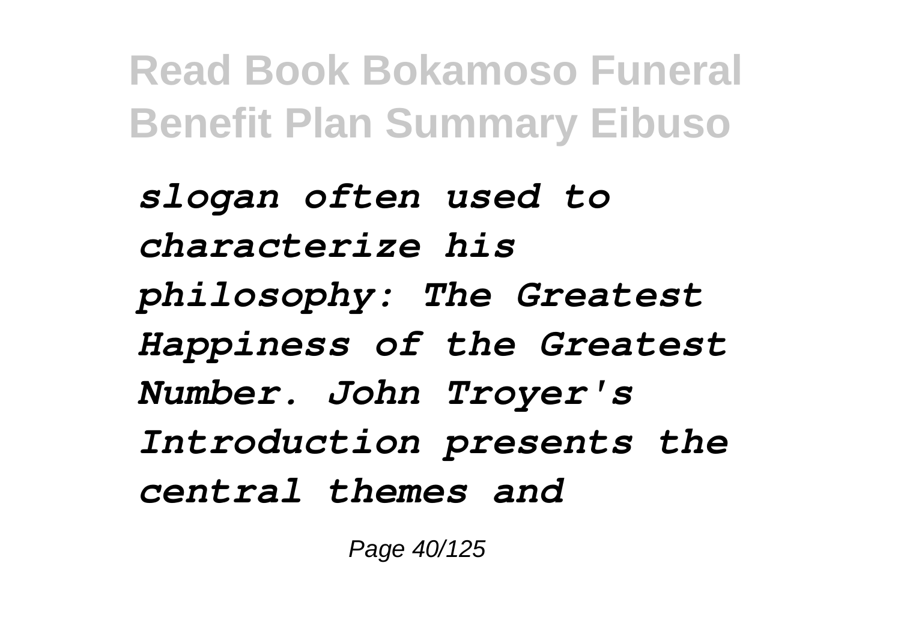*slogan often used to characterize his philosophy: The Greatest Happiness of the Greatest Number. John Troyer's Introduction presents the central themes and*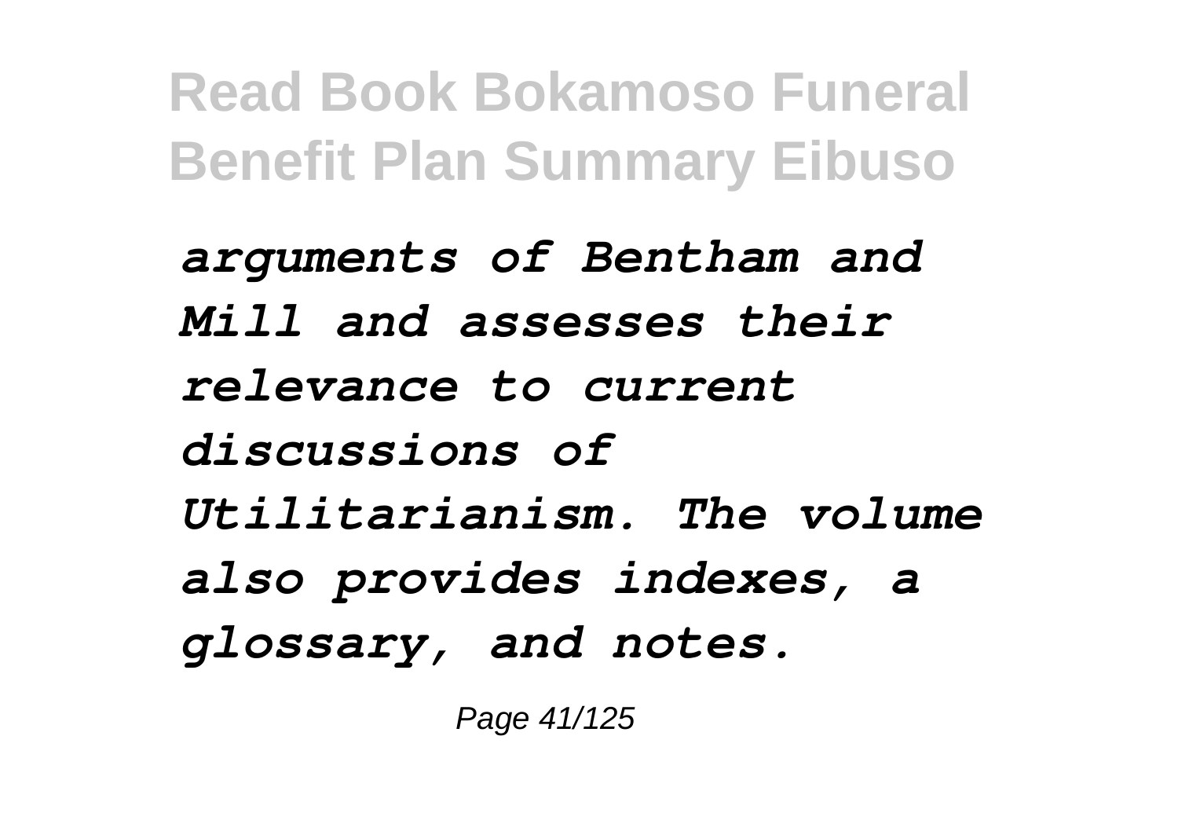*arguments of Bentham and Mill and assesses their relevance to current discussions of Utilitarianism. The volume also provides indexes, a glossary, and notes.*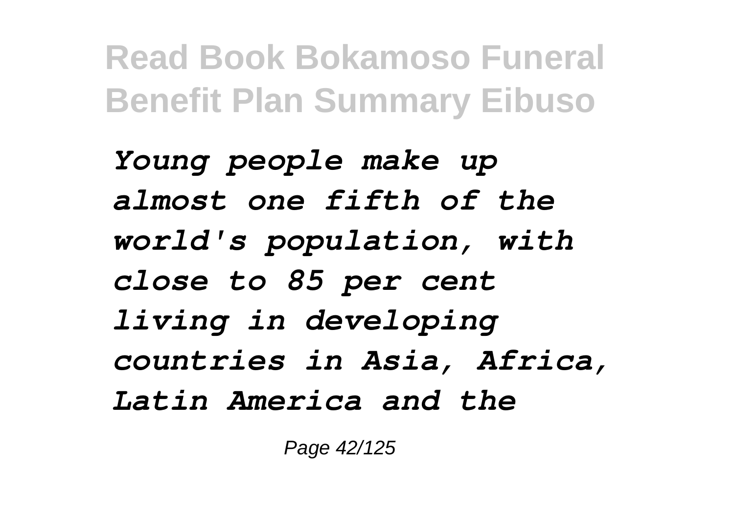*Young people make up almost one fifth of the world's population, with close to 85 per cent living in developing countries in Asia, Africa, Latin America and the*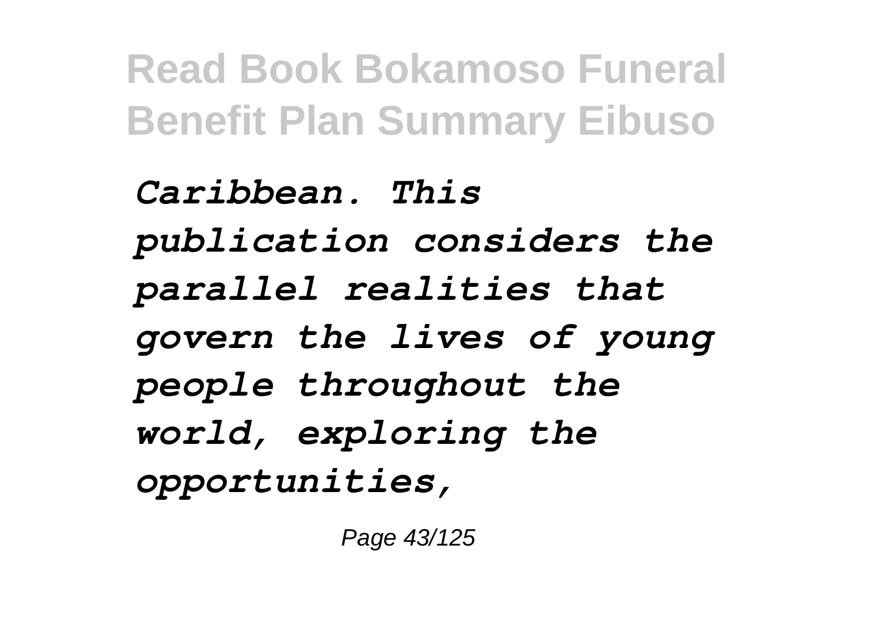*Caribbean. This publication considers the parallel realities that govern the lives of young people throughout the world, exploring the opportunities,*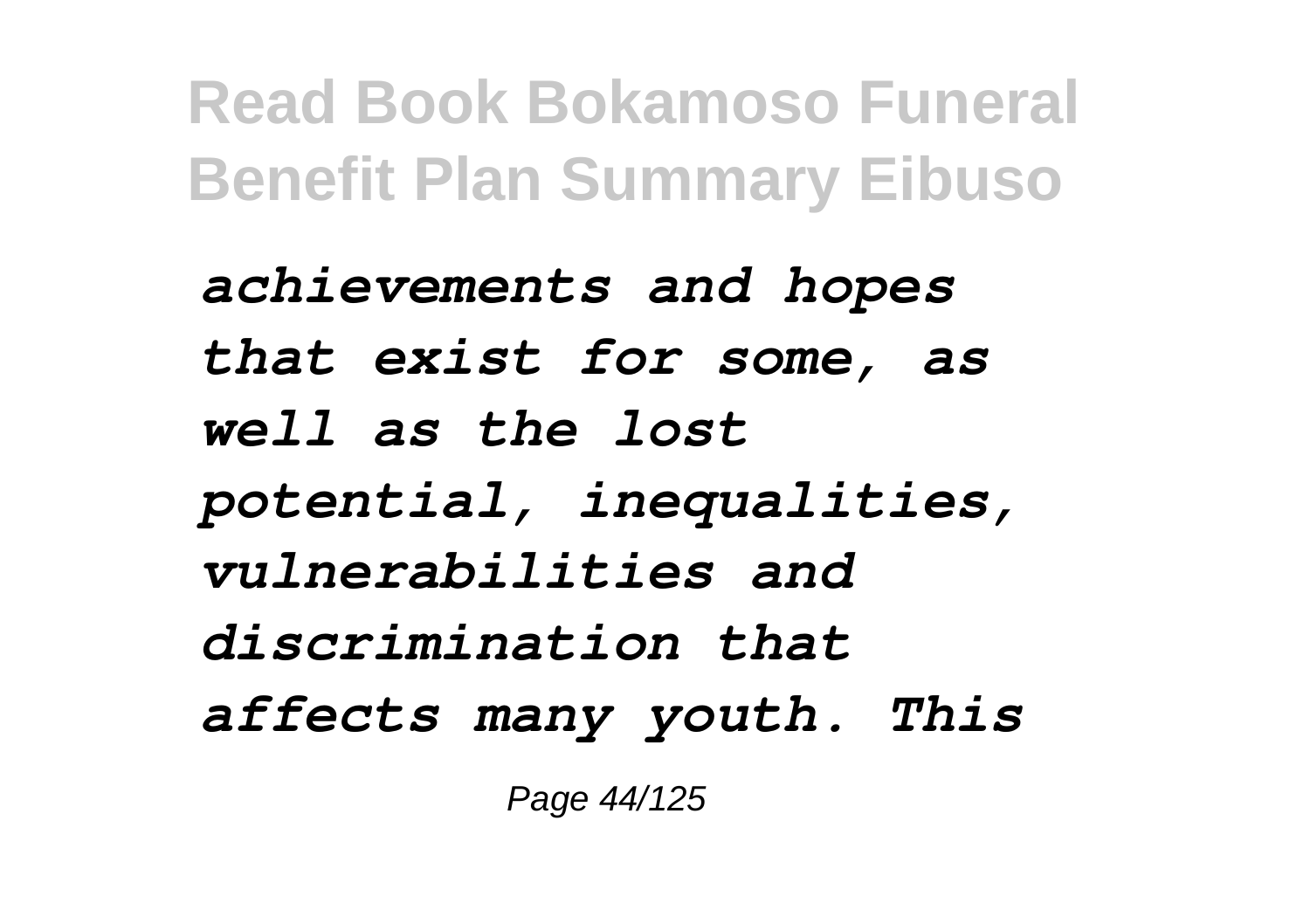*achievements and hopes that exist for some, as well as the lost potential, inequalities, vulnerabilities and discrimination that affects many youth. This*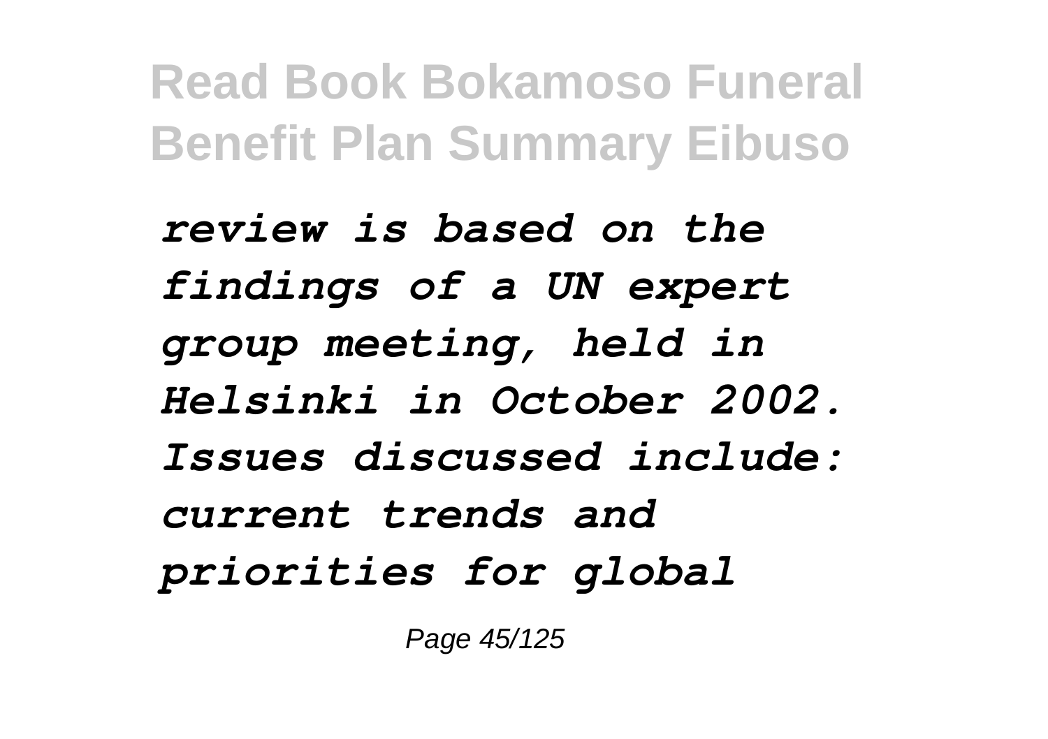*review is based on the findings of a UN expert group meeting, held in Helsinki in October 2002. Issues discussed include: current trends and priorities for global*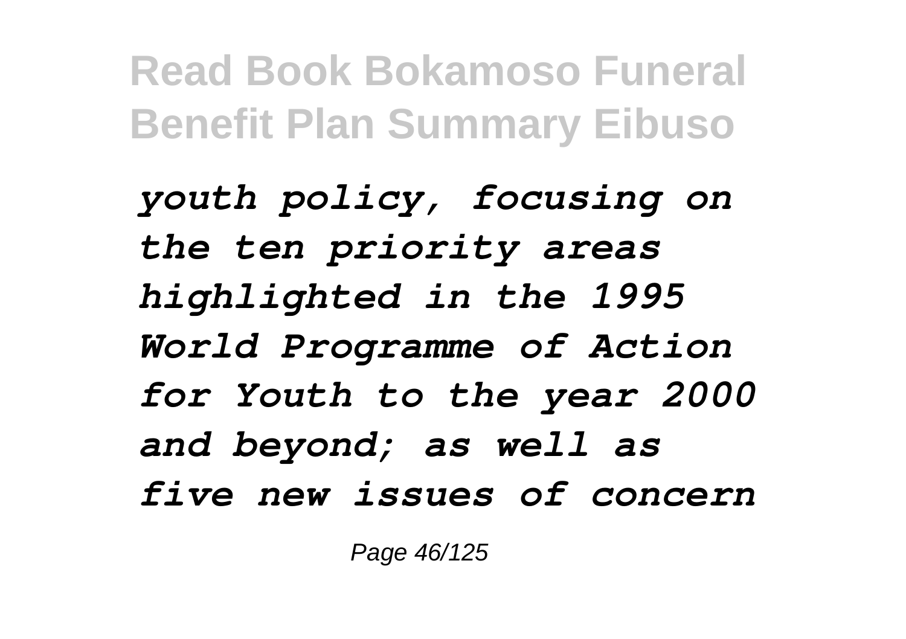*youth policy, focusing on the ten priority areas highlighted in the 1995 World Programme of Action for Youth to the year 2000 and beyond; as well as five new issues of concern*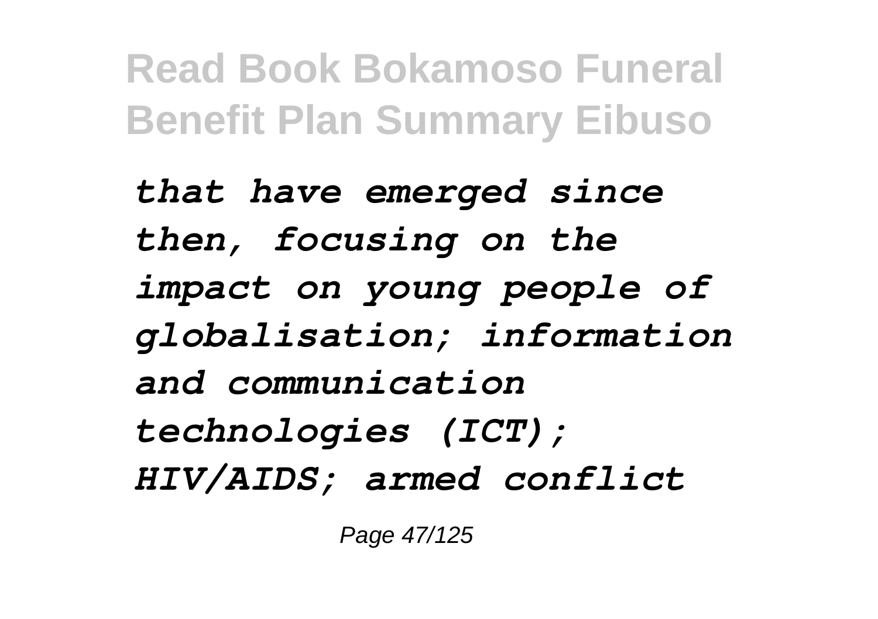*that have emerged since then, focusing on the impact on young people of globalisation; information and communication technologies (ICT); HIV/AIDS; armed conflict*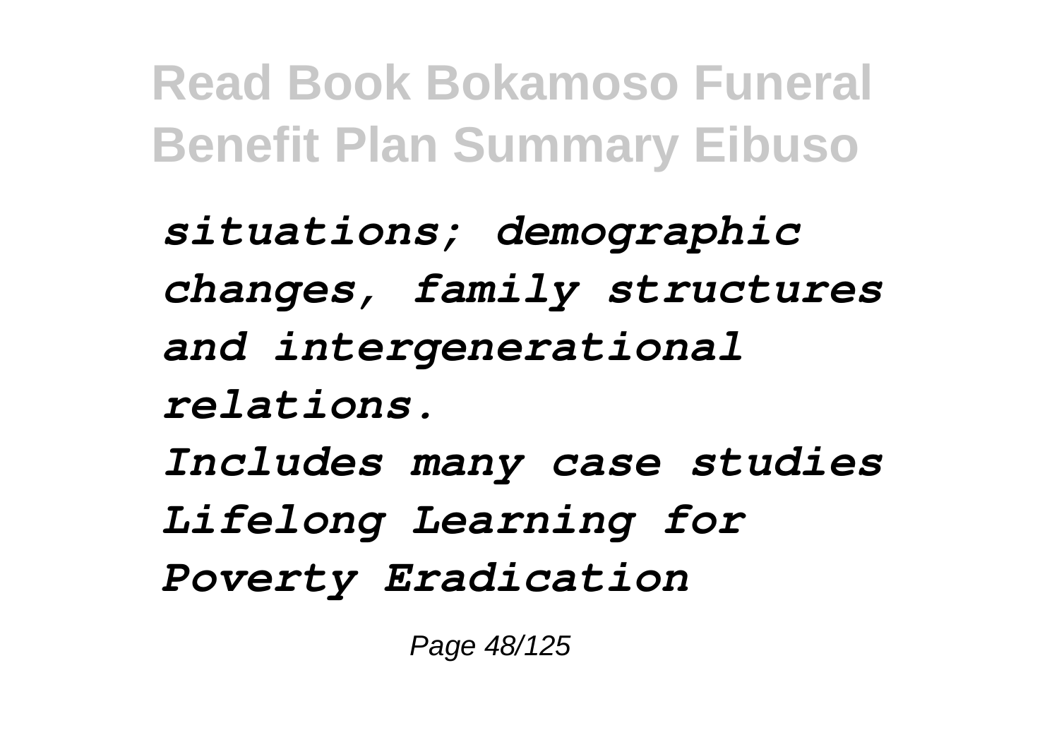*situations; demographic changes, family structures and intergenerational relations.*

*Includes many case studies*

*Lifelong Learning for Poverty Eradication*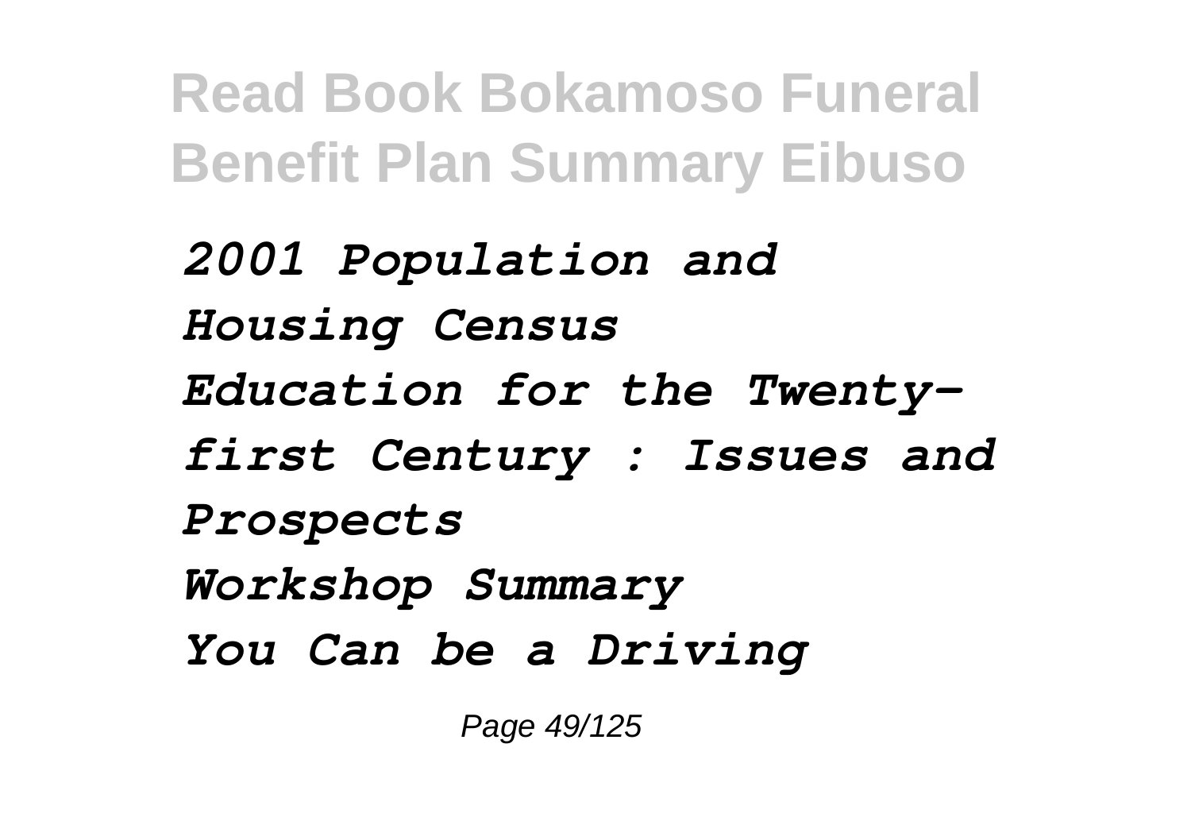*2001 Population and Housing Census*
*Education for the Twenty-first Century : Issues and Prospects*
*Workshop Summary*
*You Can be a Driving*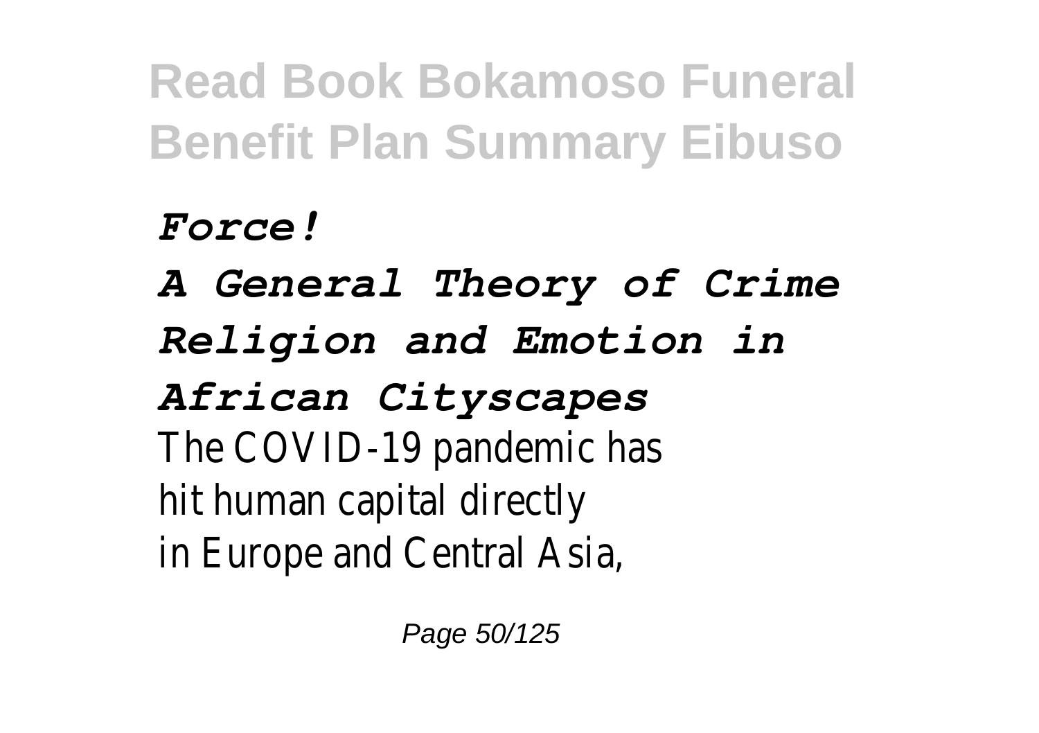*Force!*

*A General Theory of Crime*

*Religion and Emotion in African Cityscapes*

The COVID-19 pandemic has hit human capital directly in Europe and Central Asia,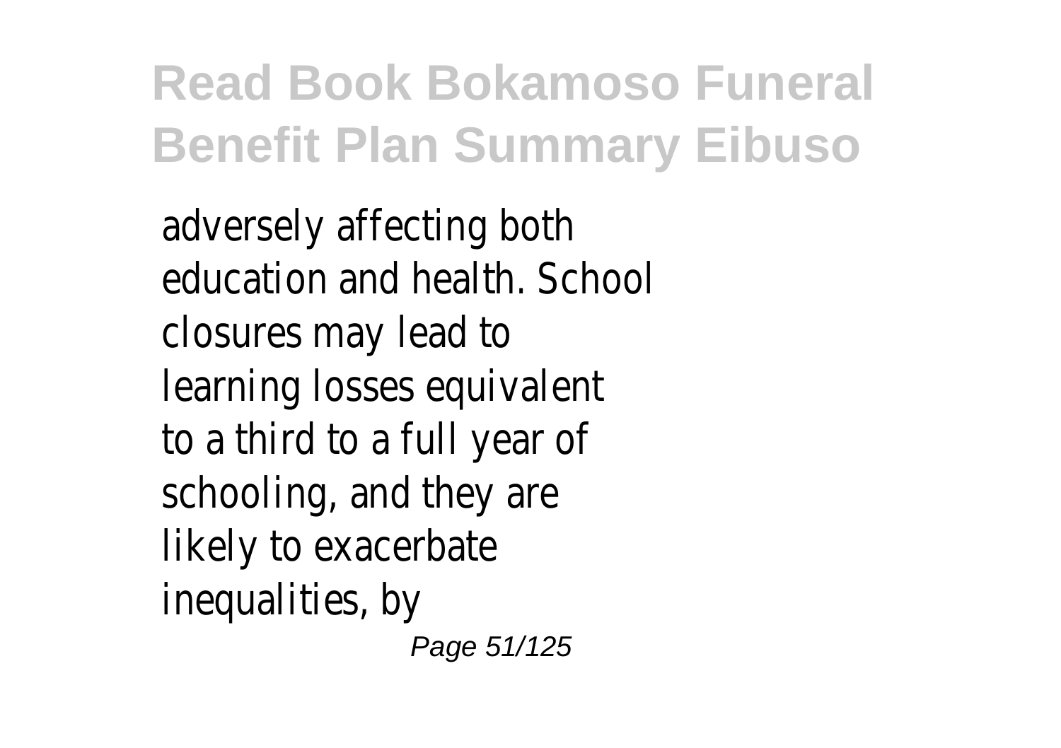adversely affecting both education and health. School closures may lead to learning losses equivalent to a third to a full year of schooling, and they are likely to exacerbate inequalities, by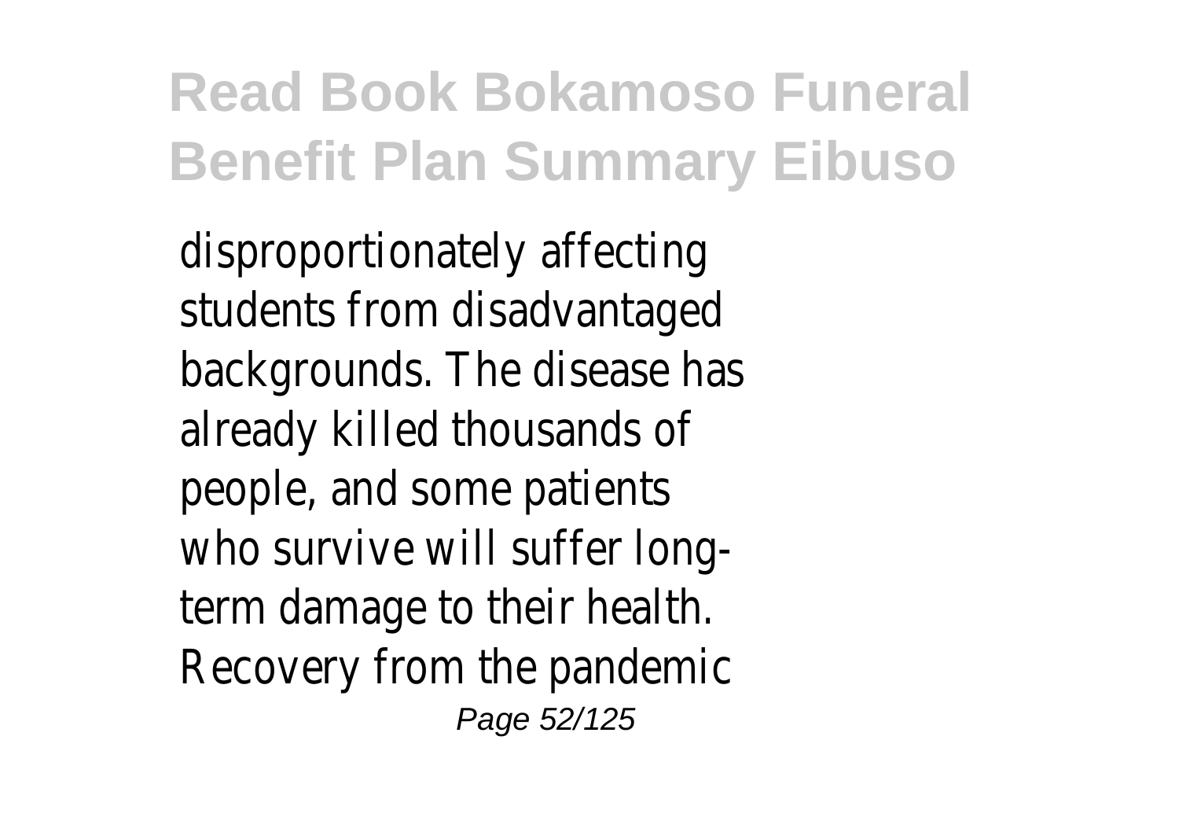disproportionately affecting students from disadvantaged backgrounds. The disease has already killed thousands of people, and some patients who survive will suffer long-term damage to their health. Recovery from the pandemic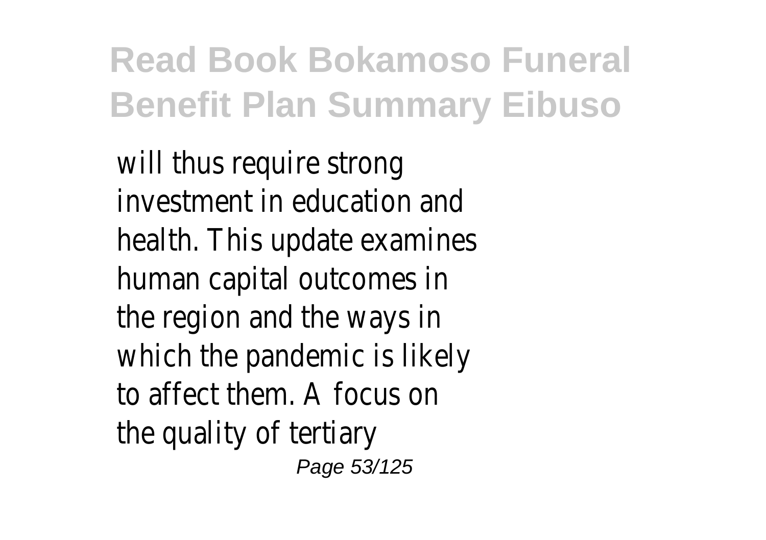will thus require strong investment in education and health. This update examines human capital outcomes in the region and the ways in which the pandemic is likely to affect them. A focus on the quality of tertiary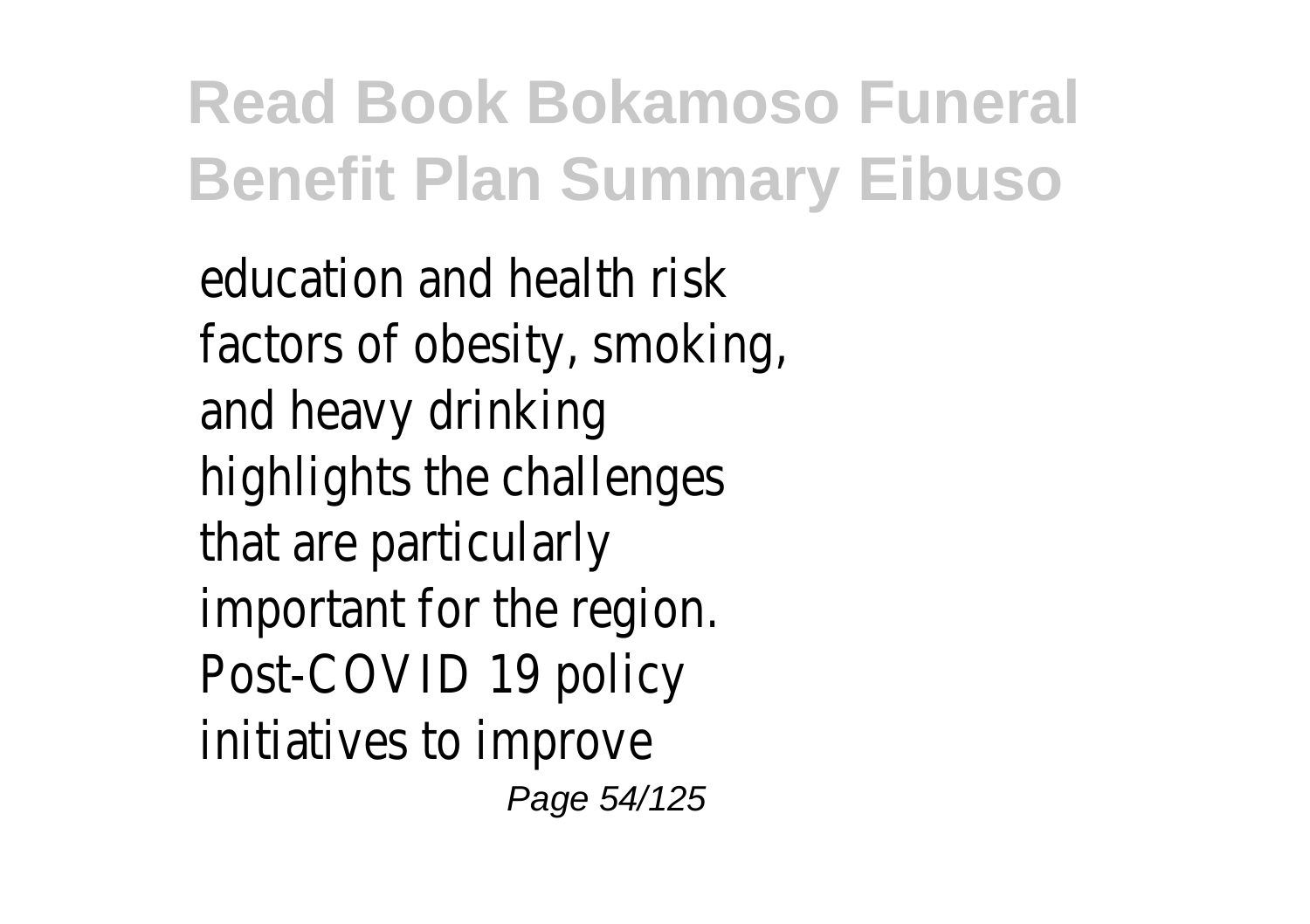education and health risk factors of obesity, smoking, and heavy drinking highlights the challenges that are particularly important for the region. Post-COVID 19 policy initiatives to improve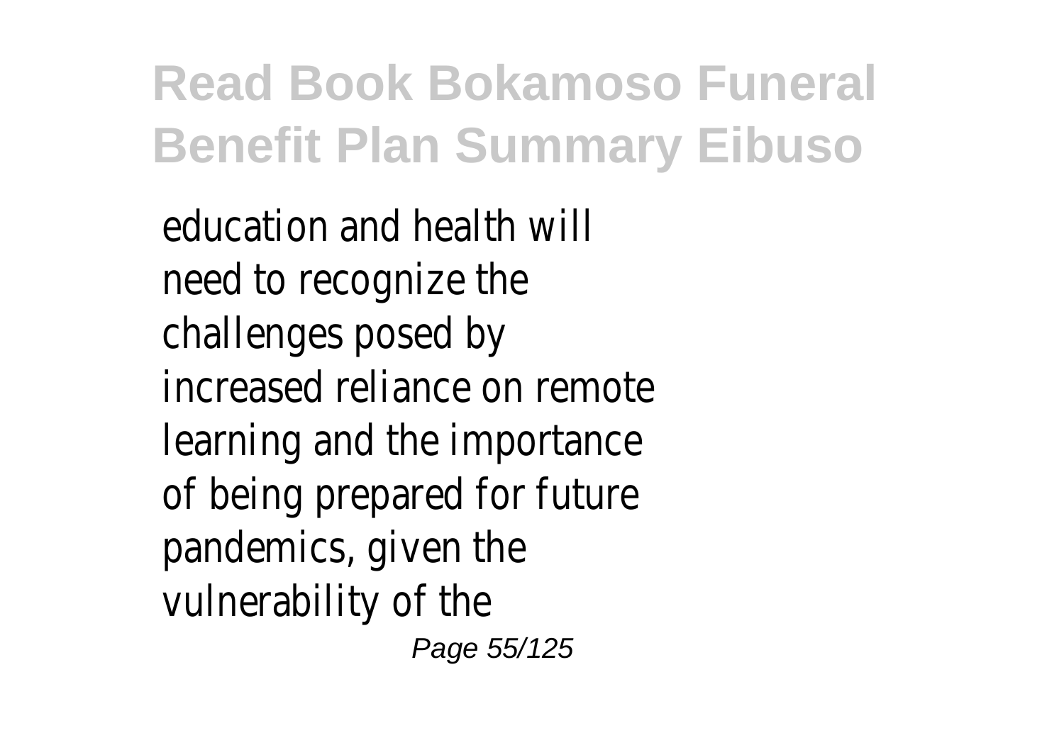education and health will need to recognize the challenges posed by increased reliance on remote learning and the importance of being prepared for future pandemics, given the vulnerability of the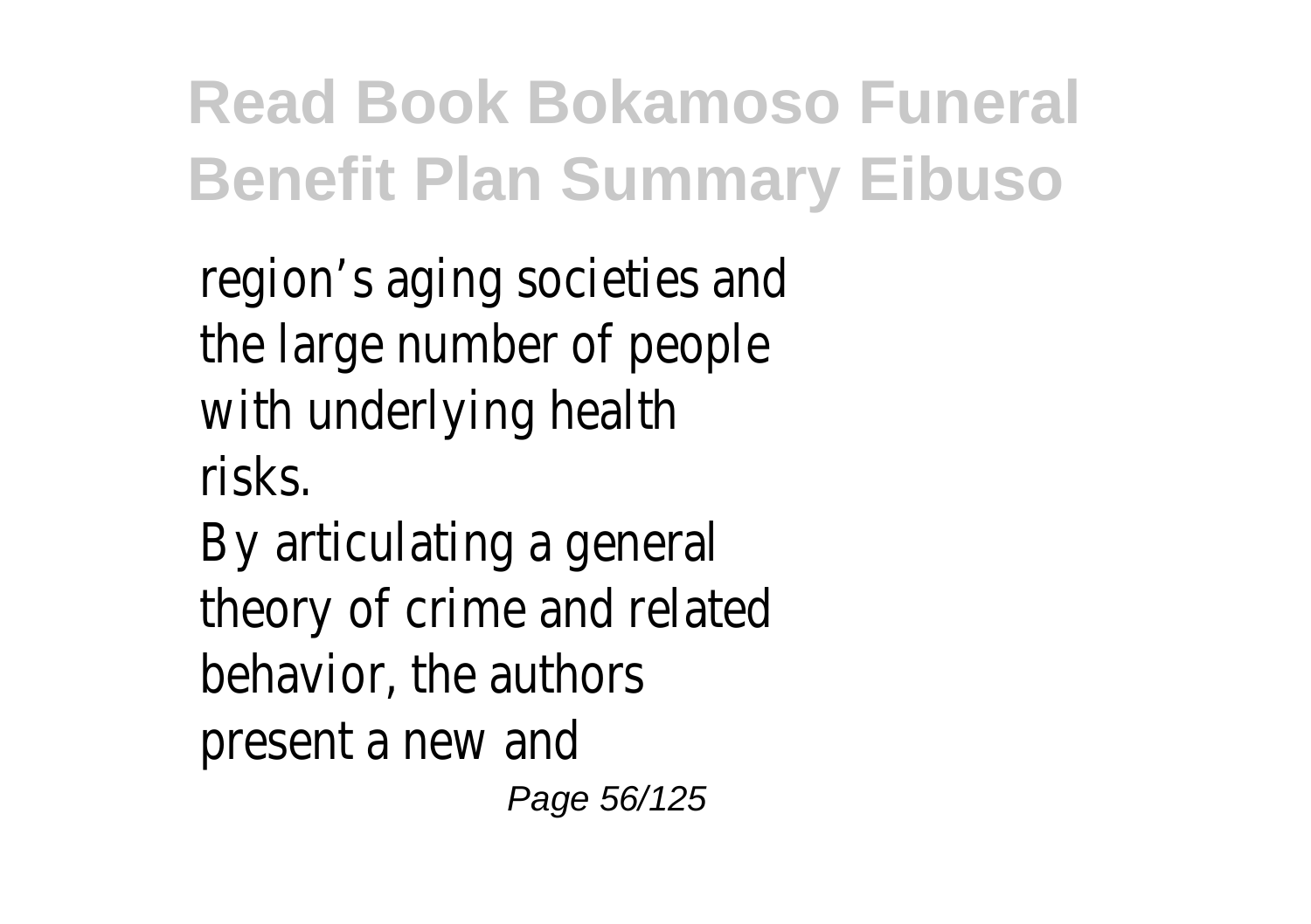region’s aging societies and the large number of people with underlying health risks.

By articulating a general theory of crime and related behavior, the authors present a new and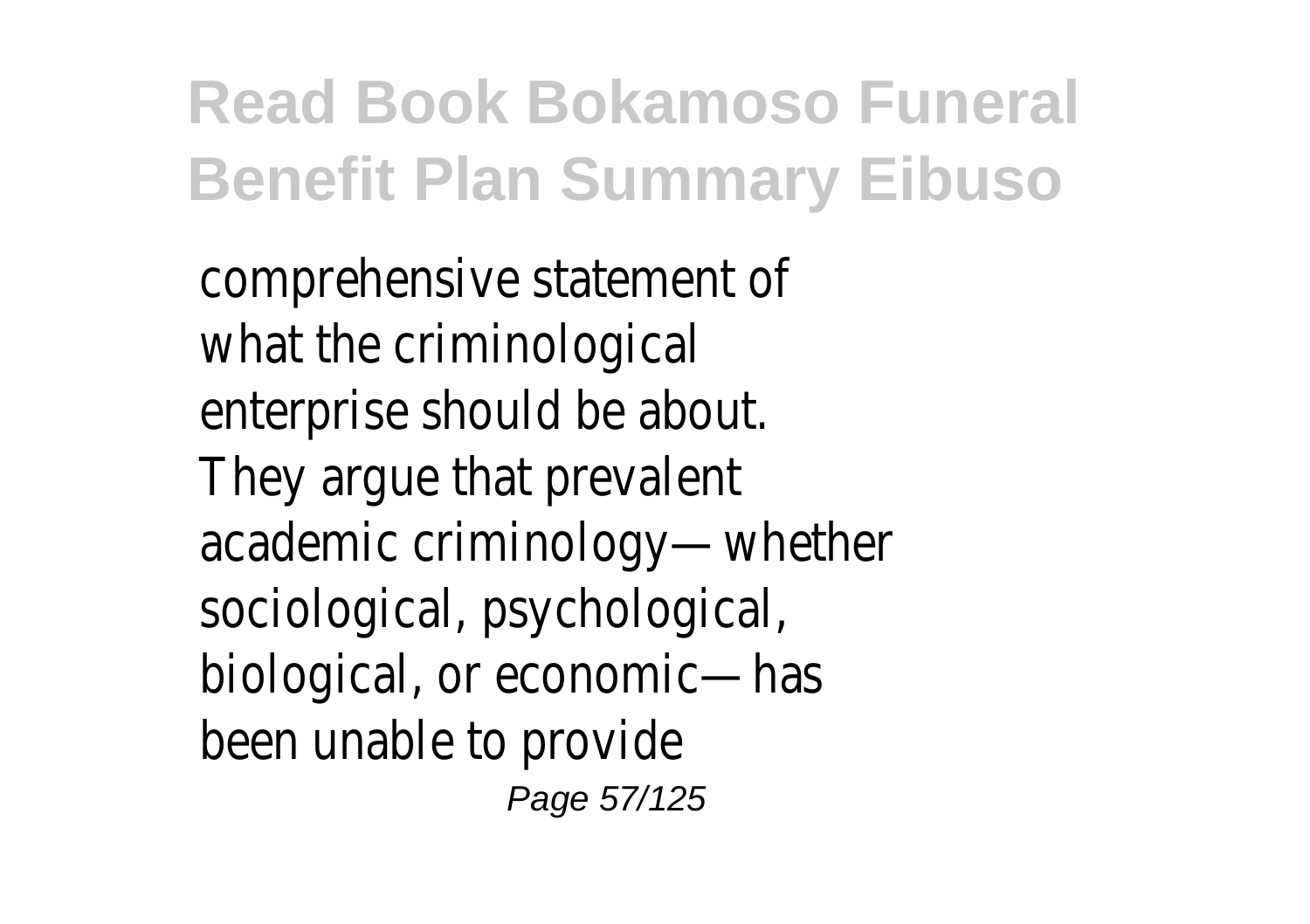comprehensive statement of what the criminological enterprise should be about. They argue that prevalent academic criminology—whether sociological, psychological, biological, or economic—has been unable to provide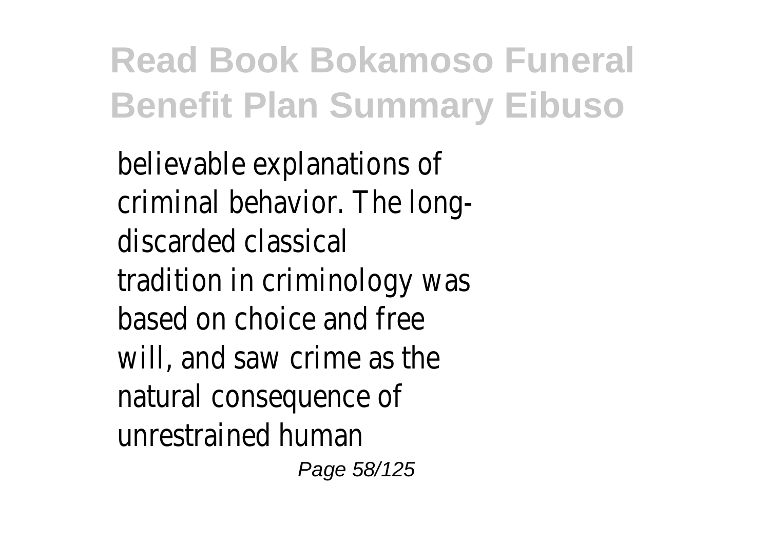believable explanations of criminal behavior. The long-discarded classical tradition in criminology was based on choice and free will, and saw crime as the natural consequence of unrestrained human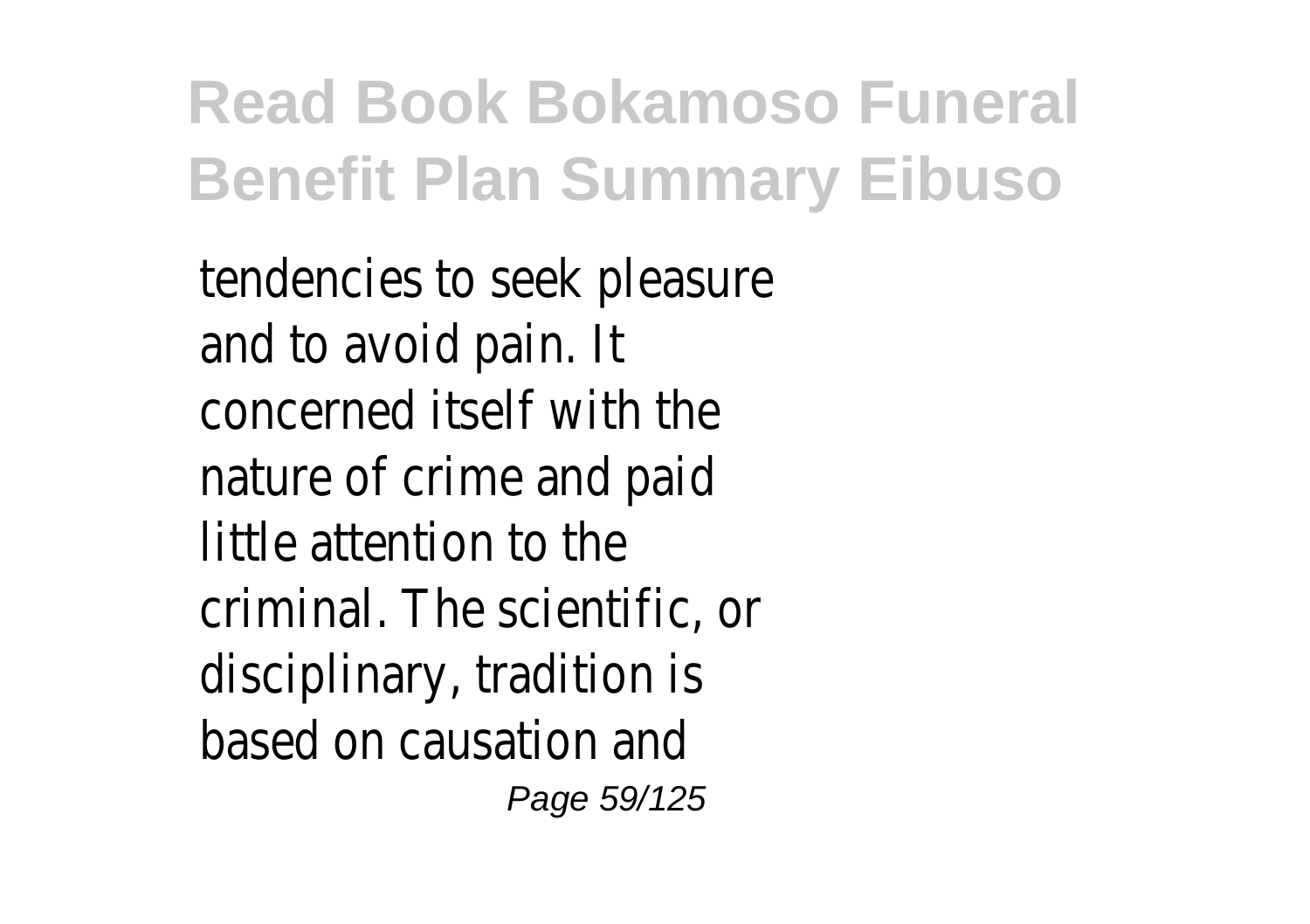tendencies to seek pleasure and to avoid pain. It concerned itself with the nature of crime and paid little attention to the criminal. The scientific, or disciplinary, tradition is based on causation and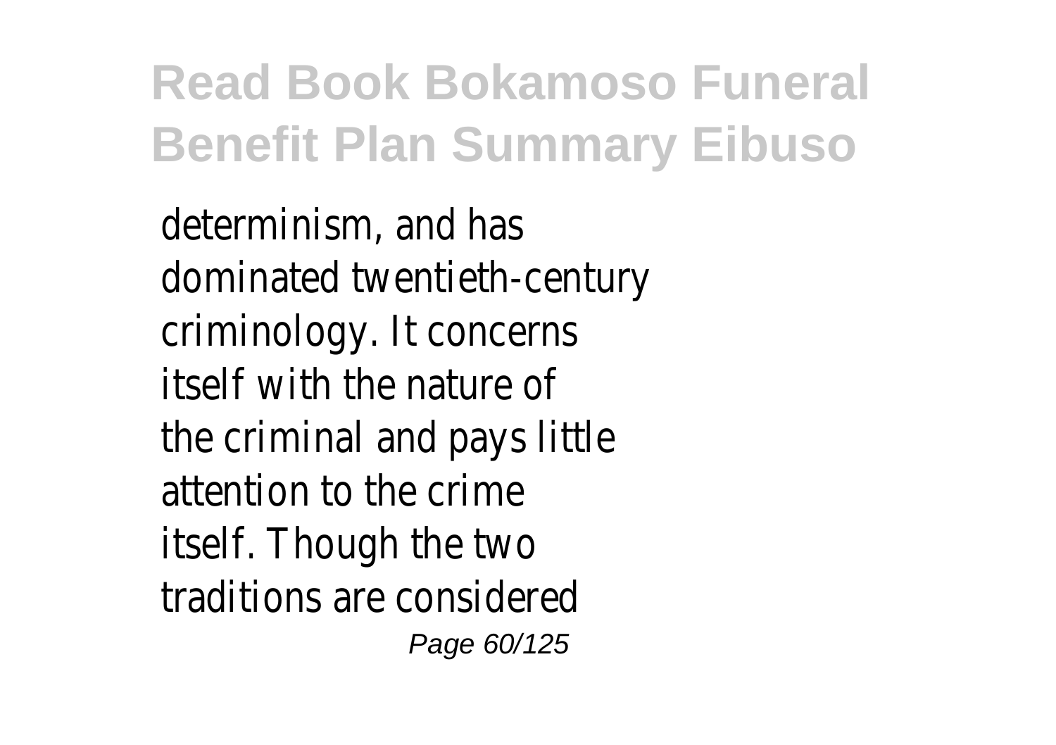determinism, and has dominated twentieth-century criminology. It concerns itself with the nature of the criminal and pays little attention to the crime itself. Though the two traditions are considered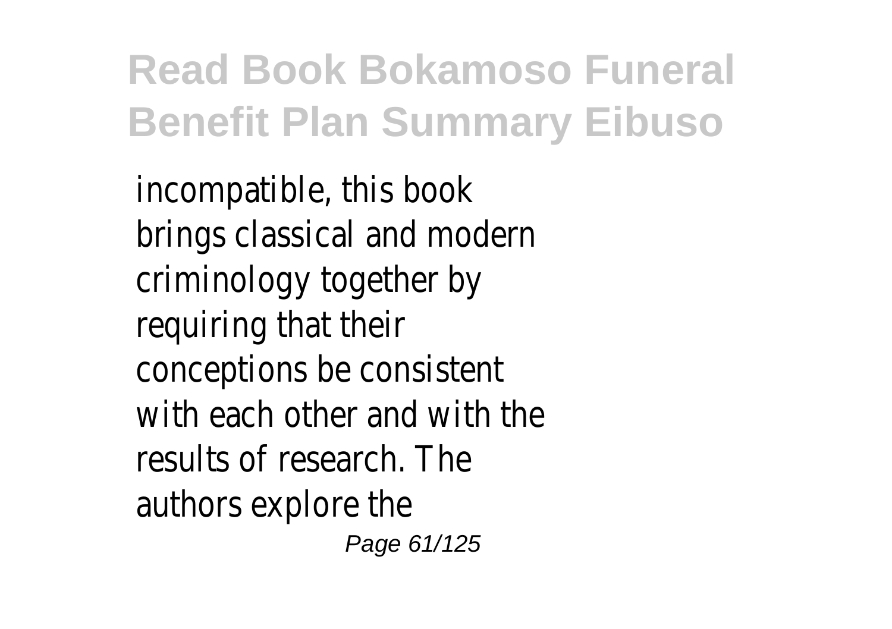incompatible, this book brings classical and modern criminology together by requiring that their conceptions be consistent with each other and with the results of research. The authors explore the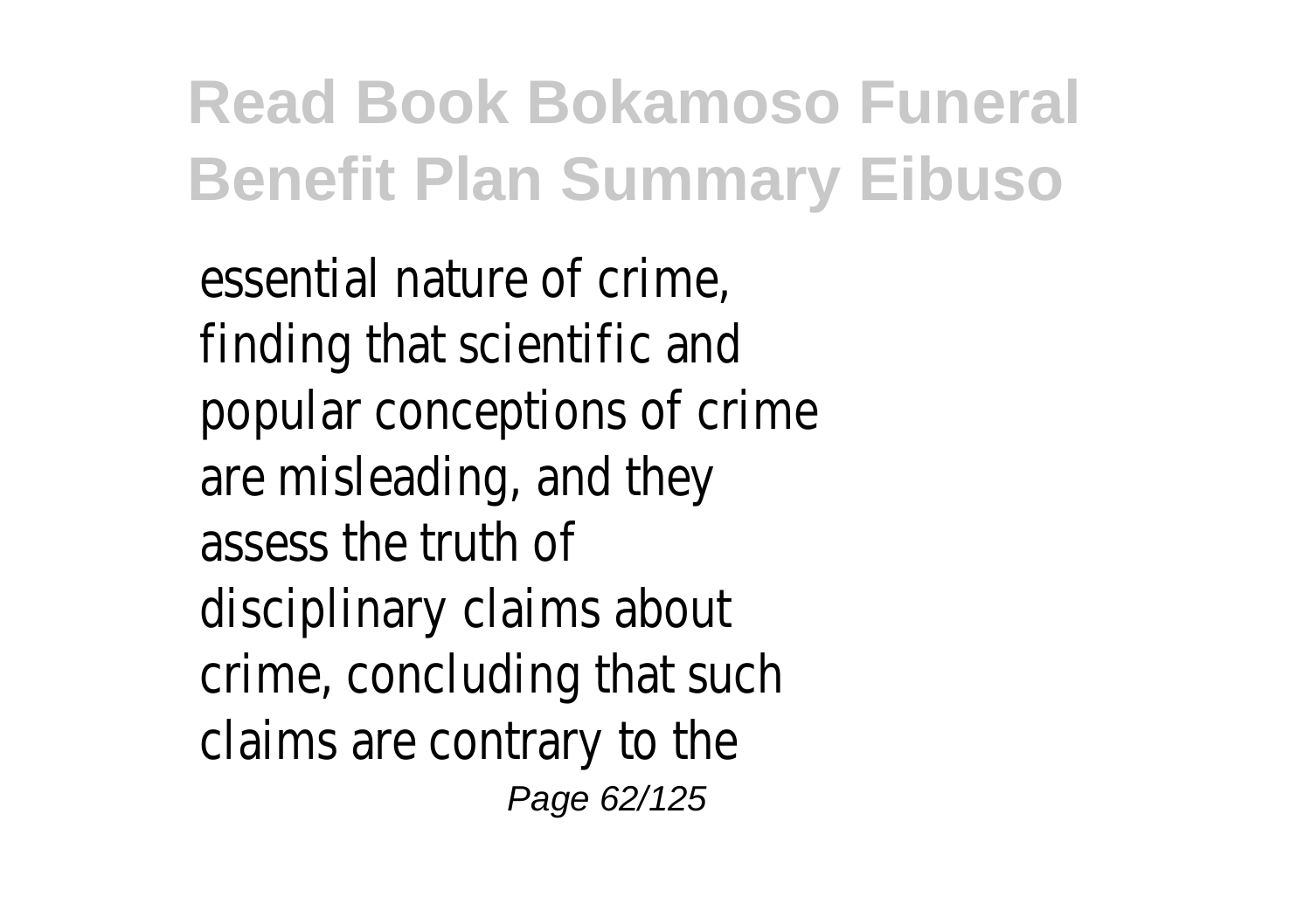essential nature of crime, finding that scientific and popular conceptions of crime are misleading, and they assess the truth of disciplinary claims about crime, concluding that such claims are contrary to the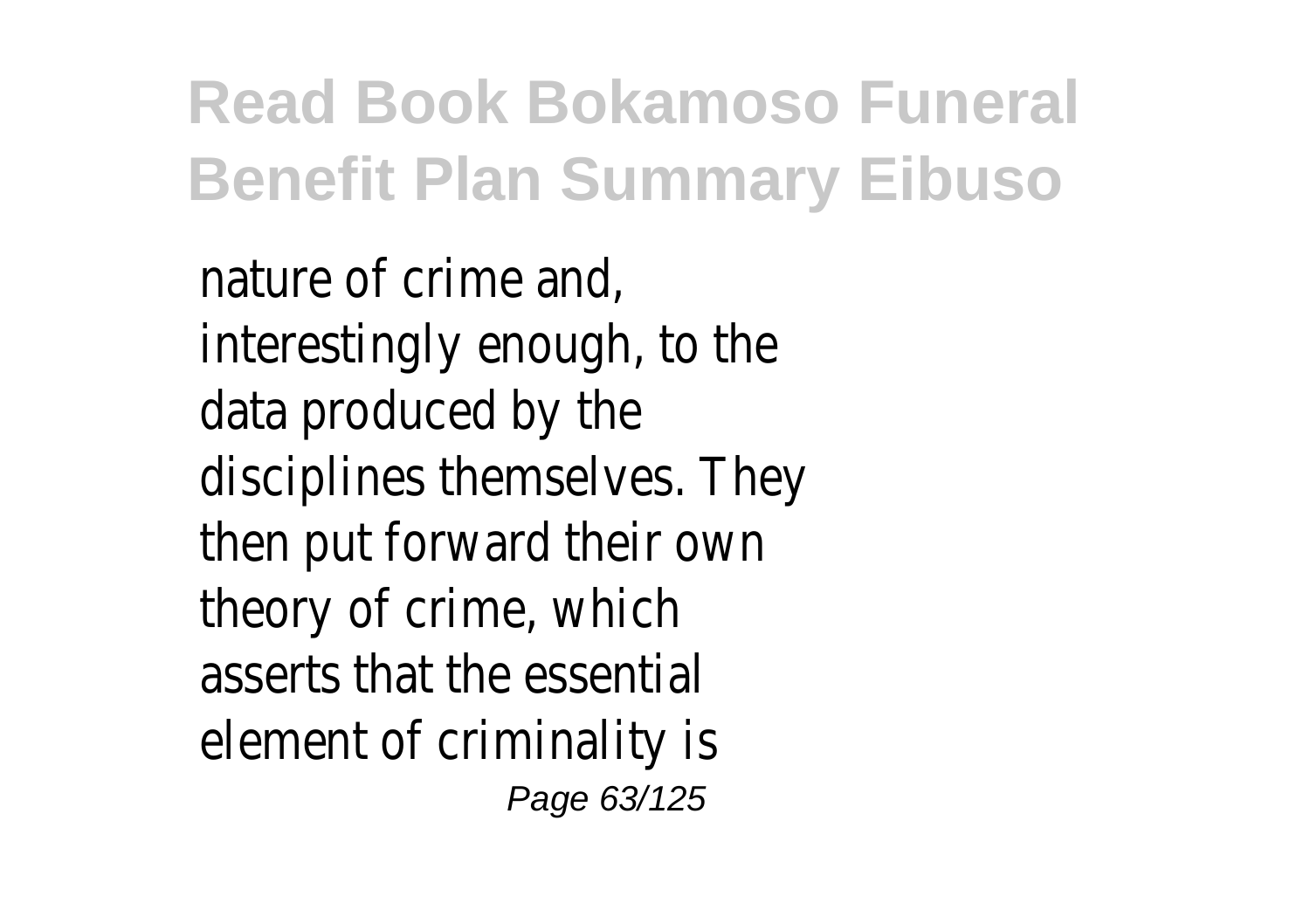nature of crime and, interestingly enough, to the data produced by the disciplines themselves. They then put forward their own theory of crime, which asserts that the essential element of criminality is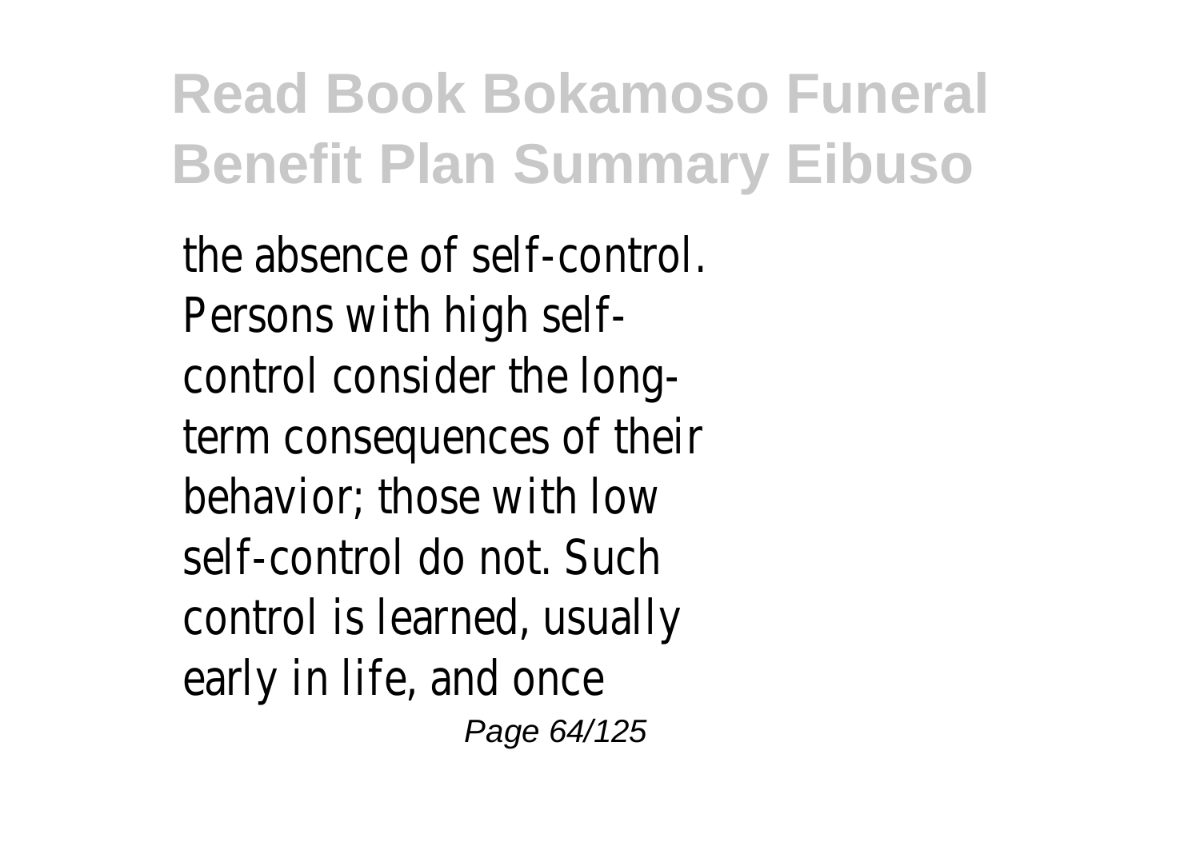the absence of self-control. Persons with high self-control consider the long-term consequences of their behavior; those with low self-control do not. Such control is learned, usually early in life, and once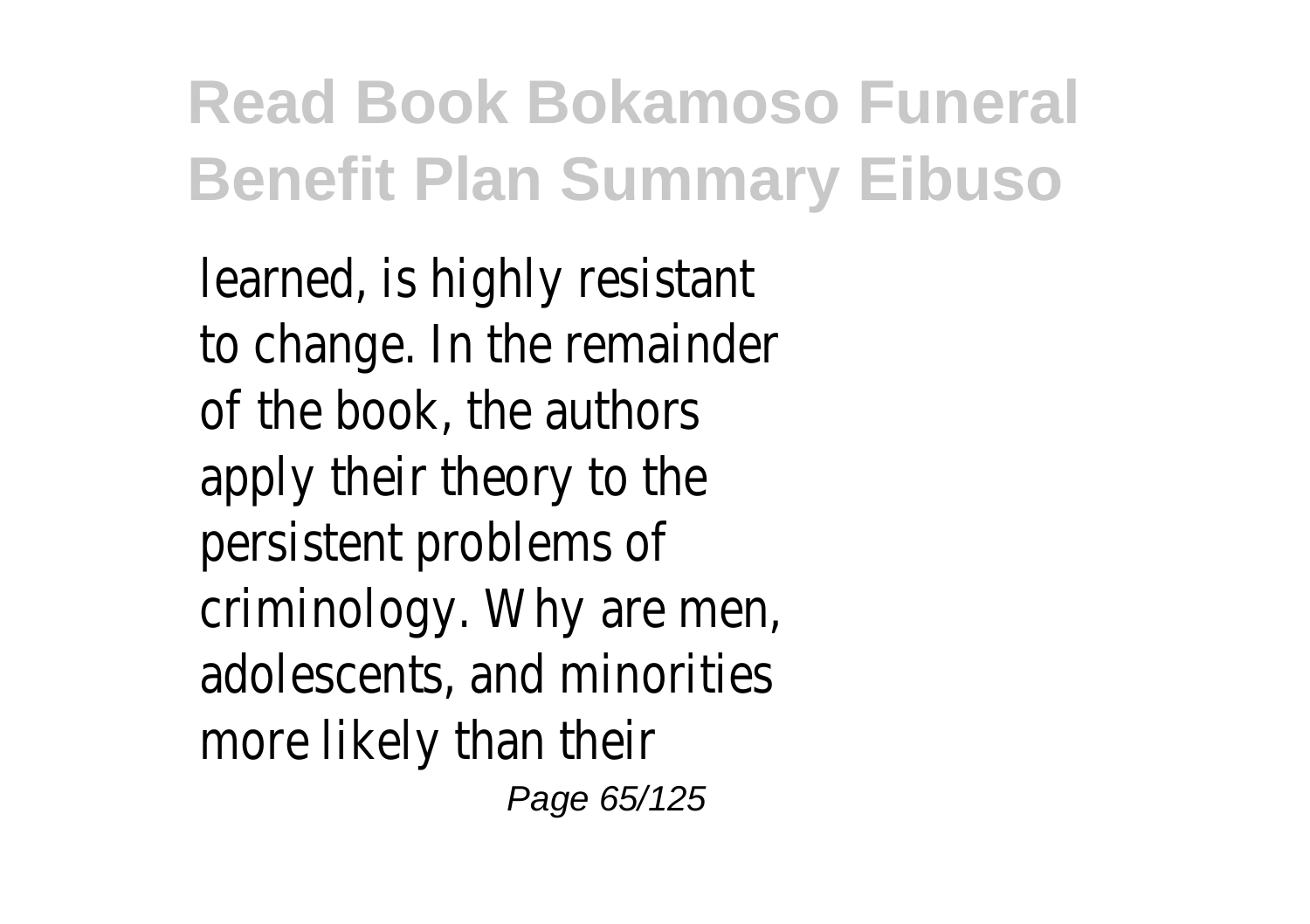learned, is highly resistant to change. In the remainder of the book, the authors apply their theory to the persistent problems of criminology. Why are men, adolescents, and minorities more likely than their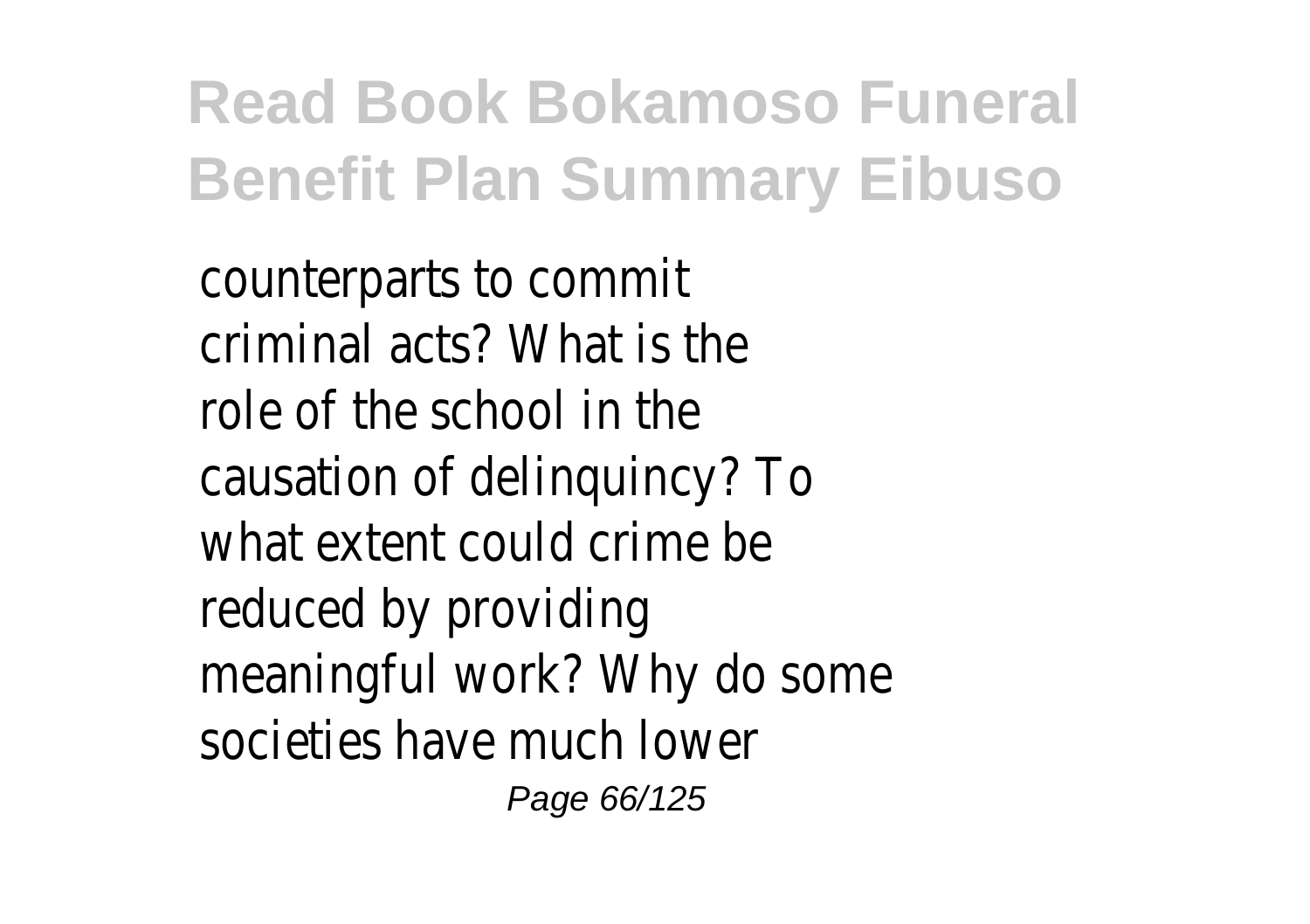counterparts to commit criminal acts? What is the role of the school in the causation of delinquincy? To what extent could crime be reduced by providing meaningful work? Why do some societies have much lower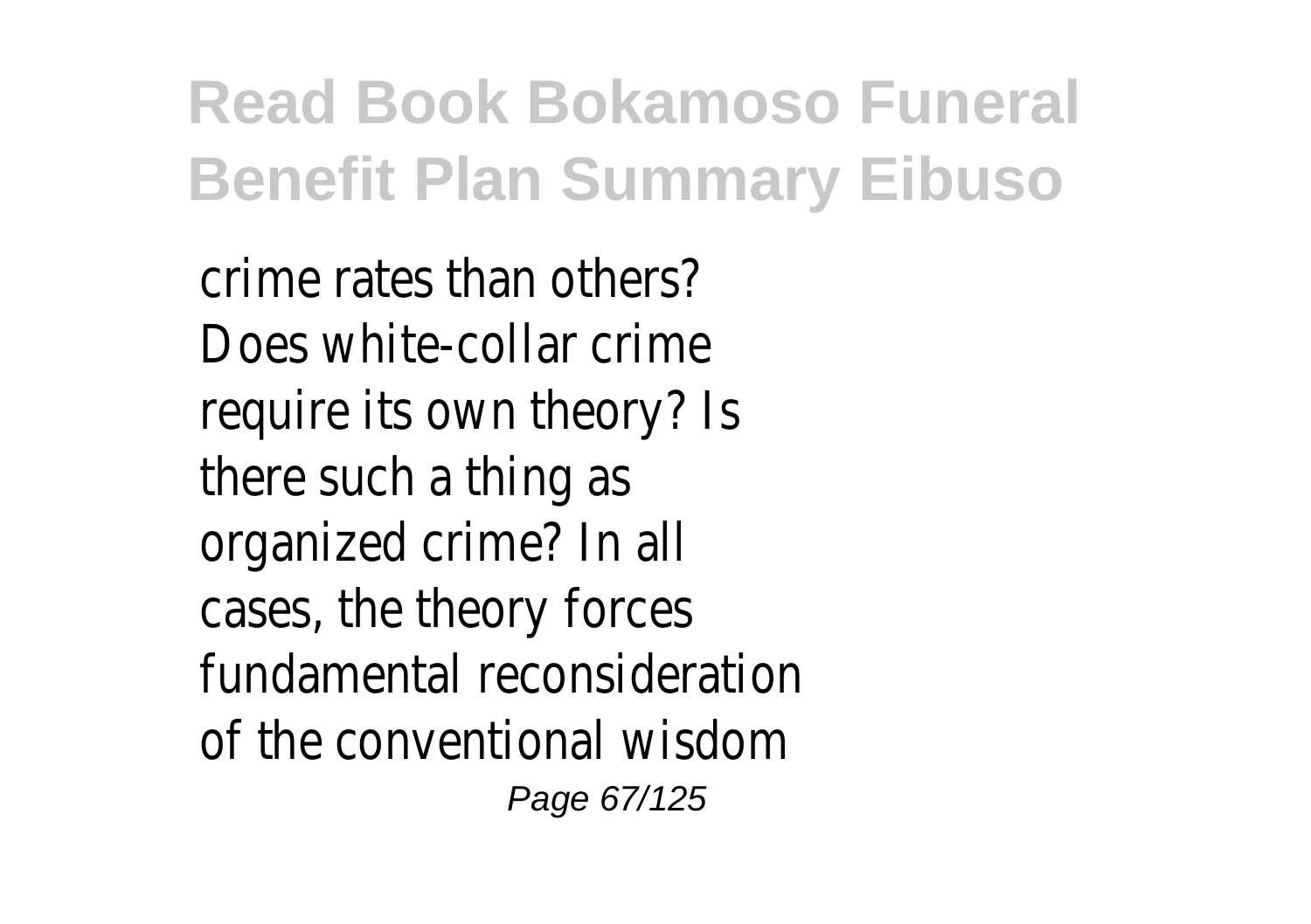crime rates than others? Does white-collar crime require its own theory? Is there such a thing as organized crime? In all cases, the theory forces fundamental reconsideration of the conventional wisdom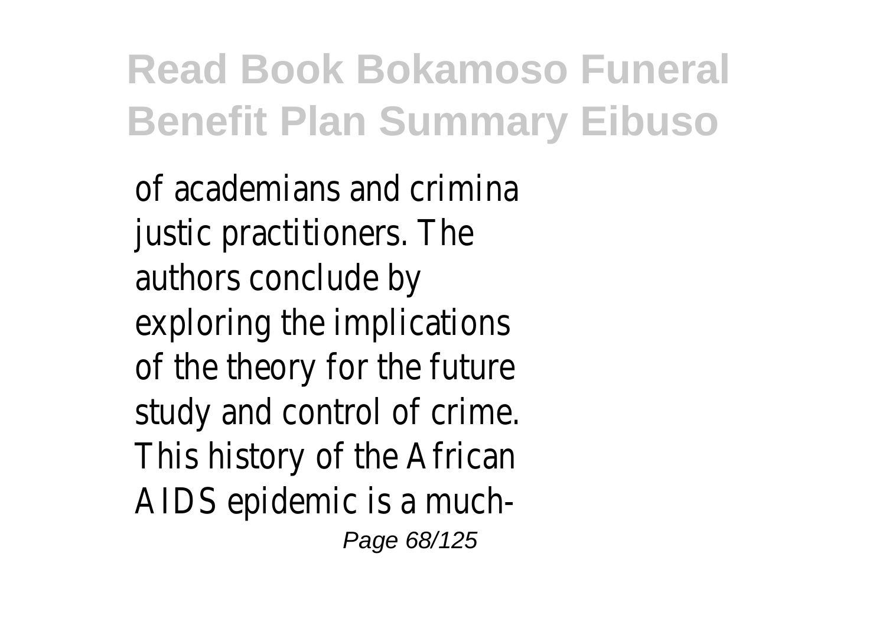of academians and crimina justic practitioners. The authors conclude by exploring the implications of the theory for the future study and control of crime. This history of the African AIDS epidemic is a much-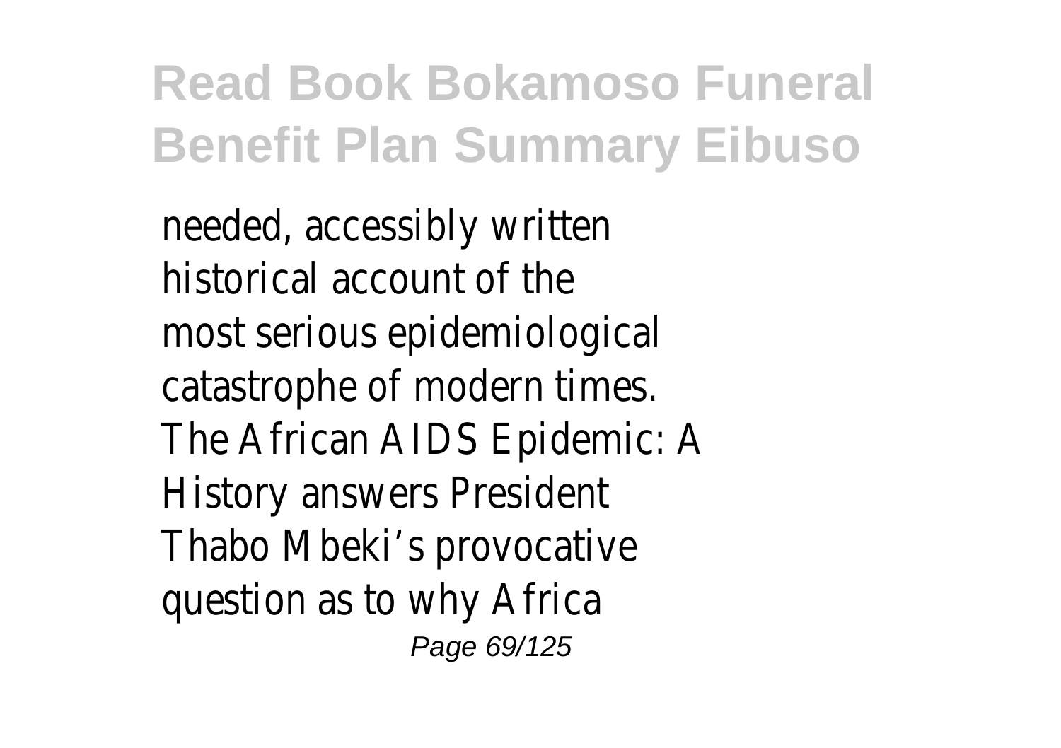needed, accessibly written historical account of the most serious epidemiological catastrophe of modern times. The African AIDS Epidemic: A History answers President Thabo Mbeki's provocative question as to why Africa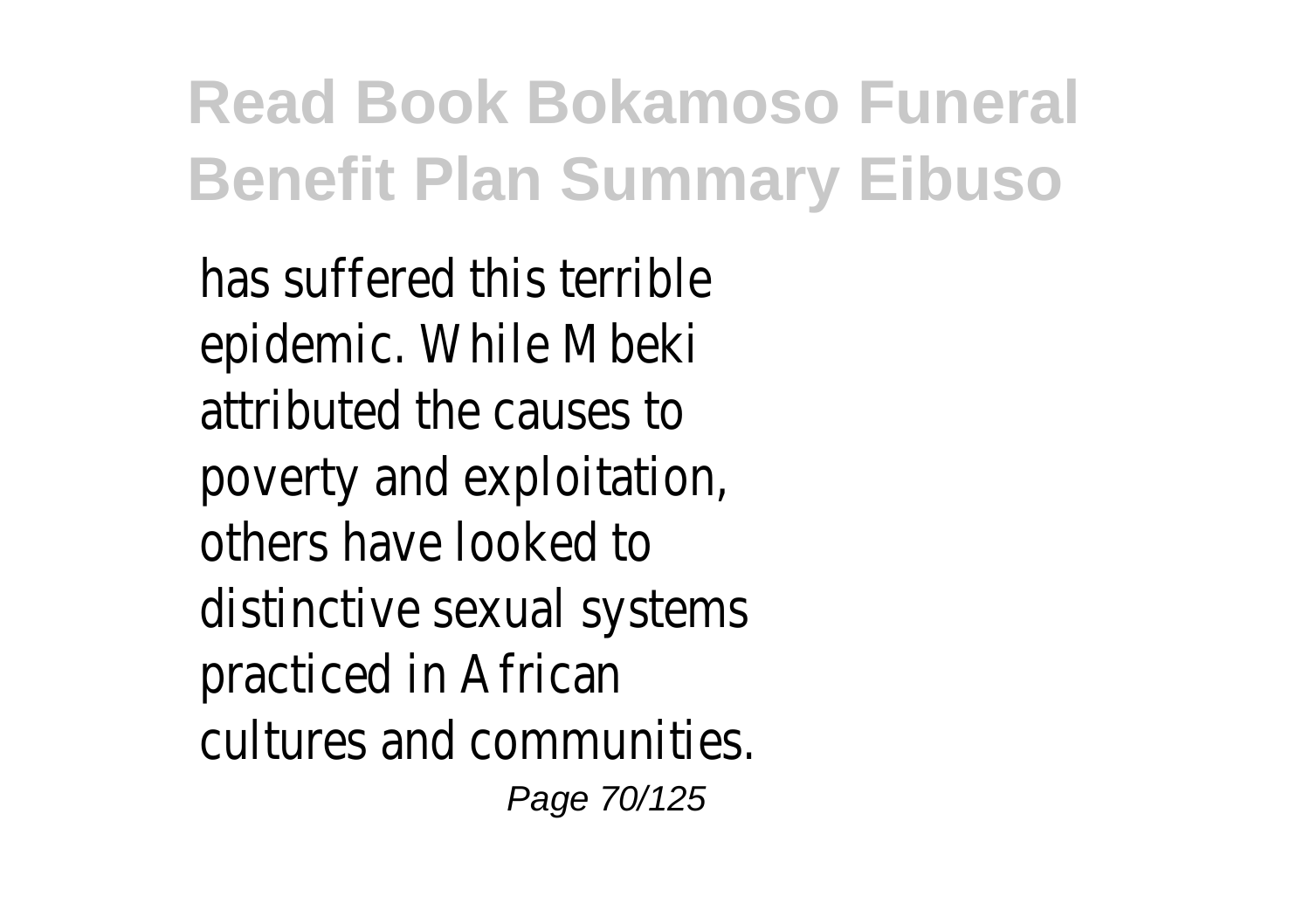has suffered this terrible epidemic. While Mbeki attributed the causes to poverty and exploitation, others have looked to distinctive sexual systems practiced in African cultures and communities.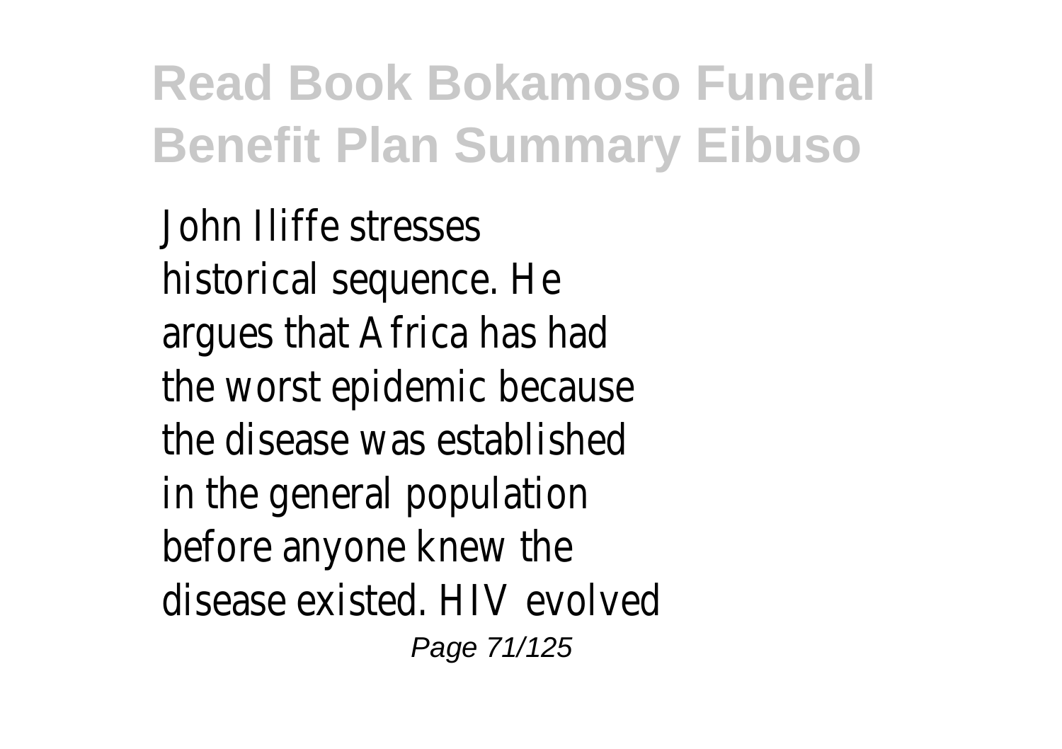John Iliffe stresses historical sequence. He argues that Africa has had the worst epidemic because the disease was established in the general population before anyone knew the disease existed. HIV evolved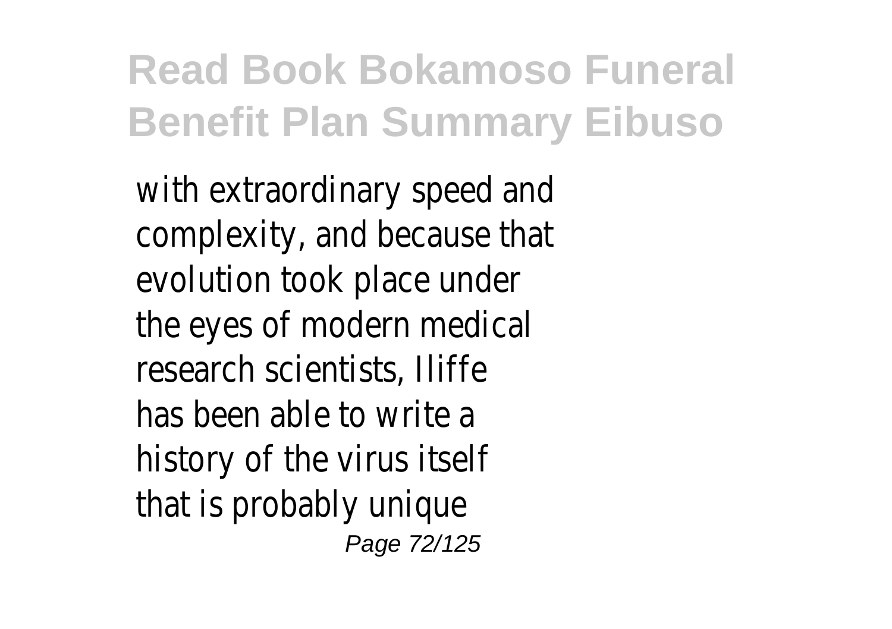with extraordinary speed and complexity, and because that evolution took place under the eyes of modern medical research scientists, Iliffe has been able to write a history of the virus itself that is probably unique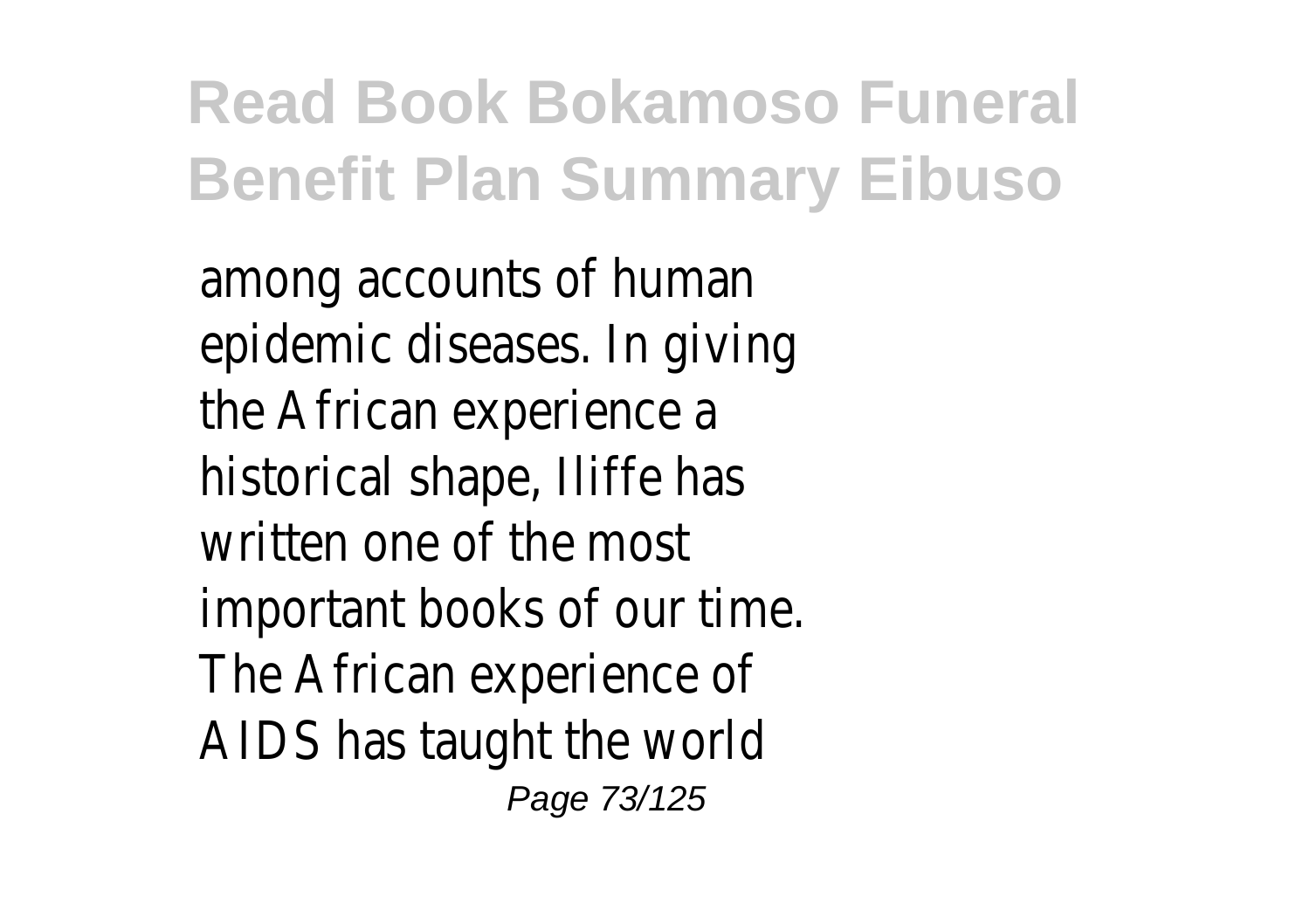among accounts of human epidemic diseases. In giving the African experience a historical shape, Iliffe has written one of the most important books of our time. The African experience of AIDS has taught the world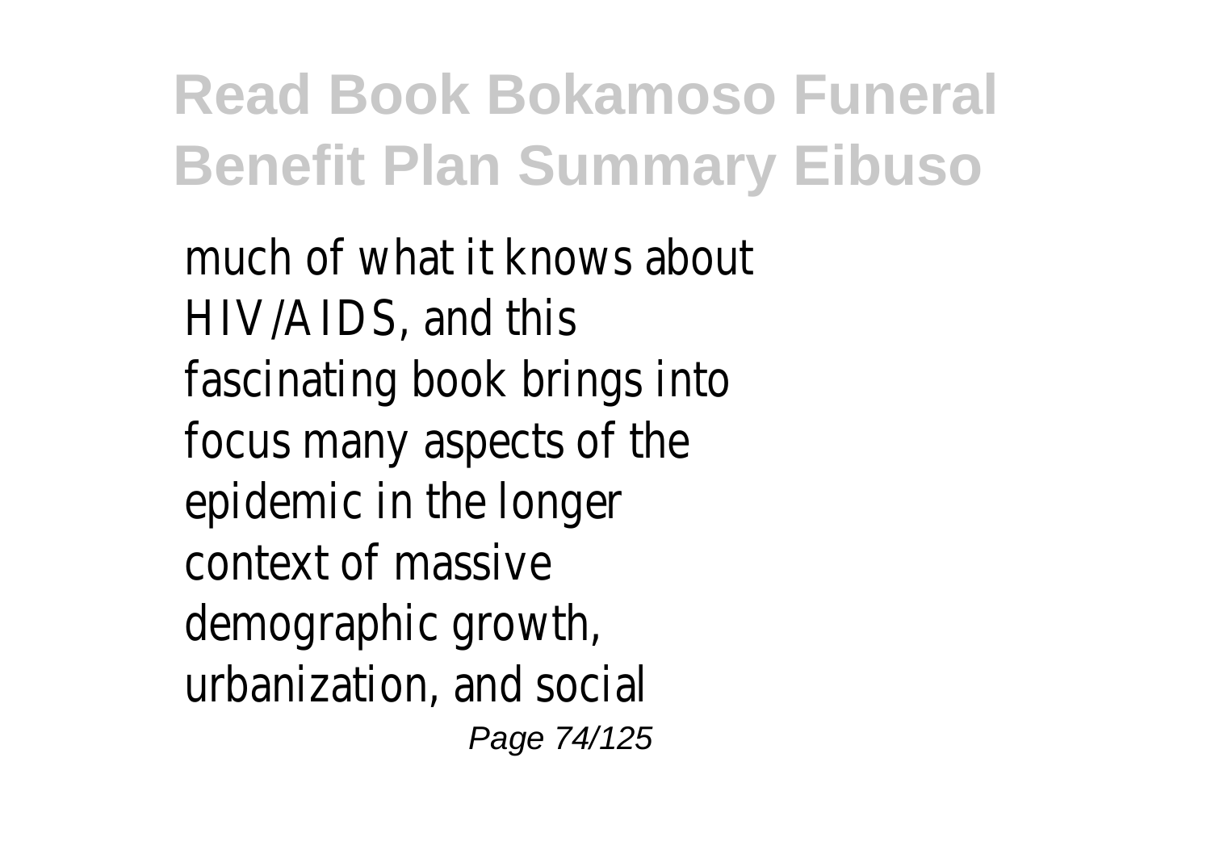much of what it knows about HIV/AIDS, and this fascinating book brings into focus many aspects of the epidemic in the longer context of massive demographic growth, urbanization, and social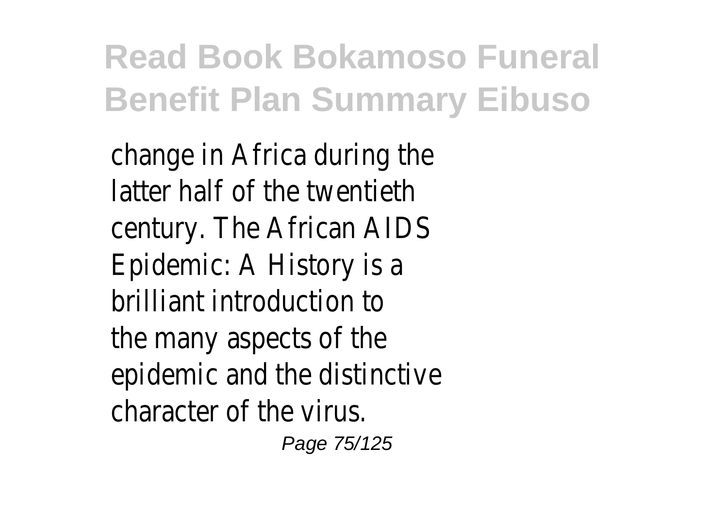change in Africa during the latter half of the twentieth century. The African AIDS Epidemic: A History is a brilliant introduction to the many aspects of the epidemic and the distinctive character of the virus.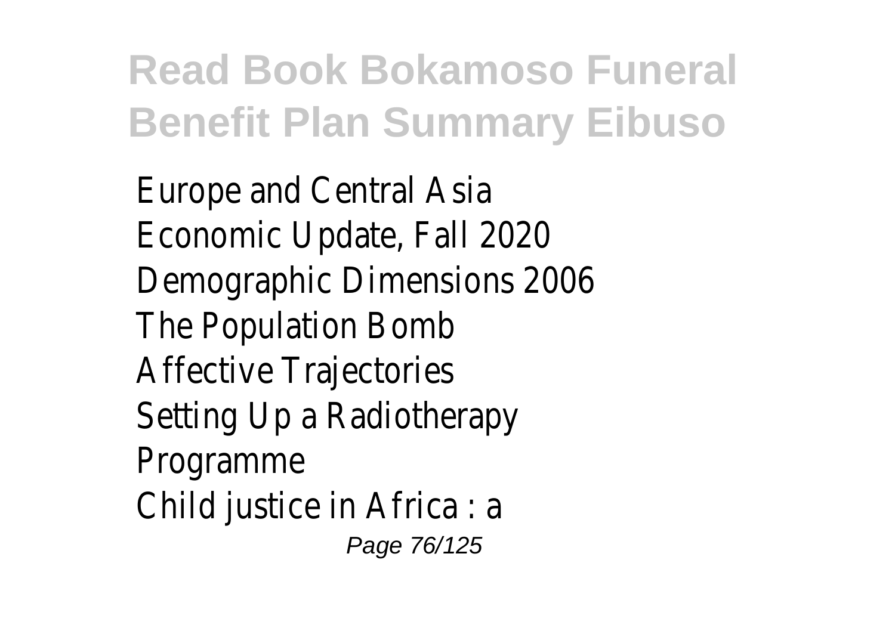Europe and Central Asia
Economic Update, Fall 2020
Demographic Dimensions 2006
The Population Bomb
Affective Trajectories
Setting Up a Radiotherapy
Programme
Child justice in Africa : a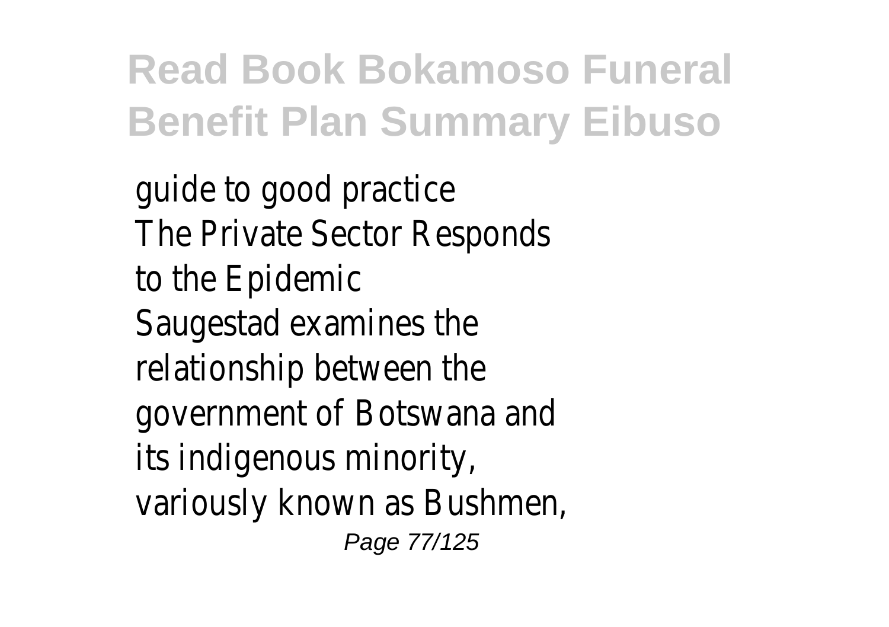guide to good practice
The Private Sector Responds to the Epidemic
Saugestad examines the relationship between the government of Botswana and its indigenous minority, variously known as Bushmen,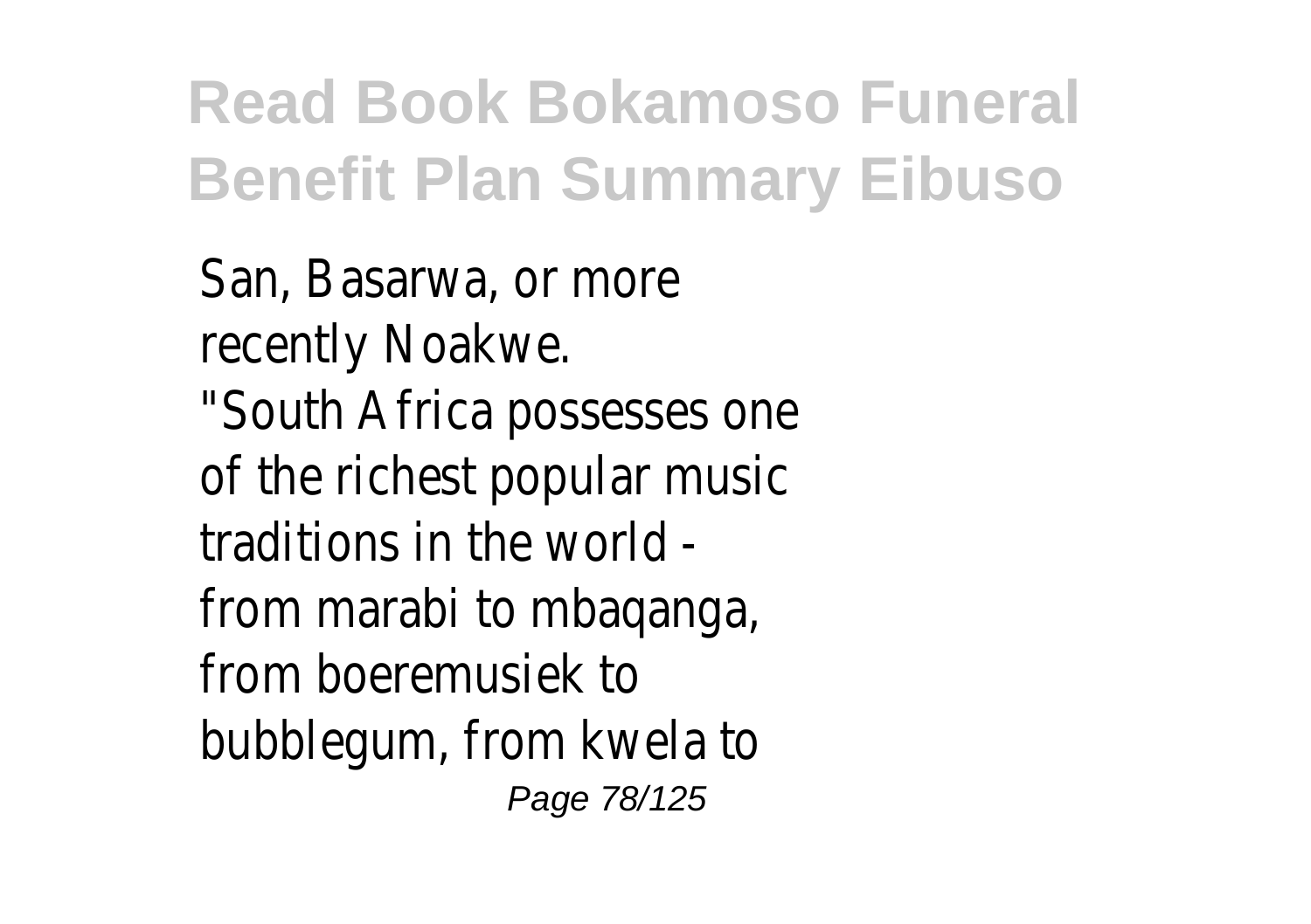San, Basarwa, or more recently Noakwe.

"South Africa possesses one of the richest popular music traditions in the world - from marabi to mbaqanga, from boeremusiek to bubblegum, from kwela to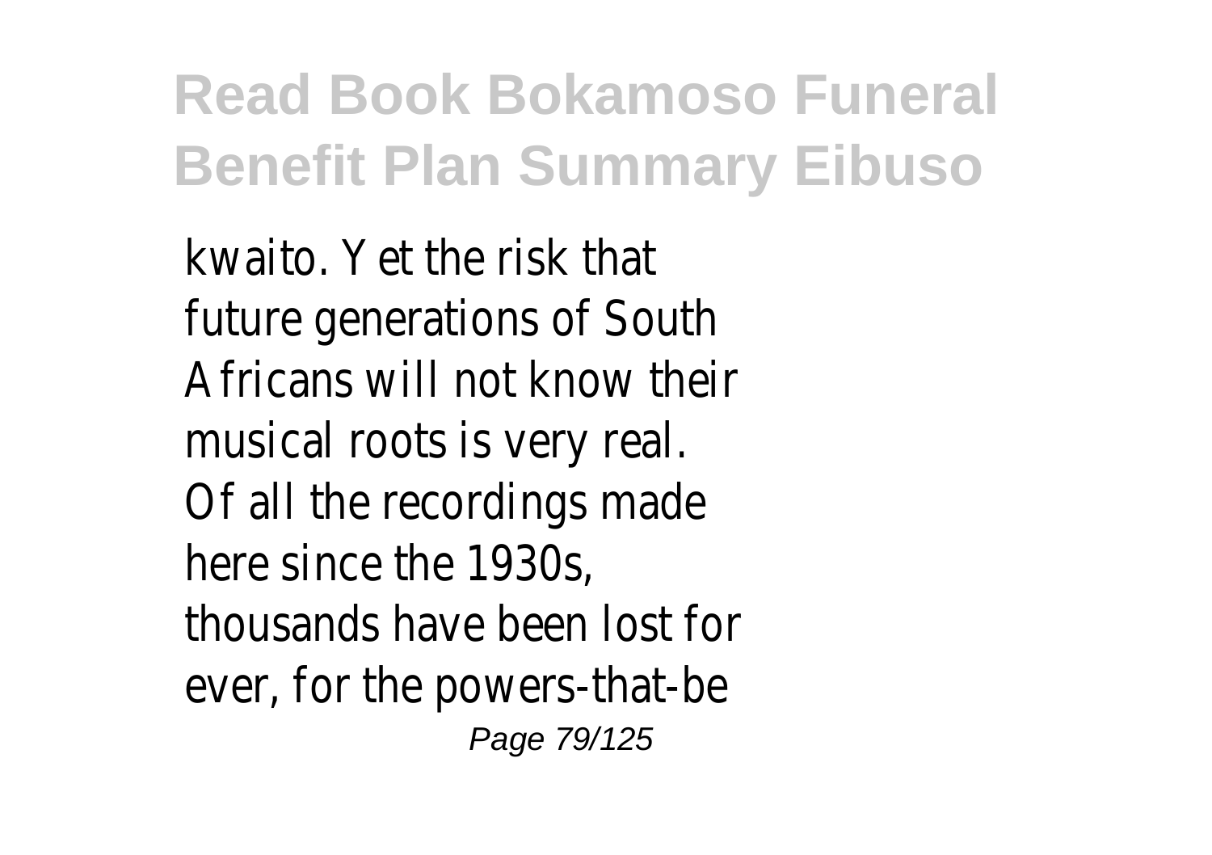kwaito. Yet the risk that future generations of South Africans will not know their musical roots is very real. Of all the recordings made here since the 1930s, thousands have been lost for ever, for the powers-that-be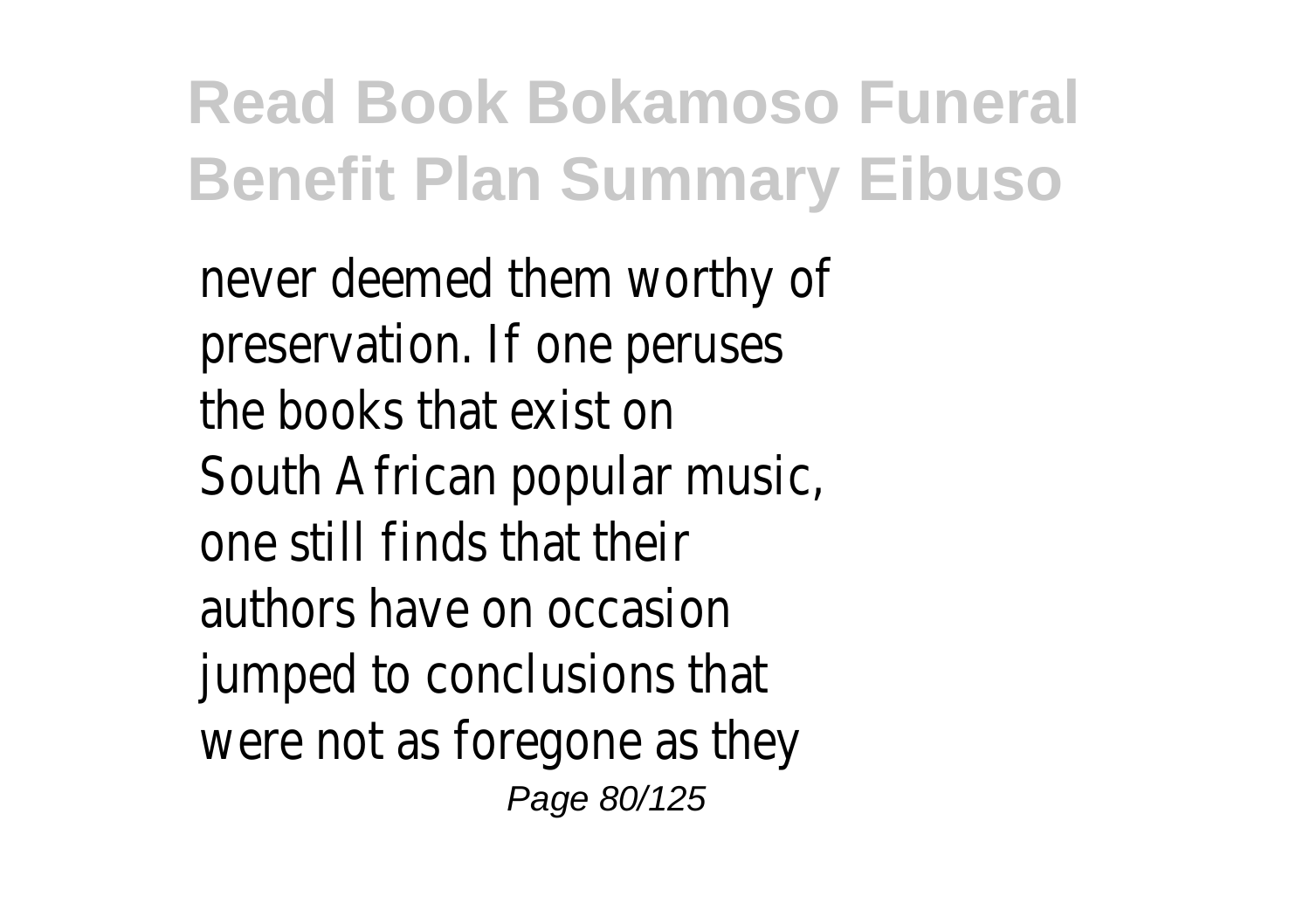never deemed them worthy of preservation. If one peruses the books that exist on South African popular music, one still finds that their authors have on occasion jumped to conclusions that were not as foregone as they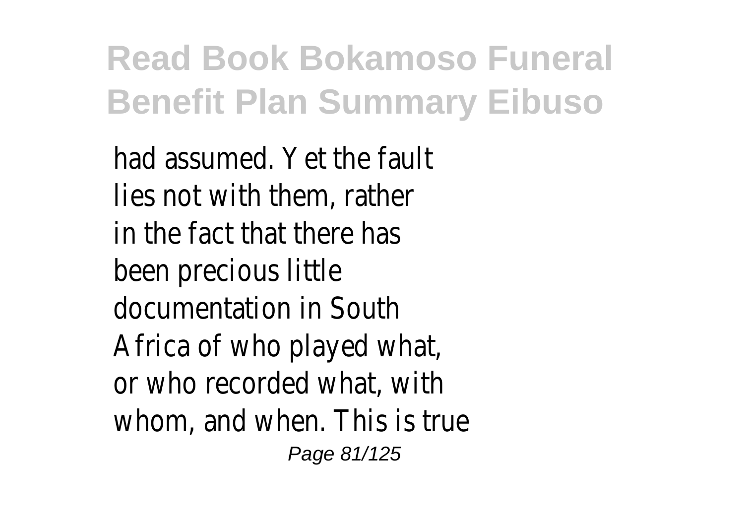had assumed. Yet the fault lies not with them, rather in the fact that there has been precious little documentation in South Africa of who played what, or who recorded what, with whom, and when. This is true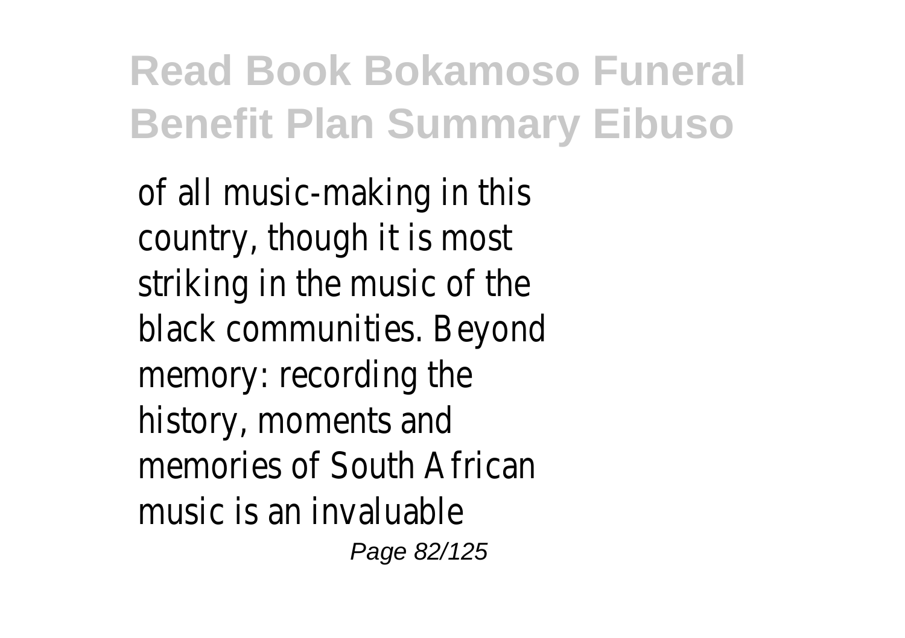of all music-making in this country, though it is most striking in the music of the black communities. Beyond memory: recording the history, moments and memories of South African music is an invaluable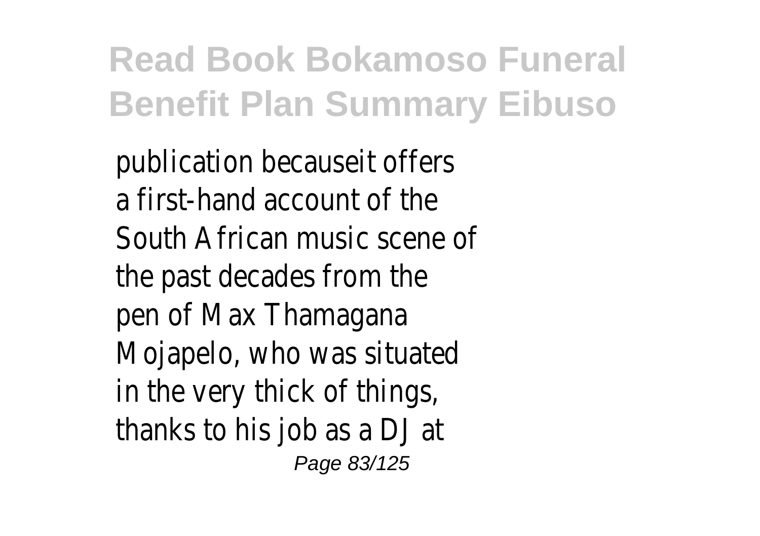publication becauseit offers a first-hand account of the South African music scene of the past decades from the pen of Max Thamagana Mojapelo, who was situated in the very thick of things, thanks to his job as a DJ at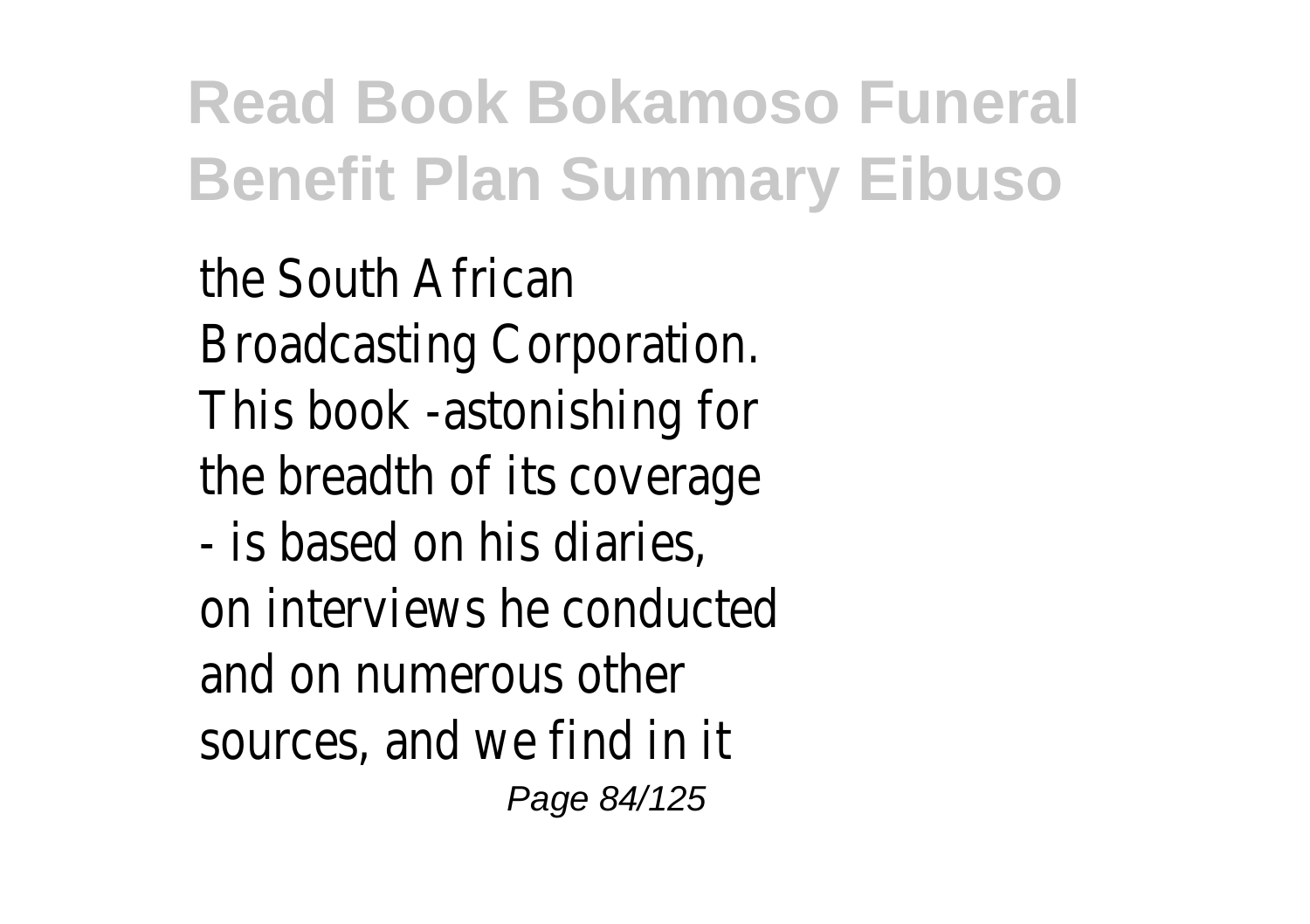the South African Broadcasting Corporation. This book -astonishing for the breadth of its coverage - is based on his diaries, on interviews he conducted and on numerous other sources, and we find in it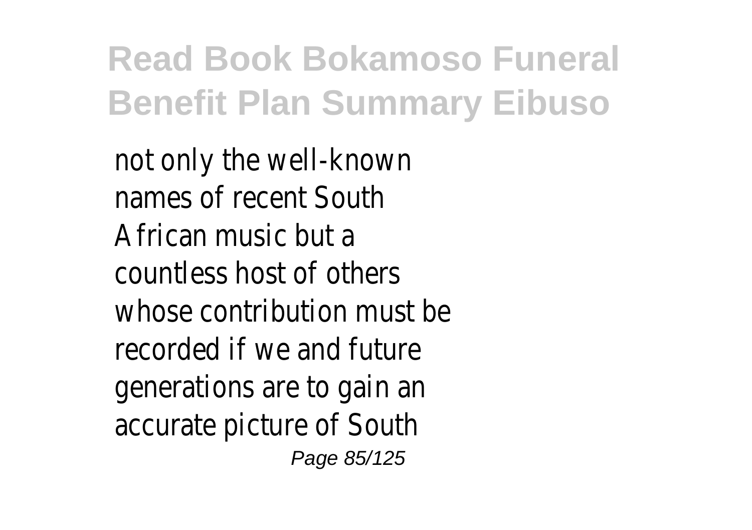not only the well-known names of recent South African music but a countless host of others whose contribution must be recorded if we and future generations are to gain an accurate picture of South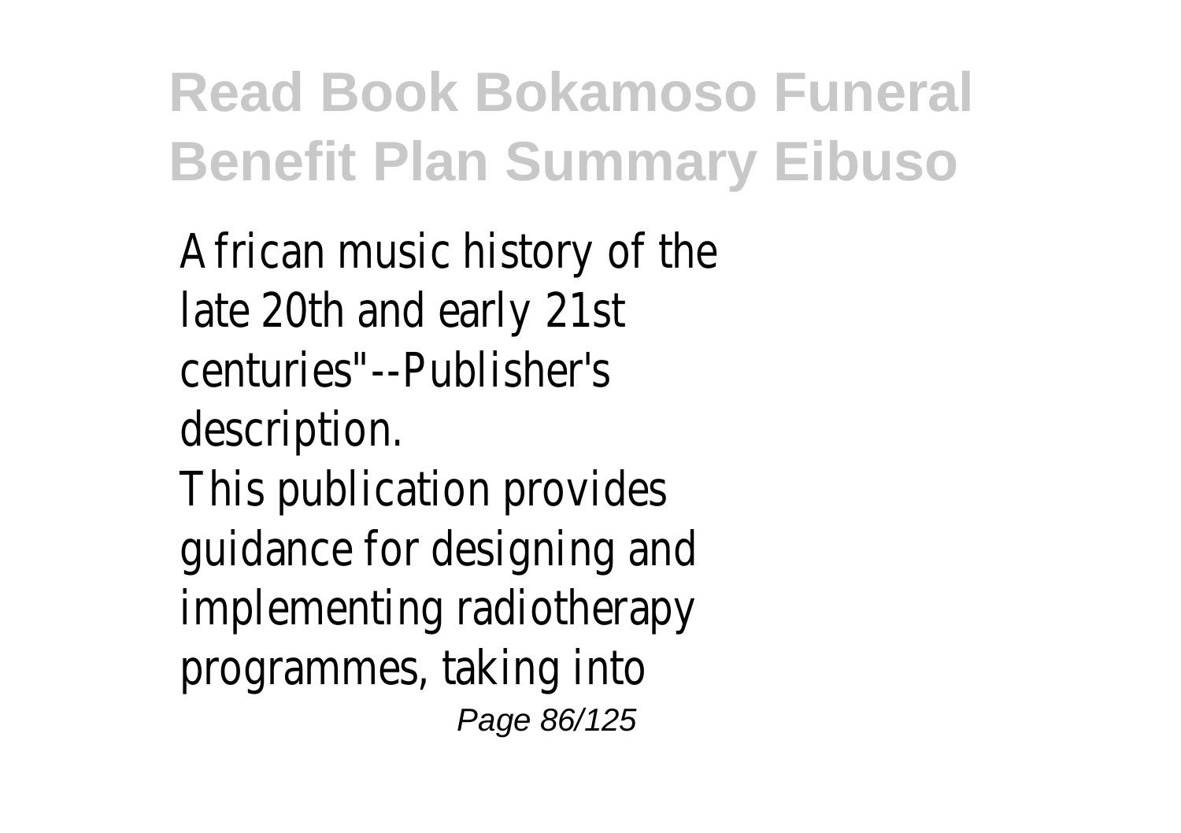African music history of the late 20th and early 21st centuries"--Publisher's description.

This publication provides guidance for designing and implementing radiotherapy programmes, taking into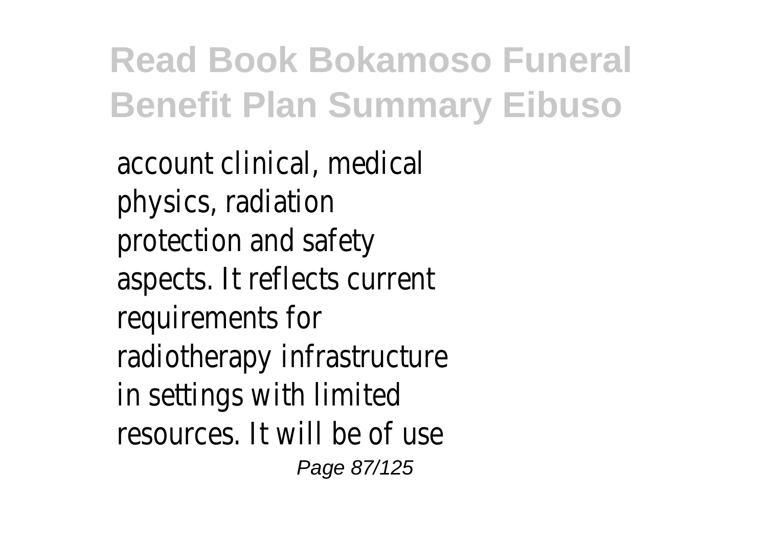account clinical, medical physics, radiation protection and safety aspects. It reflects current requirements for radiotherapy infrastructure in settings with limited resources. It will be of use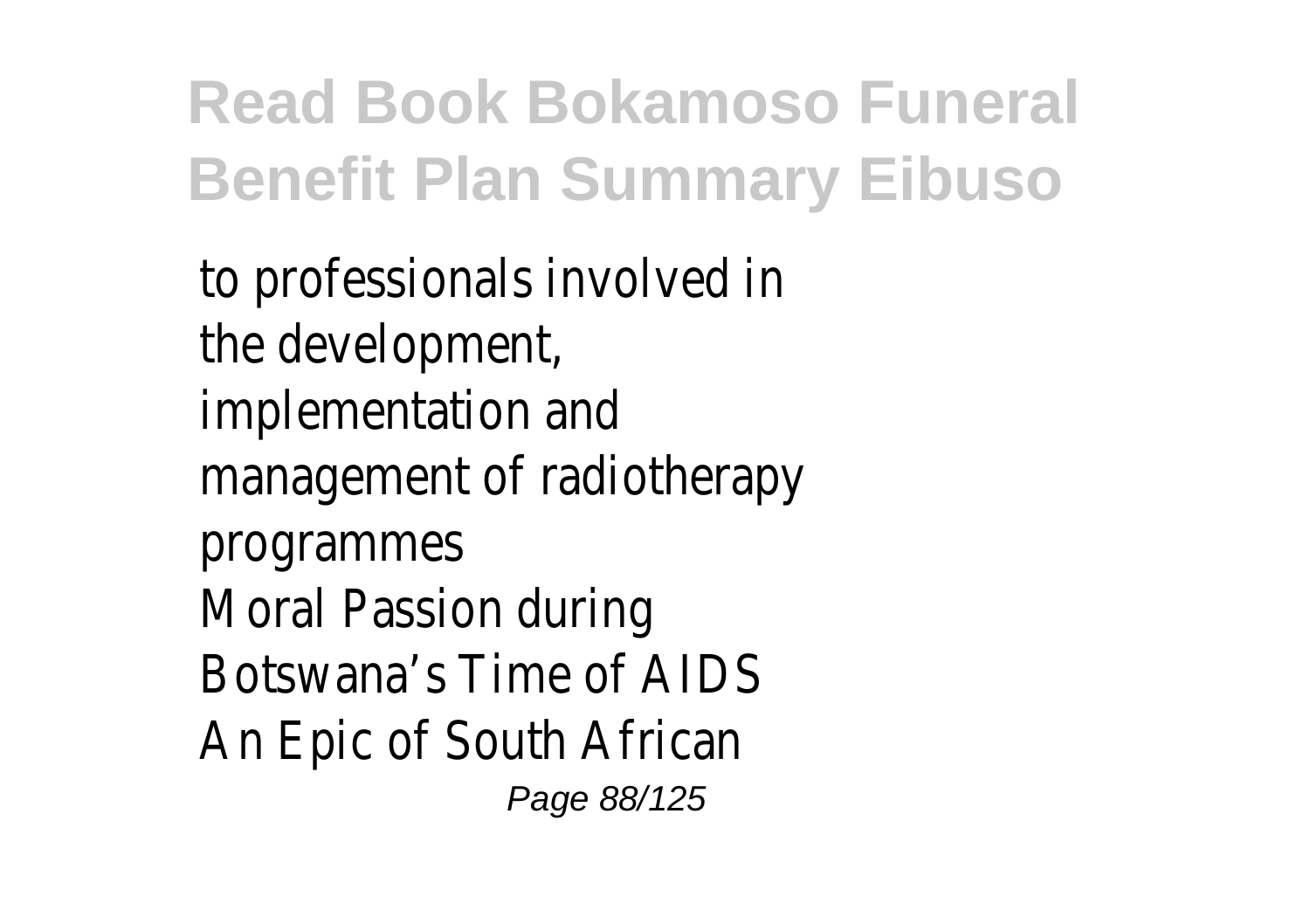to professionals involved in the development, implementation and management of radiotherapy programmes
Moral Passion during Botswana’s Time of AIDS
An Epic of South African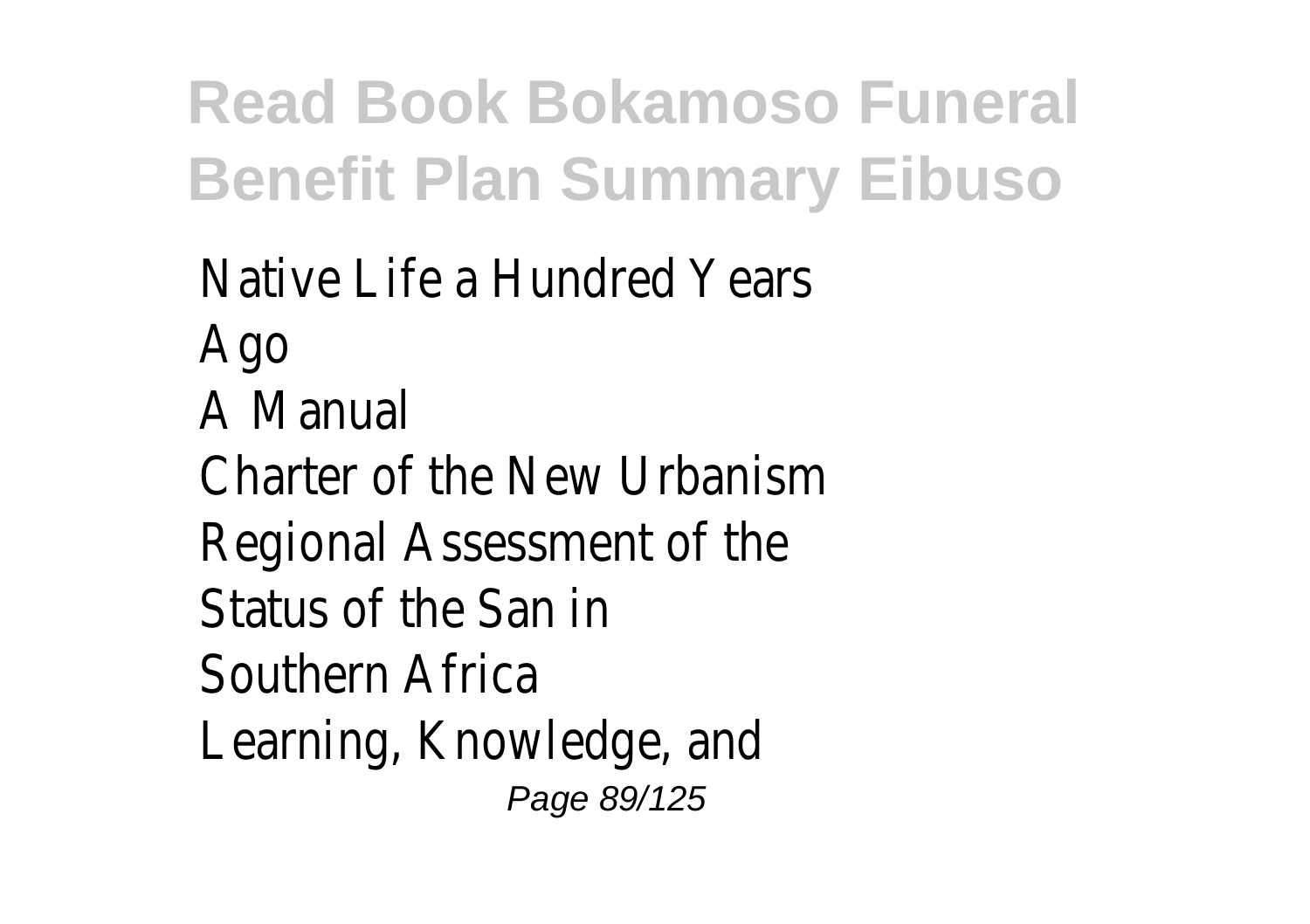Native Life a Hundred Years Ago
A Manual
Charter of the New Urbanism
Regional Assessment of the Status of the San in Southern Africa
Learning, Knowledge, and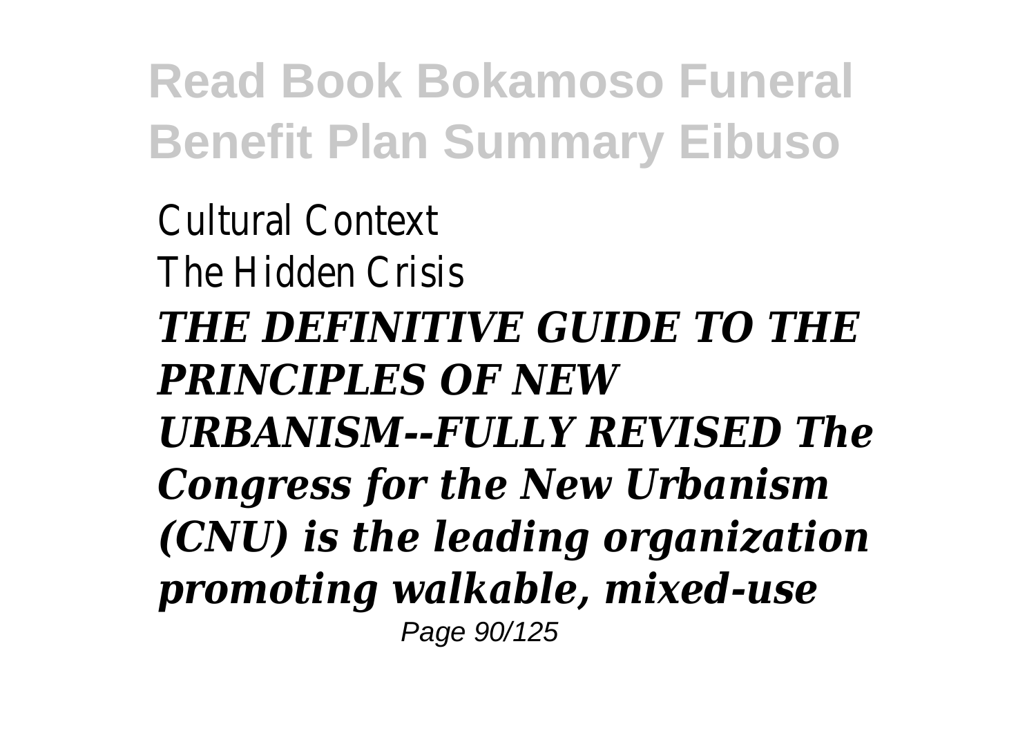Cultural Context
The Hidden Crisis

***THE DEFINITIVE GUIDE TO THE PRINCIPLES OF NEW URBANISM--FULLY REVISED The Congress for the New Urbanism (CNU) is the leading organization promoting walkable, mixed-use***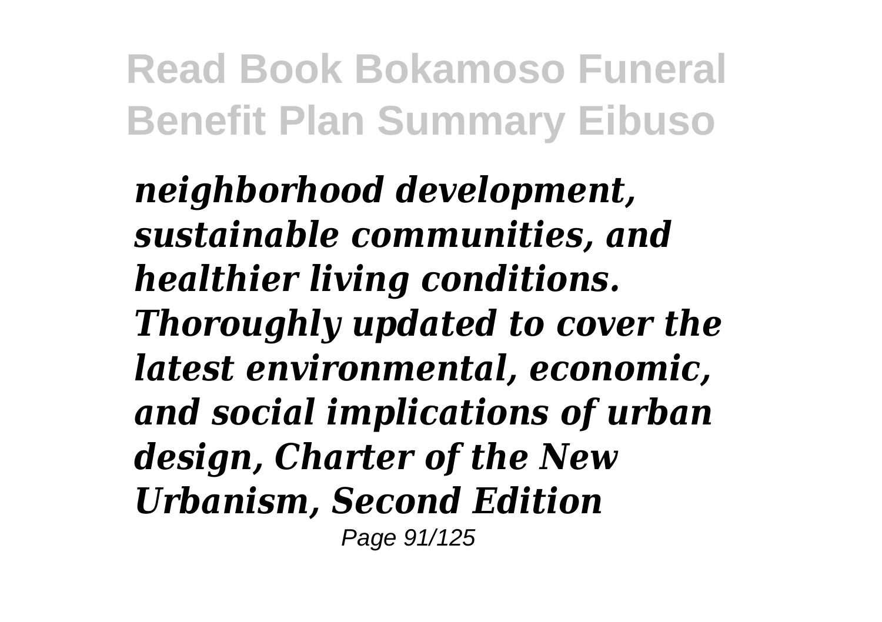*neighborhood development, sustainable communities, and healthier living conditions. Thoroughly updated to cover the latest environmental, economic, and social implications of urban design, Charter of the New Urbanism, Second Edition*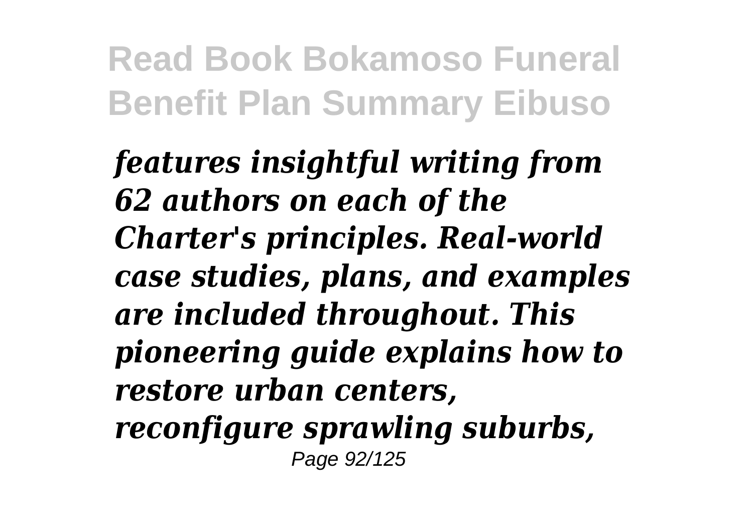*features insightful writing from 62 authors on each of the Charter's principles. Real-world case studies, plans, and examples are included throughout. This pioneering guide explains how to restore urban centers, reconfigure sprawling suburbs,*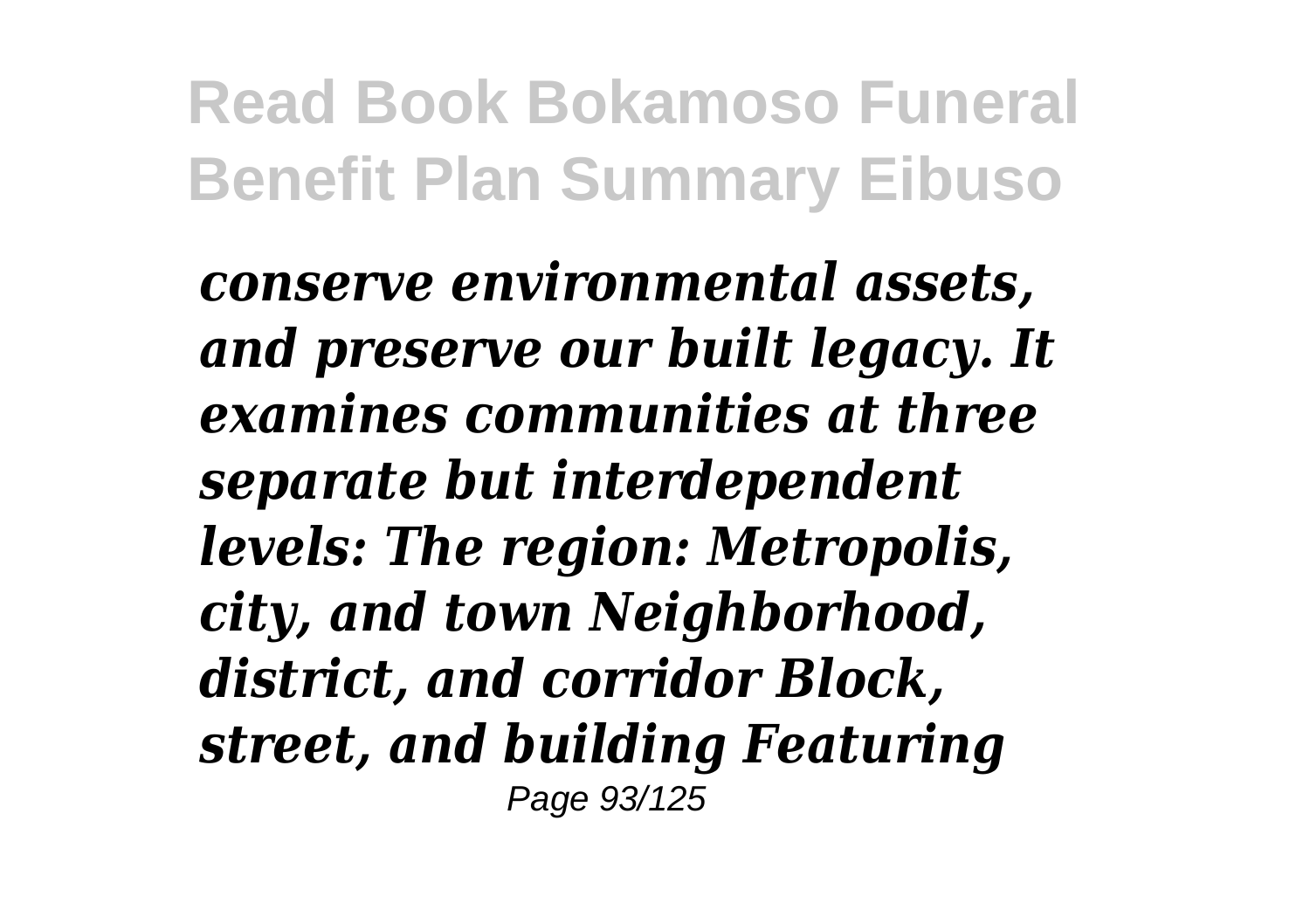*conserve environmental assets, and preserve our built legacy. It examines communities at three separate but interdependent levels: The region: Metropolis, city, and town Neighborhood, district, and corridor Block, street, and building Featuring*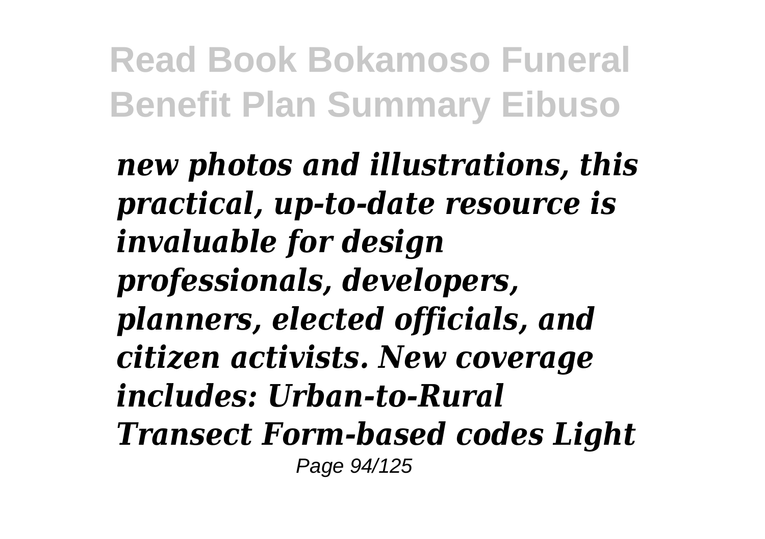*new photos and illustrations, this practical, up-to-date resource is invaluable for design professionals, developers, planners, elected officials, and citizen activists. New coverage includes: Urban-to-Rural Transect Form-based codes Light*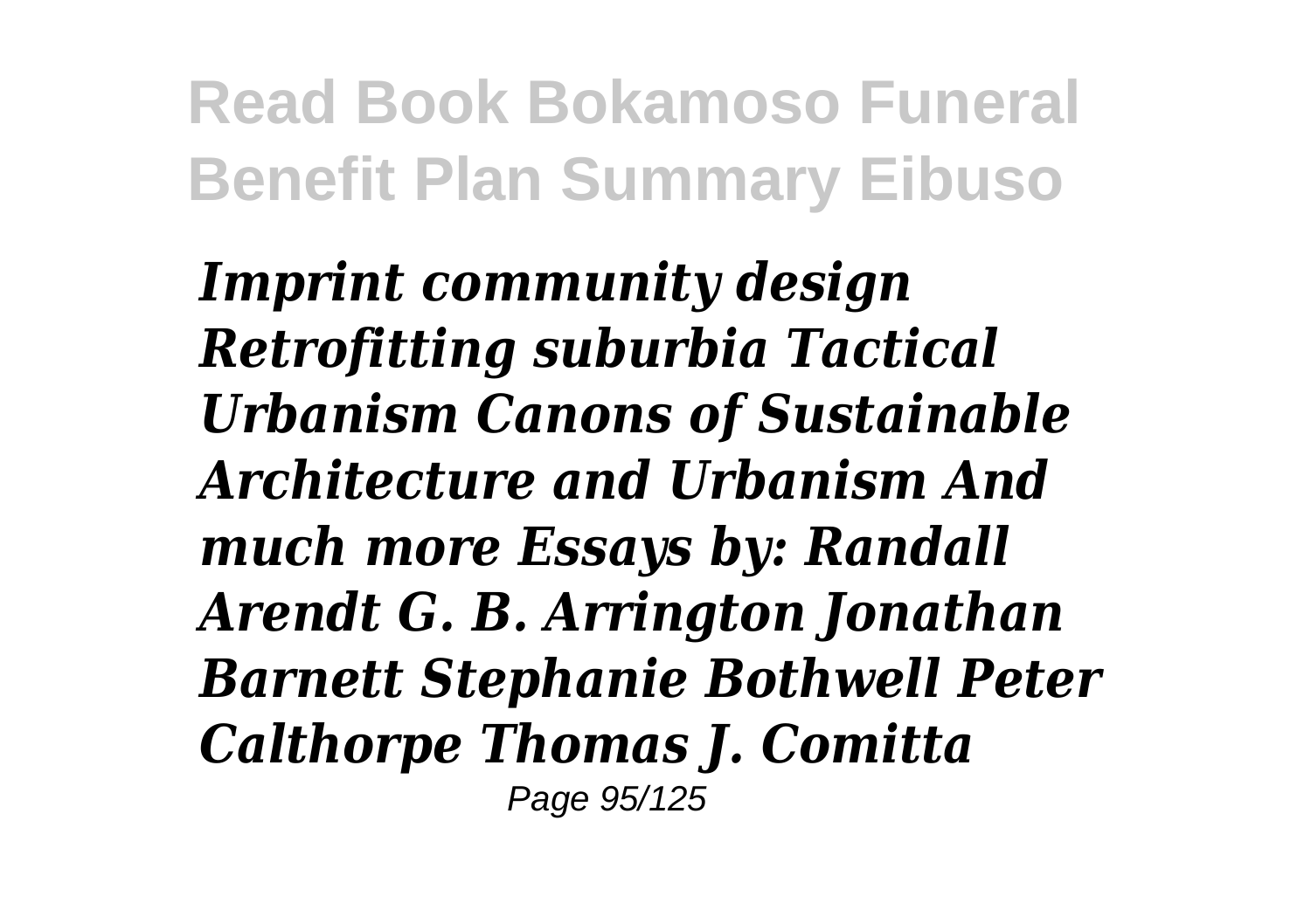***Imprint community design Retrofitting suburbia Tactical Urbanism Canons of Sustainable Architecture and Urbanism And much more Essays by: Randall Arendt G. B. Arrington Jonathan Barnett Stephanie Bothwell Peter Calthorpe Thomas J. Comitta***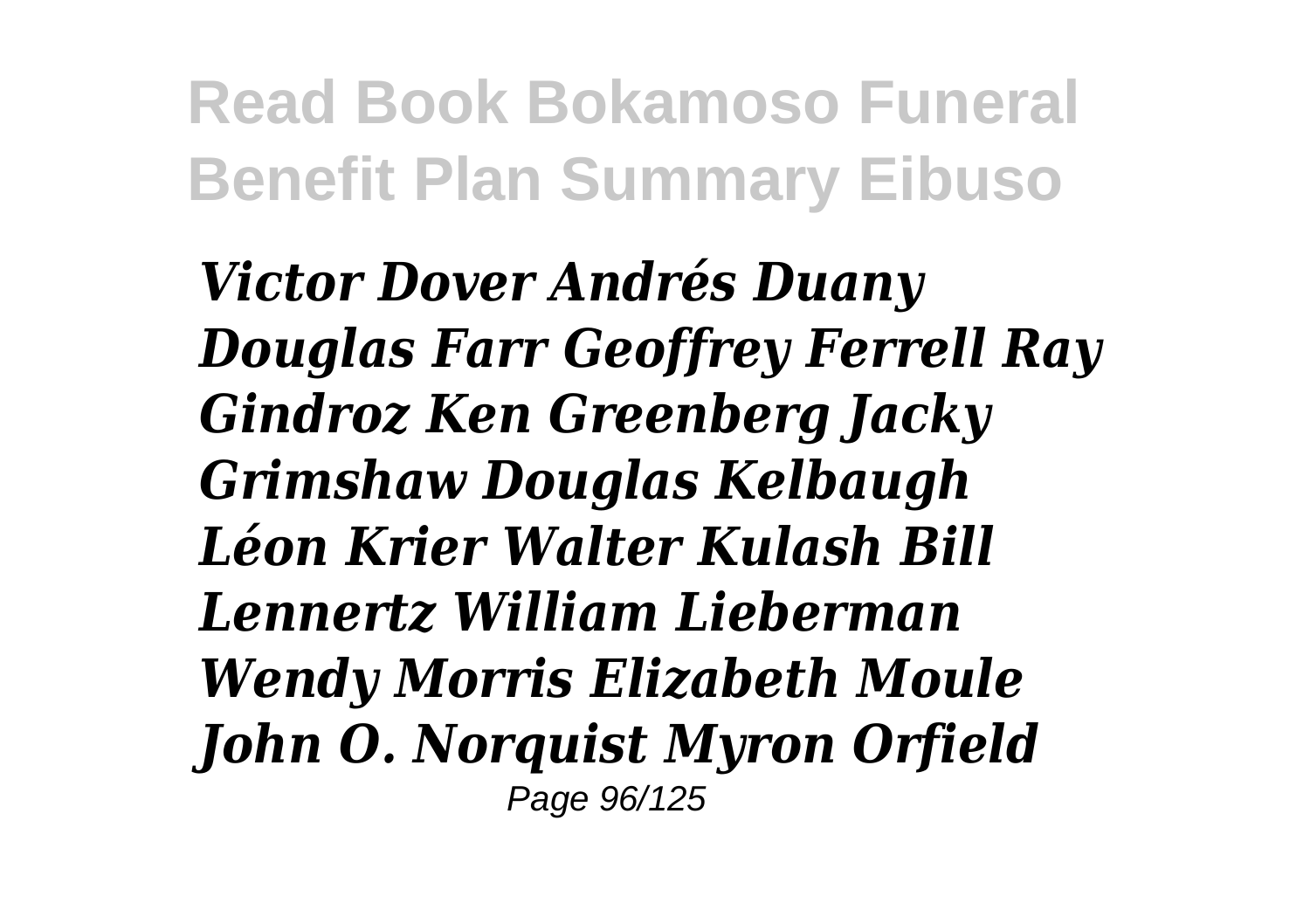*Victor Dover Andrés Duany Douglas Farr Geoffrey Ferrell Ray Gindroz Ken Greenberg Jacky Grimshaw Douglas Kelbaugh Léon Krier Walter Kulash Bill Lennertz William Lieberman Wendy Morris Elizabeth Moule John O. Norquist Myron Orfield*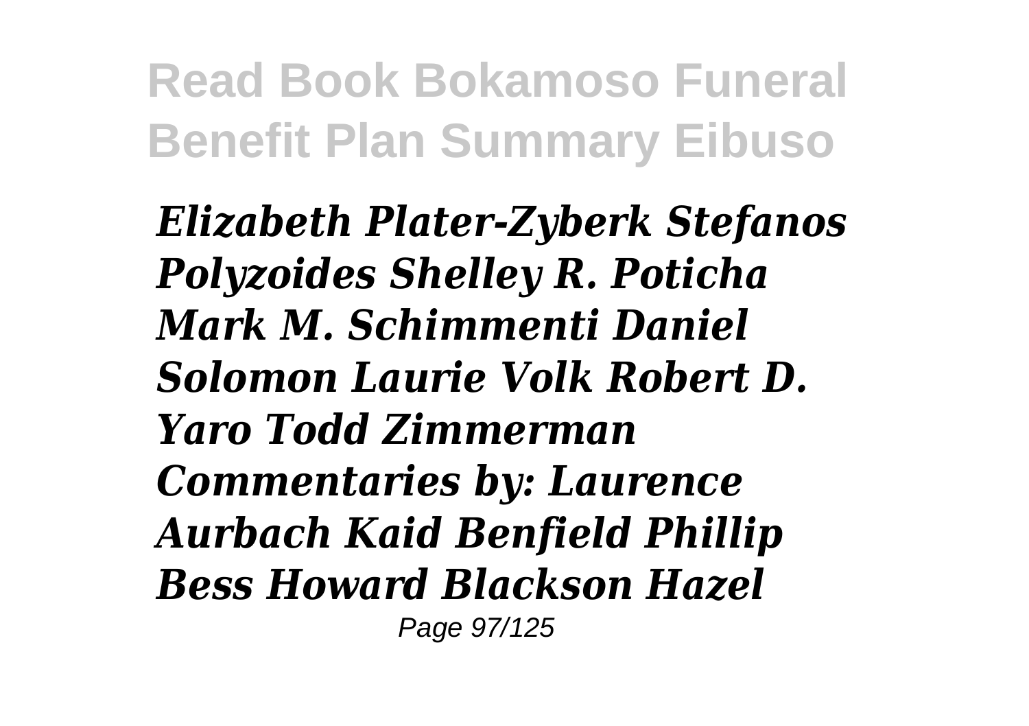*Elizabeth Plater-Zyberk Stefanos Polyzoides Shelley R. Poticha Mark M. Schimmenti Daniel Solomon Laurie Volk Robert D. Yaro Todd Zimmerman Commentaries by: Laurence Aurbach Kaid Benfield Phillip Bess Howard Blackson Hazel*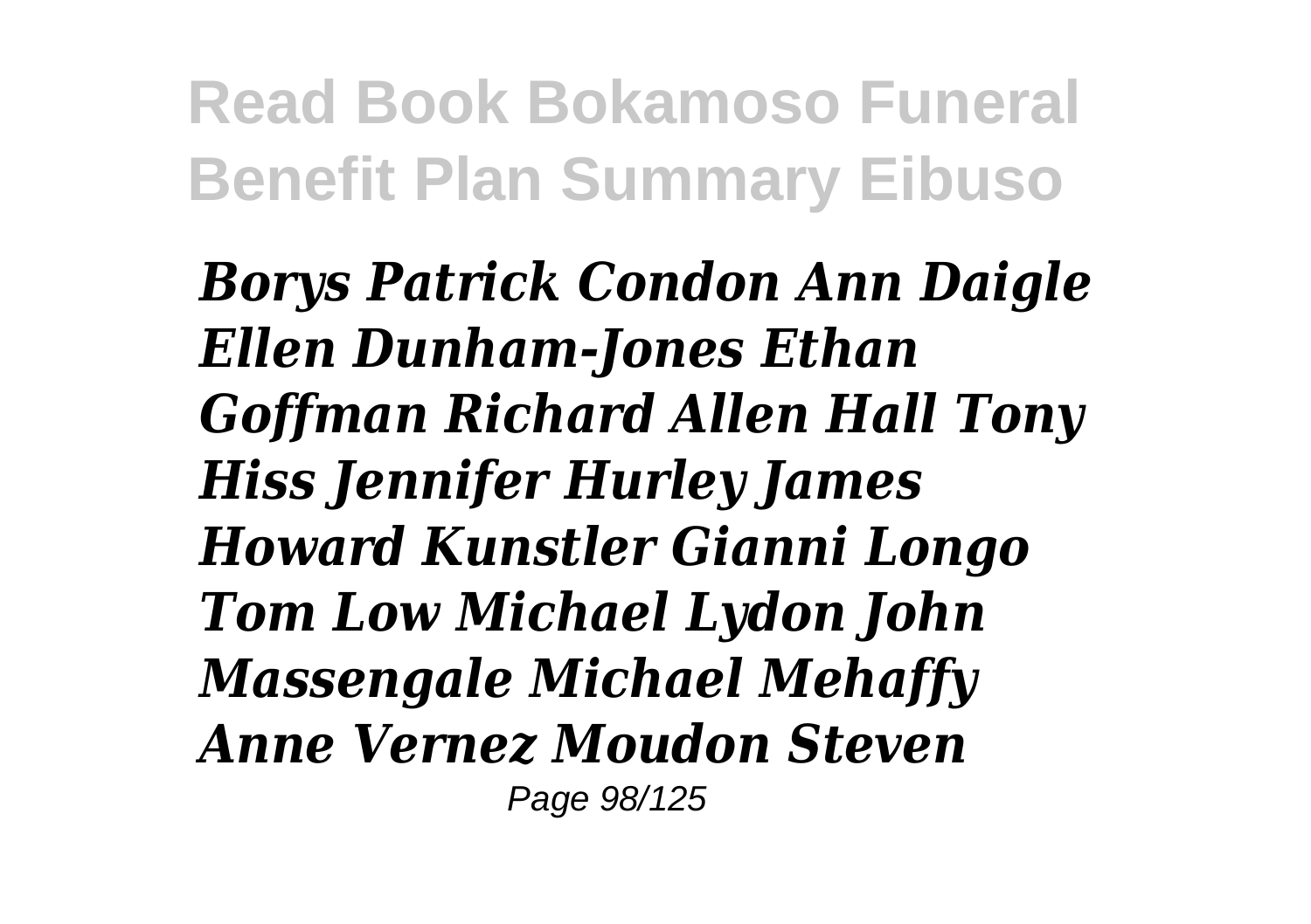*Borys Patrick Condon Ann Daigle Ellen Dunham-Jones Ethan Goffman Richard Allen Hall Tony Hiss Jennifer Hurley James Howard Kunstler Gianni Longo Tom Low Michael Lydon John Massengale Michael Mehaffy Anne Vernez Moudon Steven*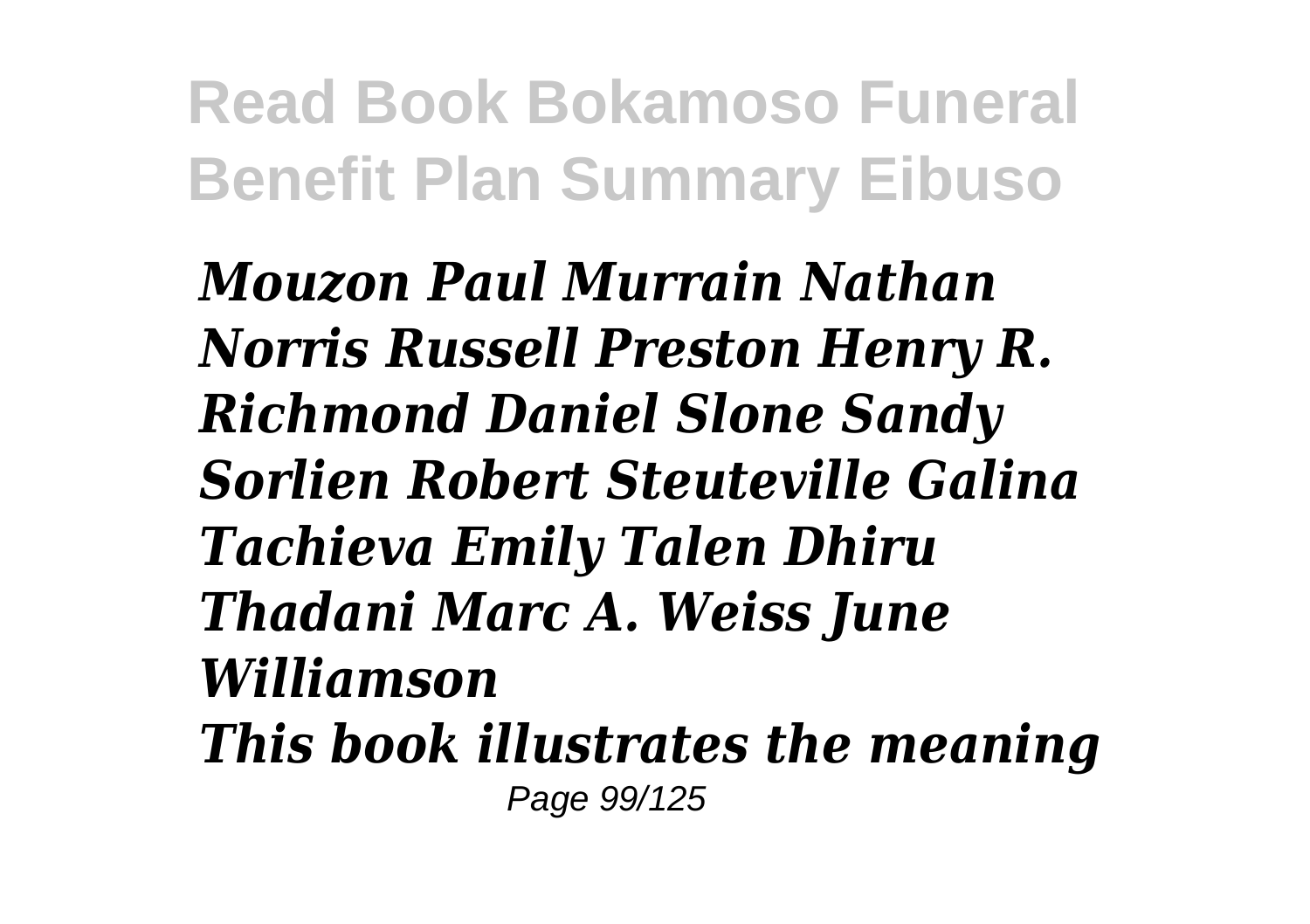*Mouzon Paul Murrain Nathan Norris Russell Preston Henry R. Richmond Daniel Slone Sandy Sorlien Robert Steuteville Galina Tachieva Emily Talen Dhiru Thadani Marc A. Weiss June Williamson*

*This book illustrates the meaning*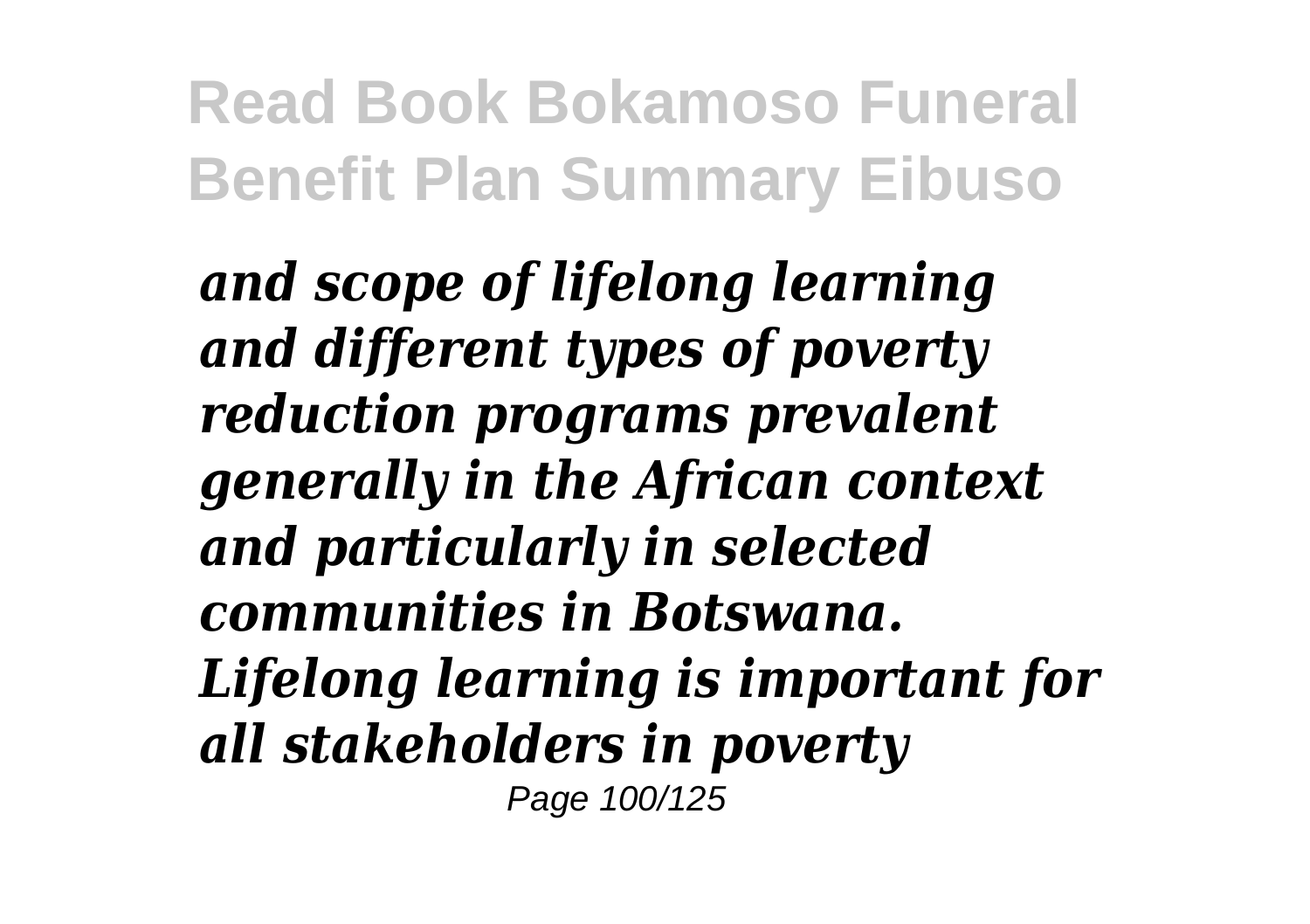*and scope of lifelong learning and different types of poverty reduction programs prevalent generally in the African context and particularly in selected communities in Botswana. Lifelong learning is important for all stakeholders in poverty*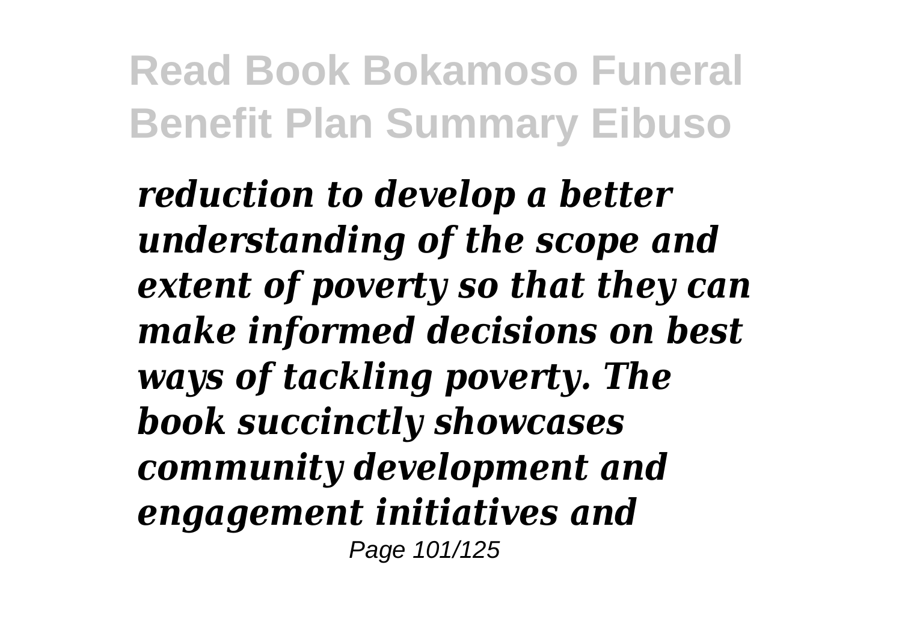*reduction to develop a better understanding of the scope and extent of poverty so that they can make informed decisions on best ways of tackling poverty. The book succinctly showcases community development and engagement initiatives and*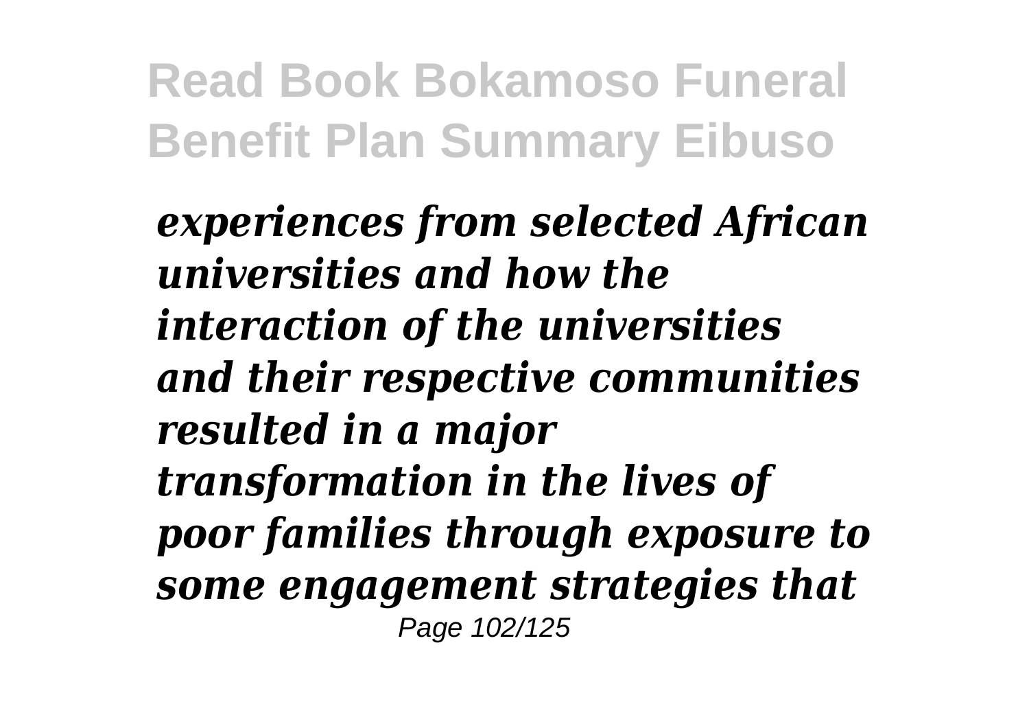*experiences from selected African universities and how the interaction of the universities and their respective communities resulted in a major transformation in the lives of poor families through exposure to some engagement strategies that*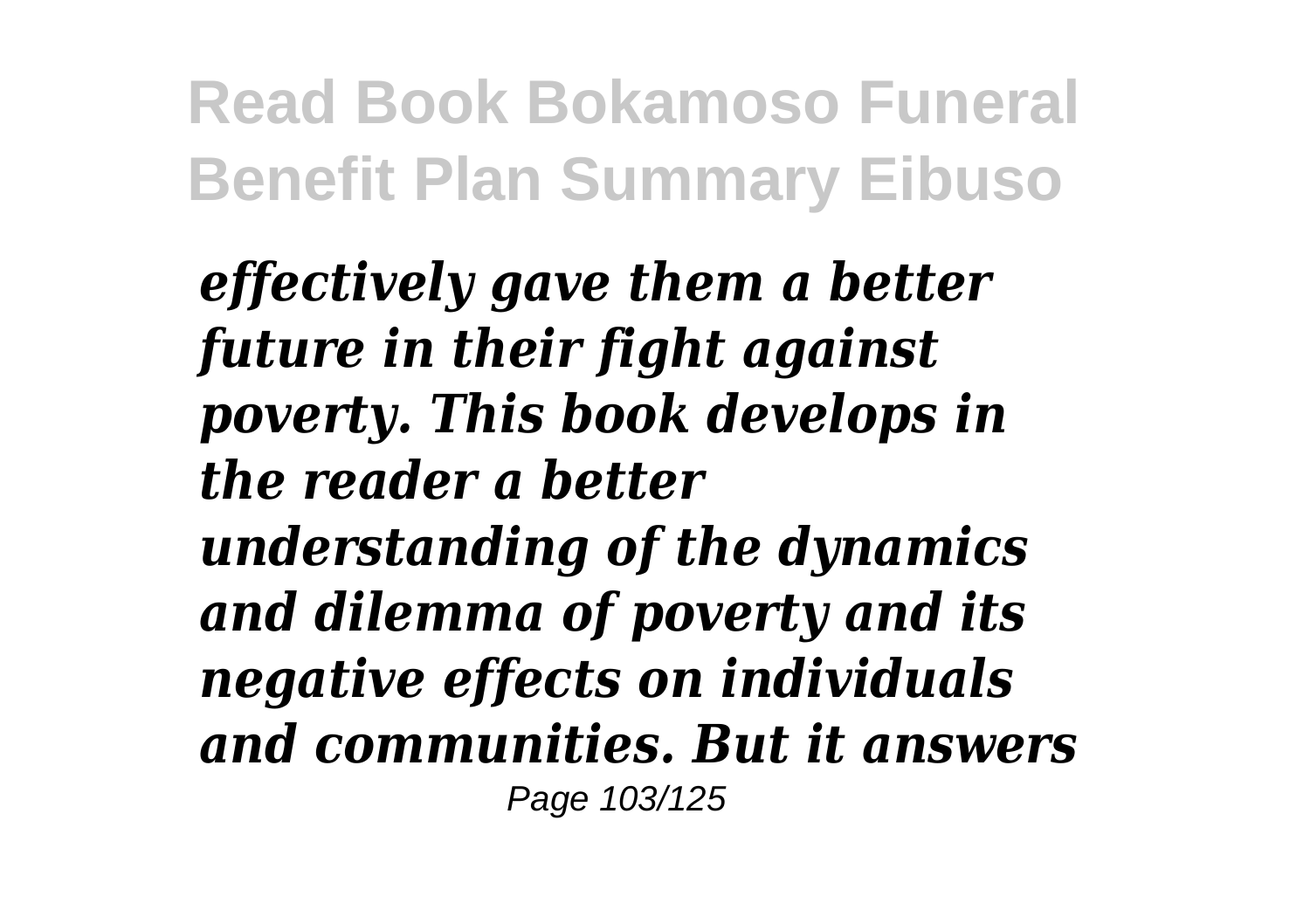***effectively gave them a better future in their fight against poverty. This book develops in the reader a better understanding of the dynamics and dilemma of poverty and its negative effects on individuals and communities. But it answers***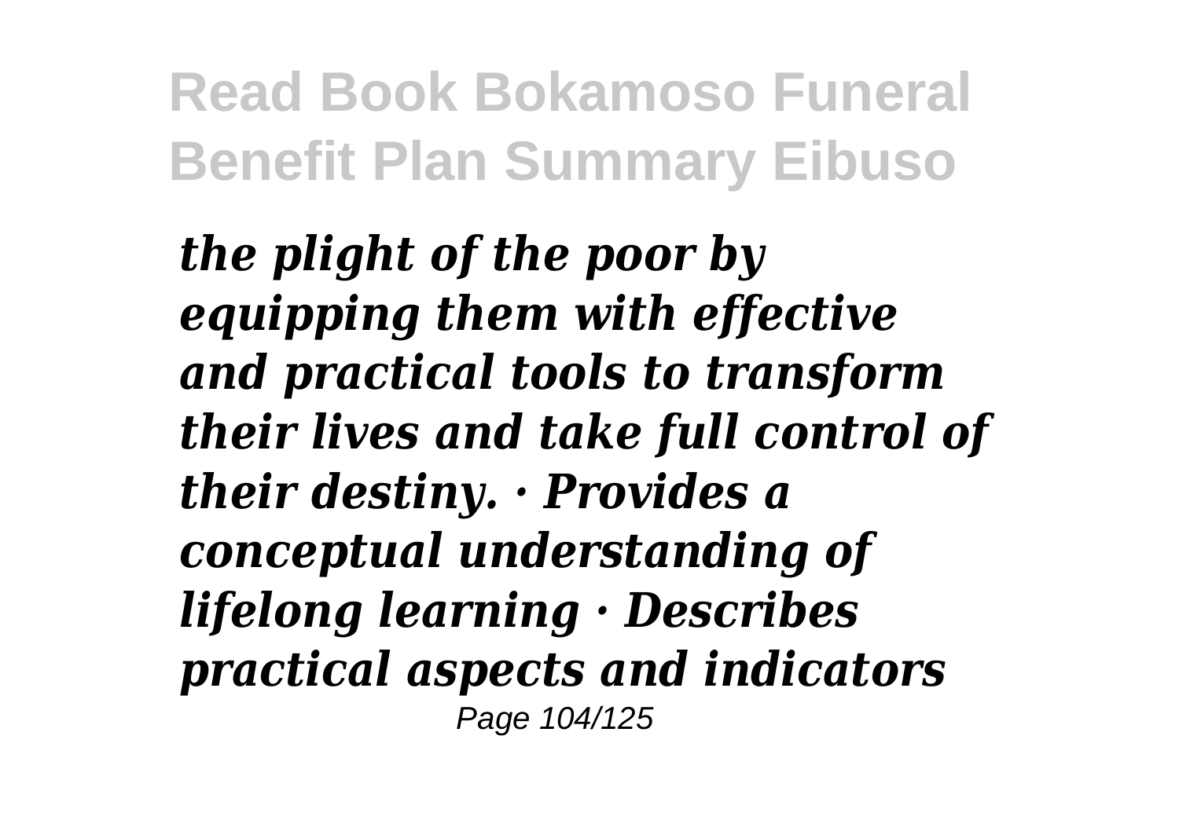*the plight of the poor by equipping them with effective and practical tools to transform their lives and take full control of their destiny. · Provides a conceptual understanding of lifelong learning · Describes practical aspects and indicators*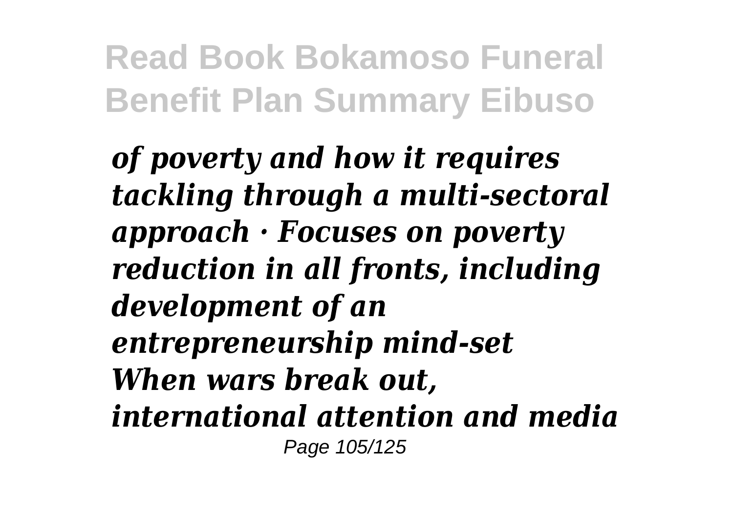*of poverty and how it requires tackling through a multi-sectoral approach · Focuses on poverty reduction in all fronts, including development of an entrepreneurship mind-set*

*When wars break out, international attention and media*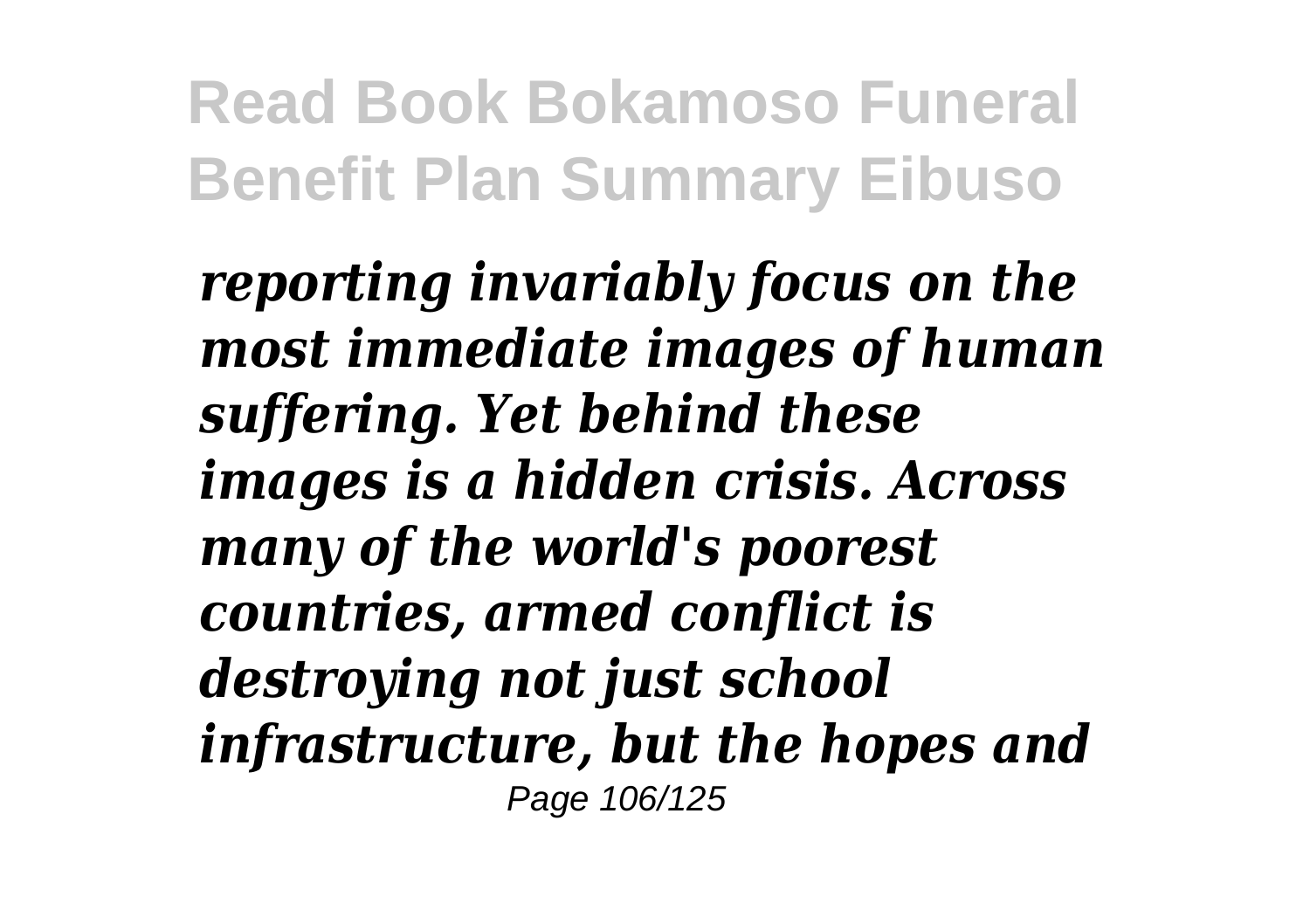*reporting invariably focus on the most immediate images of human suffering. Yet behind these images is a hidden crisis. Across many of the world's poorest countries, armed conflict is destroying not just school infrastructure, but the hopes and*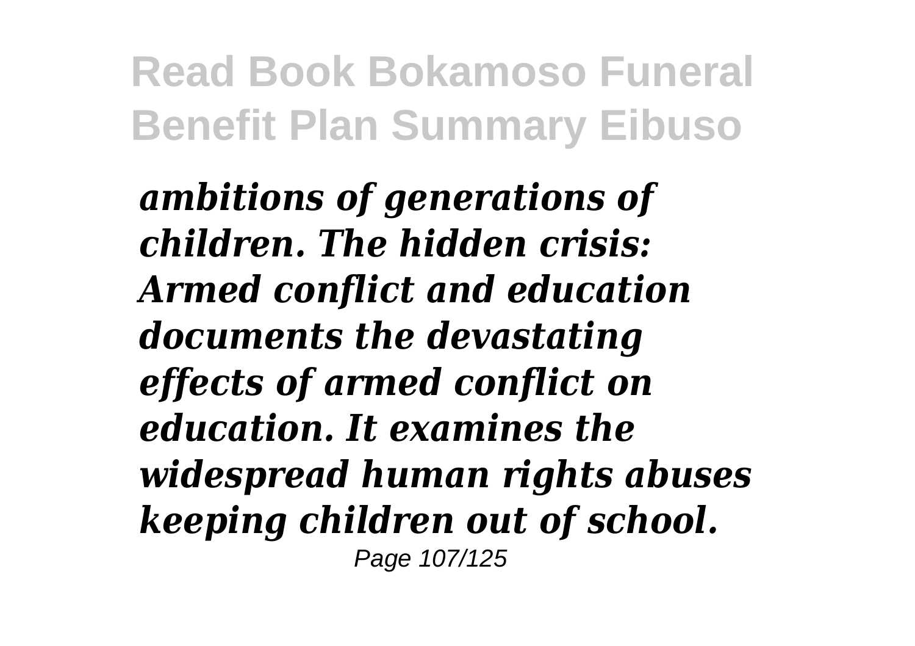*ambitions of generations of children. The hidden crisis: Armed conflict and education documents the devastating effects of armed conflict on education. It examines the widespread human rights abuses keeping children out of school.*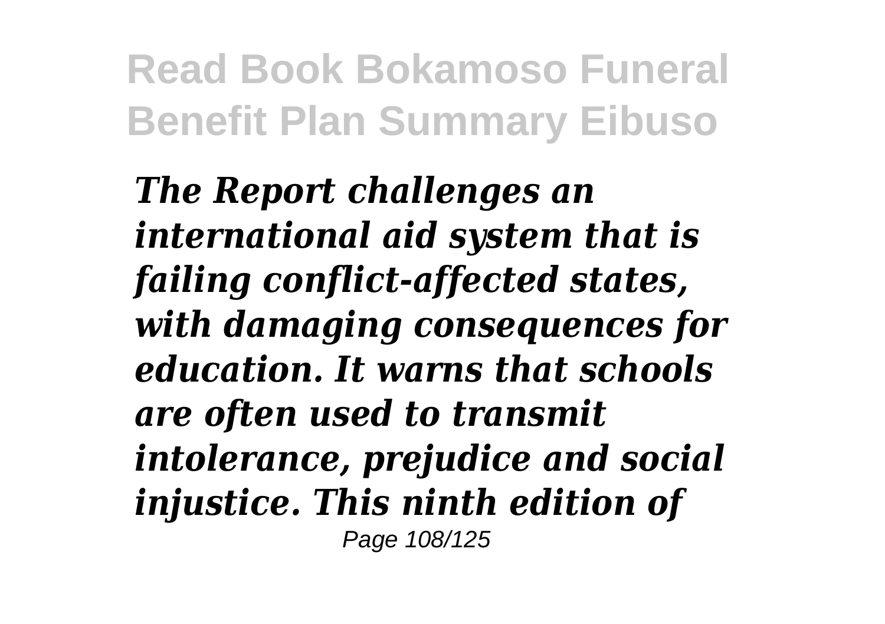*The Report challenges an international aid system that is failing conflict-affected states, with damaging consequences for education. It warns that schools are often used to transmit intolerance, prejudice and social injustice. This ninth edition of*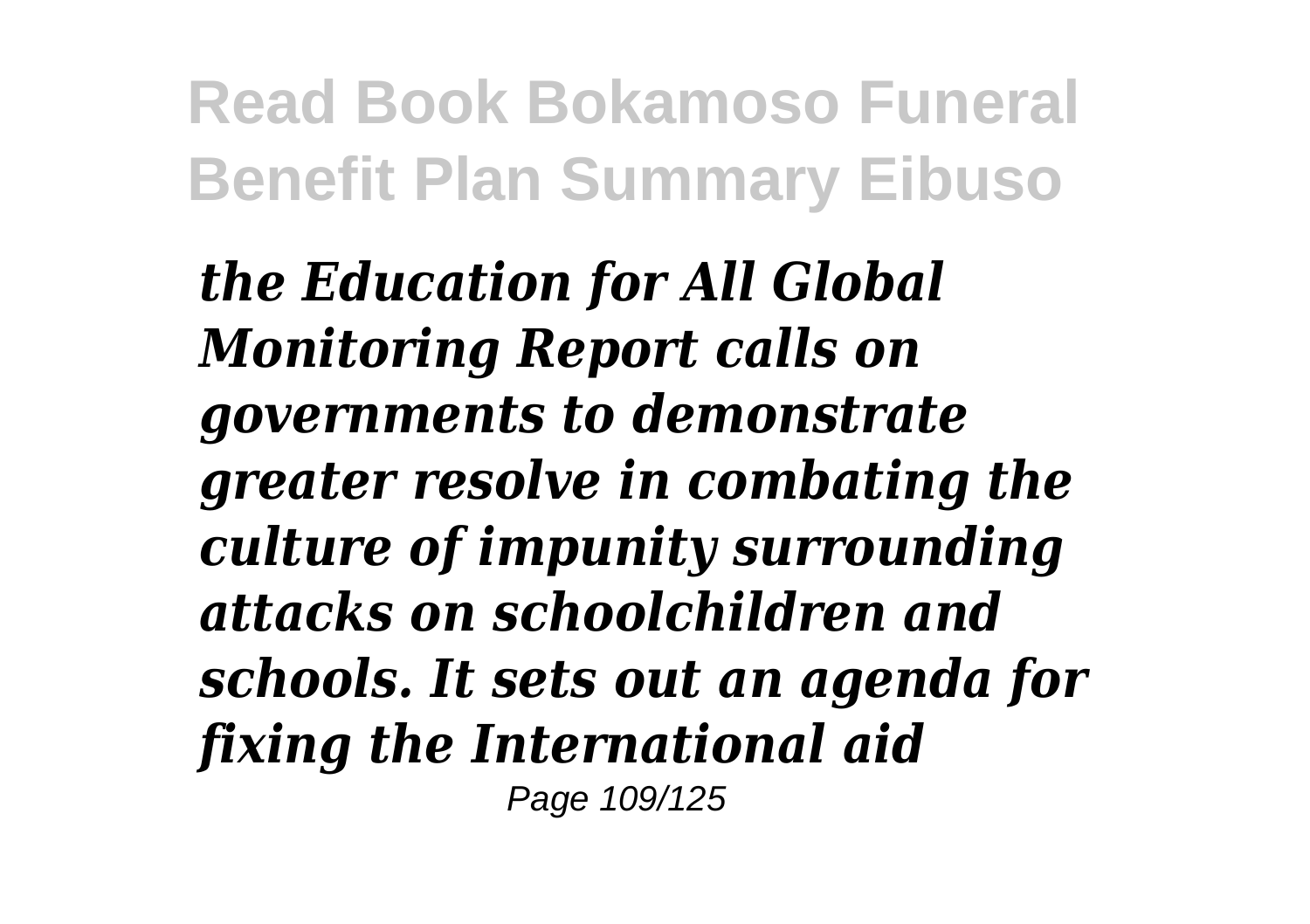*the Education for All Global Monitoring Report calls on governments to demonstrate greater resolve in combating the culture of impunity surrounding attacks on schoolchildren and schools. It sets out an agenda for fixing the International aid*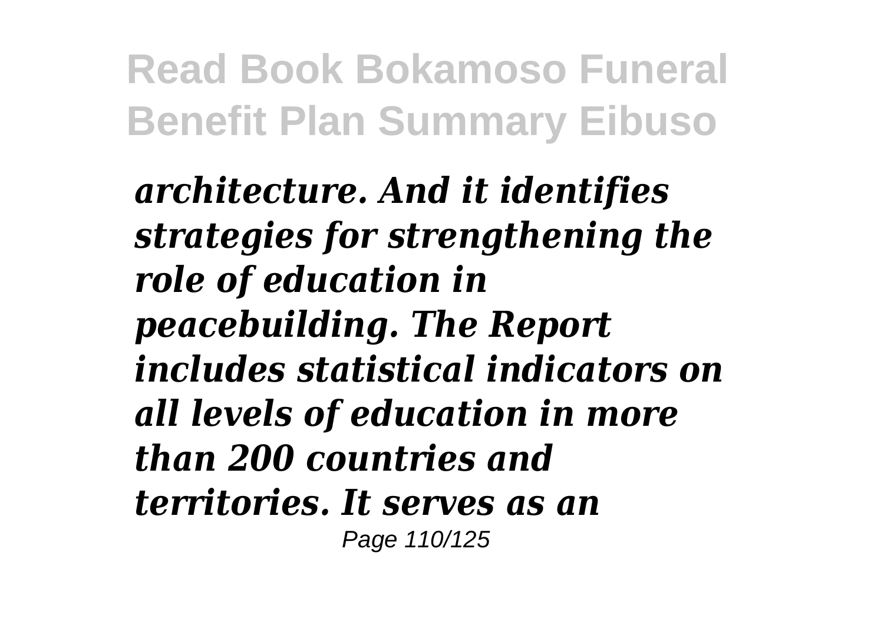*architecture. And it identifies strategies for strengthening the role of education in peacebuilding. The Report includes statistical indicators on all levels of education in more than 200 countries and territories. It serves as an*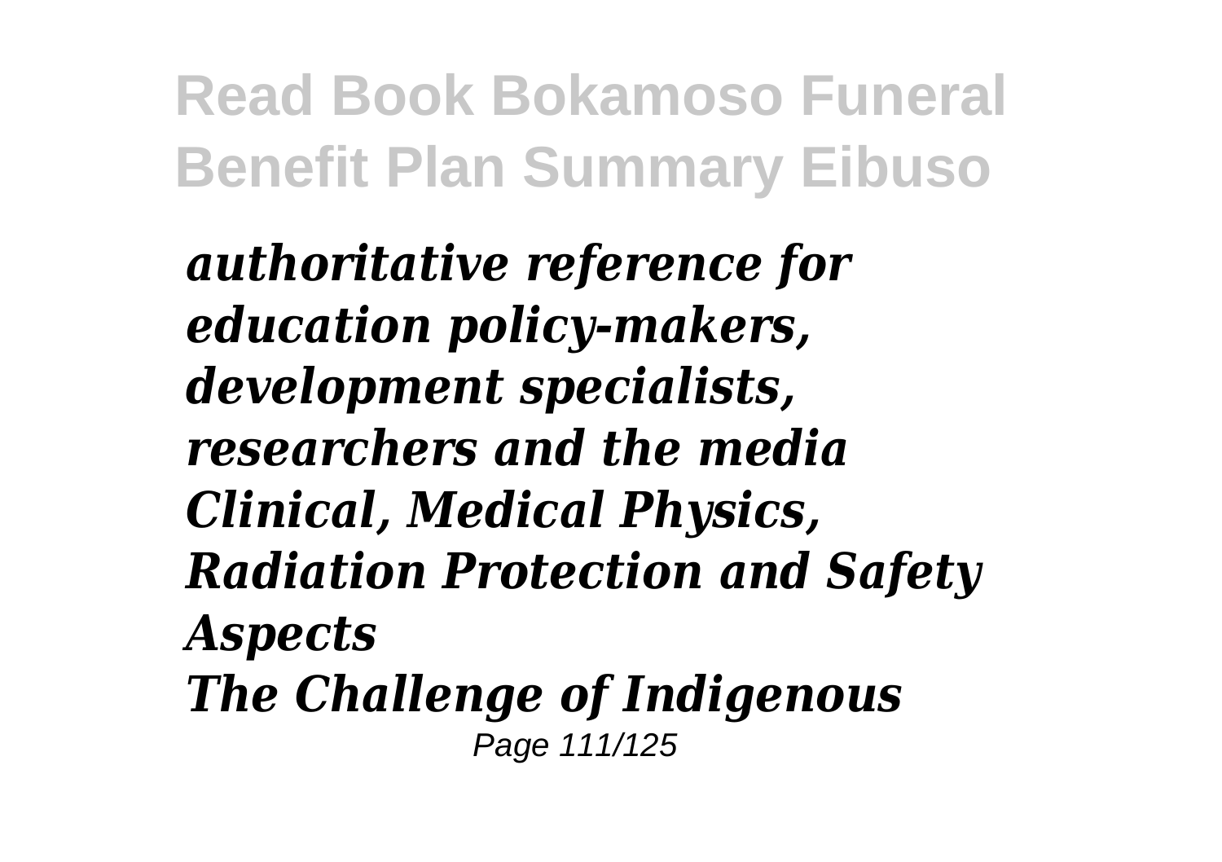*authoritative reference for education policy-makers, development specialists, researchers and the media*
*Clinical, Medical Physics, Radiation Protection and Safety Aspects*
*The Challenge of Indigenous*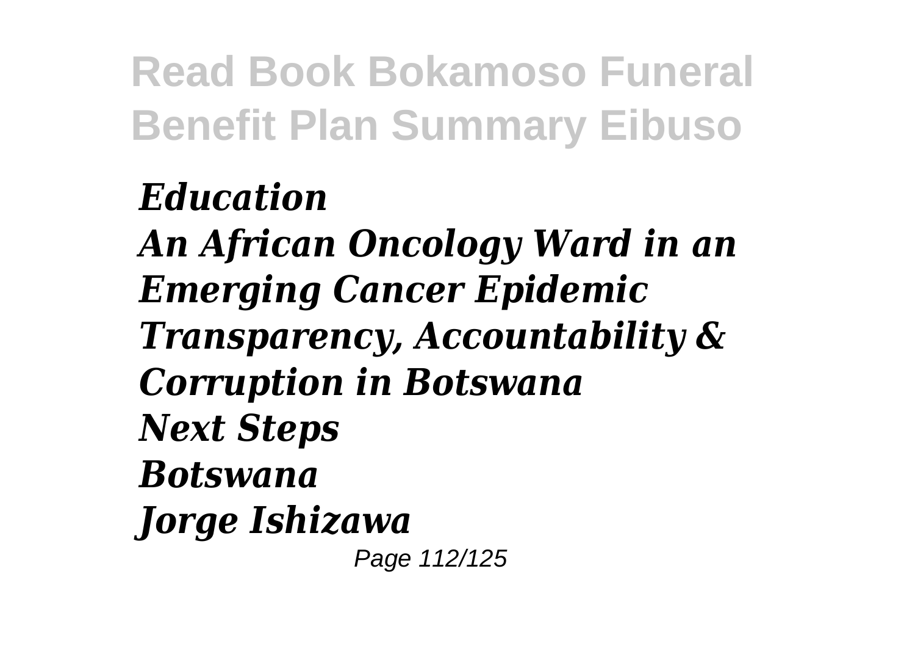*Education*
*An African Oncology Ward in an Emerging Cancer Epidemic*
*Transparency, Accountability & Corruption in Botswana*
*Next Steps*
*Botswana*
*Jorge Ishizawa*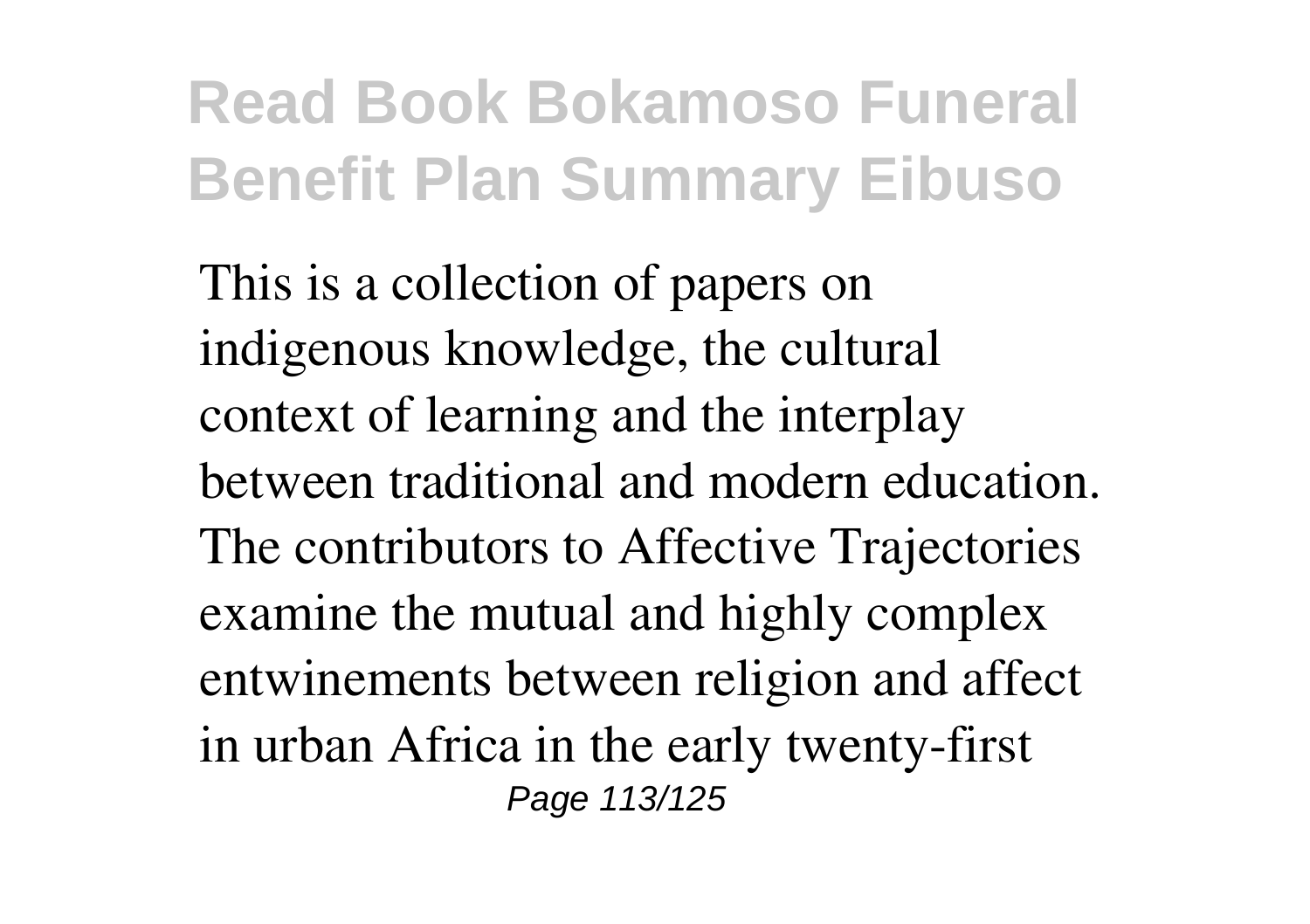This is a collection of papers on indigenous knowledge, the cultural context of learning and the interplay between traditional and modern education. The contributors to Affective Trajectories examine the mutual and highly complex entwinements between religion and affect in urban Africa in the early twenty-first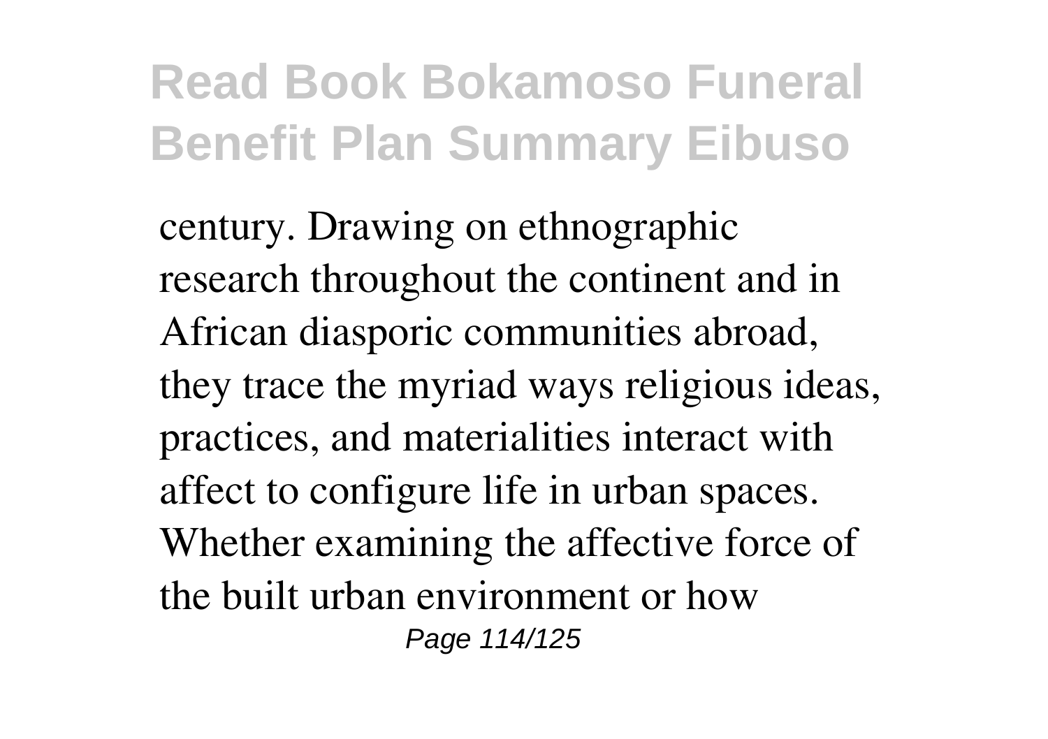century. Drawing on ethnographic research throughout the continent and in African diasporic communities abroad, they trace the myriad ways religious ideas, practices, and materialities interact with affect to configure life in urban spaces. Whether examining the affective force of the built urban environment or how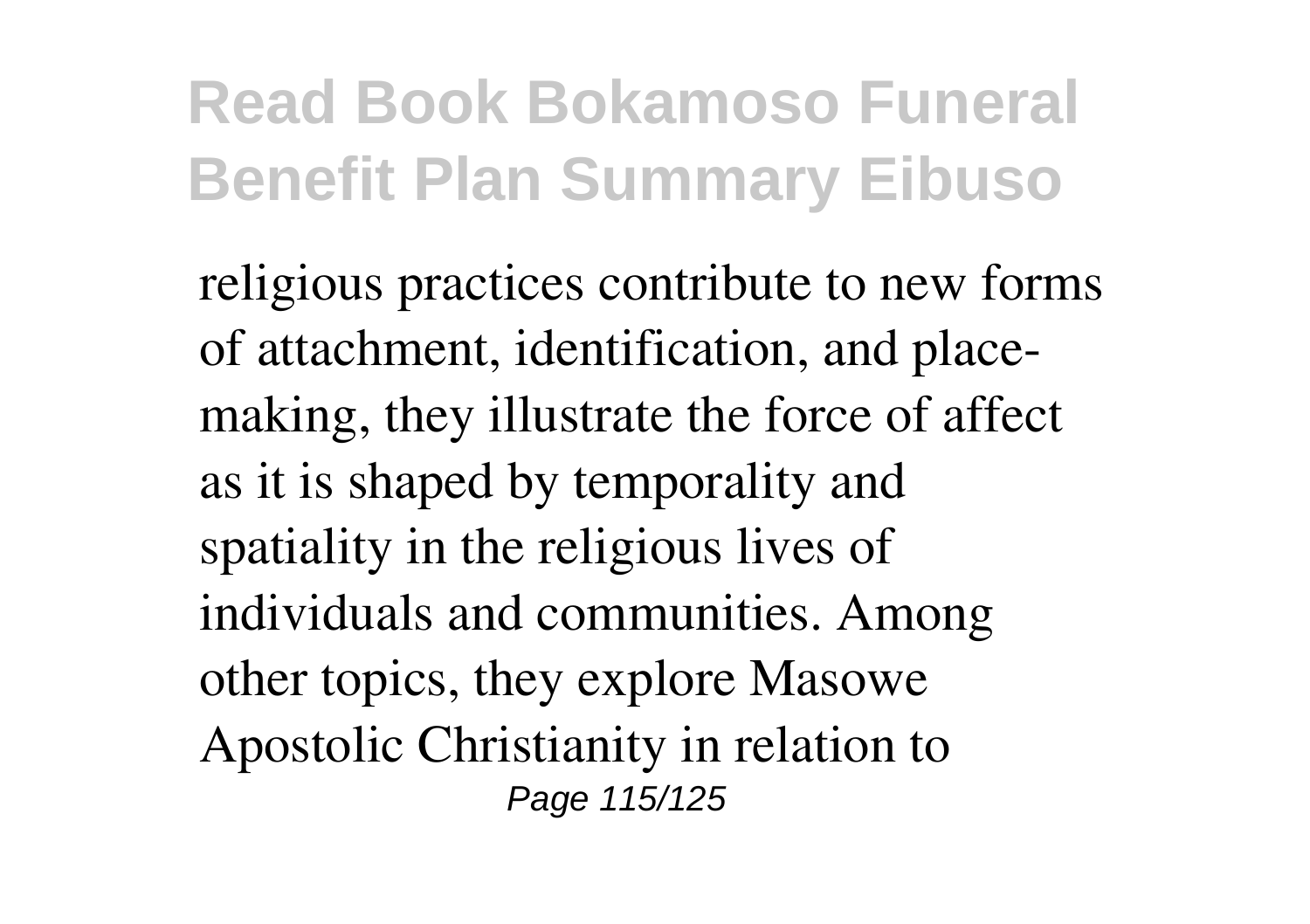religious practices contribute to new forms of attachment, identification, and place-making, they illustrate the force of affect as it is shaped by temporality and spatiality in the religious lives of individuals and communities. Among other topics, they explore Masowe Apostolic Christianity in relation to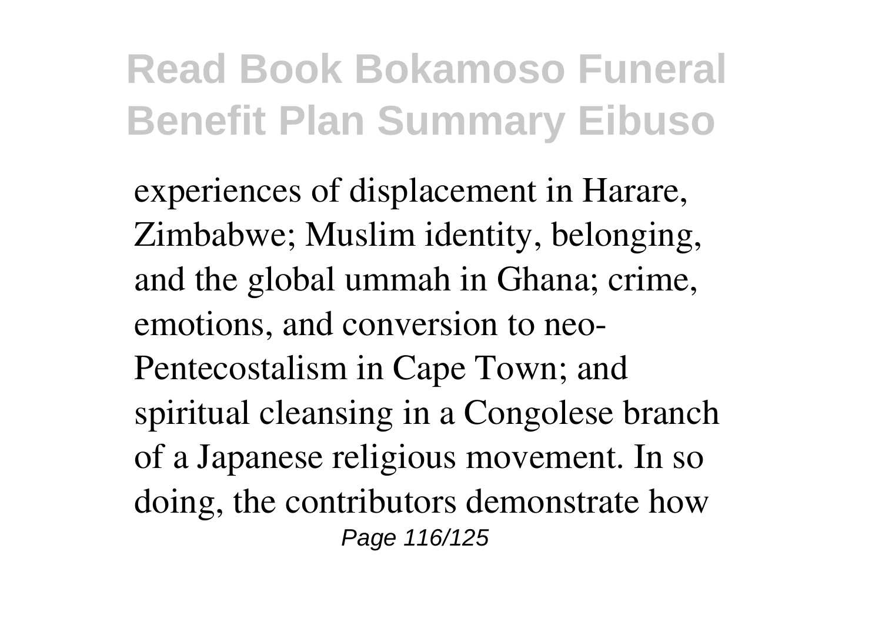experiences of displacement in Harare, Zimbabwe; Muslim identity, belonging, and the global ummah in Ghana; crime, emotions, and conversion to neo-Pentecostalism in Cape Town; and spiritual cleansing in a Congolese branch of a Japanese religious movement. In so doing, the contributors demonstrate how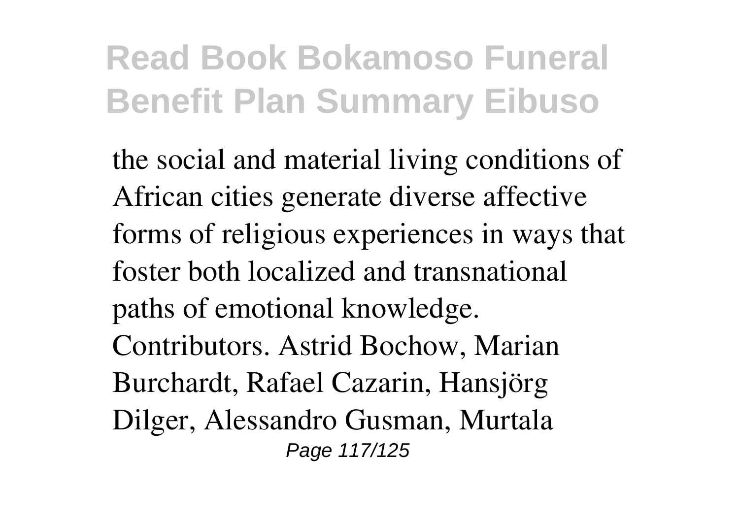the social and material living conditions of African cities generate diverse affective forms of religious experiences in ways that foster both localized and transnational paths of emotional knowledge. Contributors. Astrid Bochow, Marian Burchardt, Rafael Cazarin, Hansjörg Dilger, Alessandro Gusman, Murtala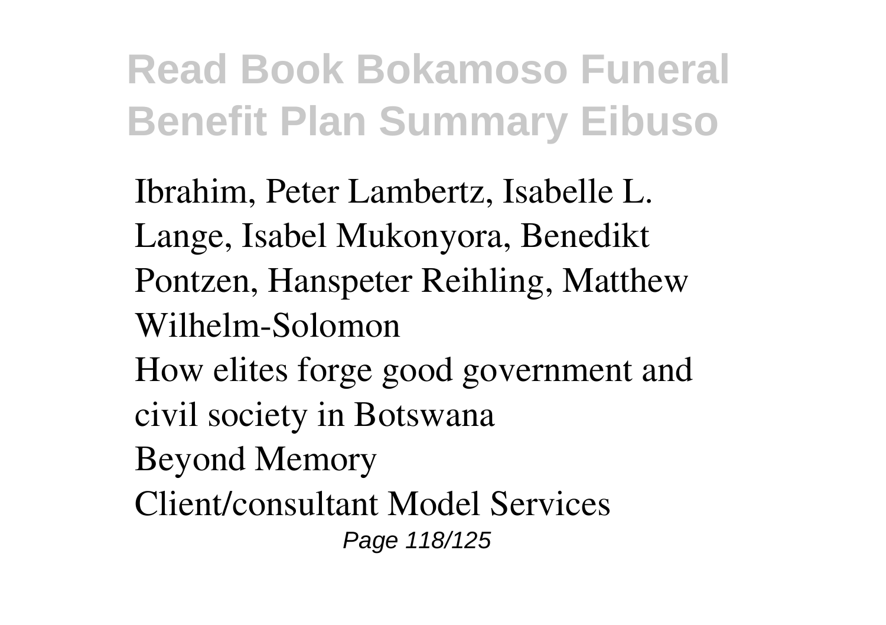Ibrahim, Peter Lambertz, Isabelle L. Lange, Isabel Mukonyora, Benedikt Pontzen, Hanspeter Reihling, Matthew Wilhelm-Solomon

How elites forge good government and civil society in Botswana

Beyond Memory

Client/consultant Model Services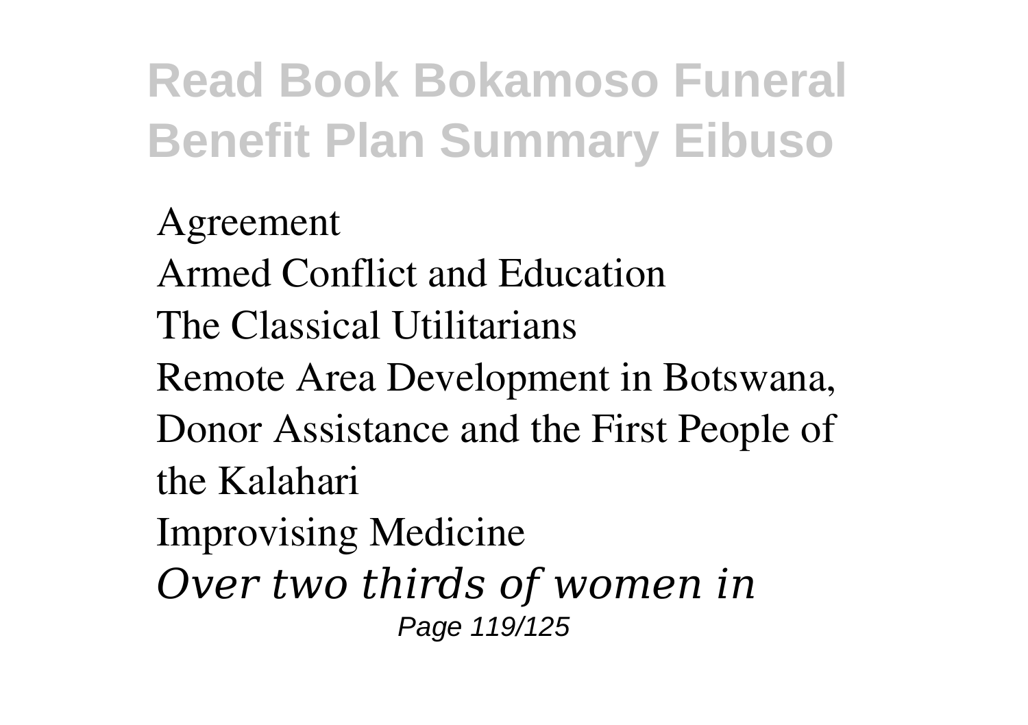Agreement

Armed Conflict and Education

The Classical Utilitarians

Remote Area Development in Botswana, Donor Assistance and the First People of the Kalahari

Improvising Medicine

*Over two thirds of women in*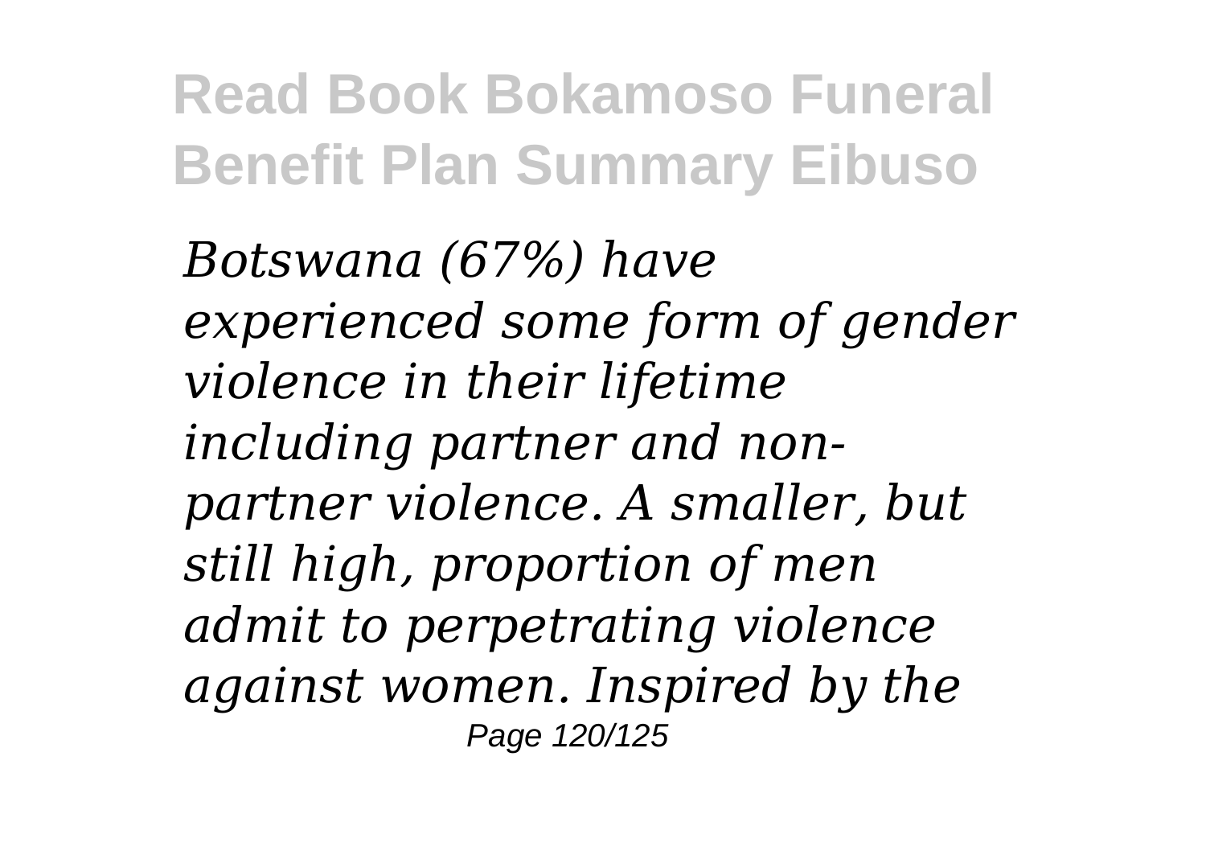*Botswana (67%) have experienced some form of gender violence in their lifetime including partner and non-partner violence. A smaller, but still high, proportion of men admit to perpetrating violence against women. Inspired by the*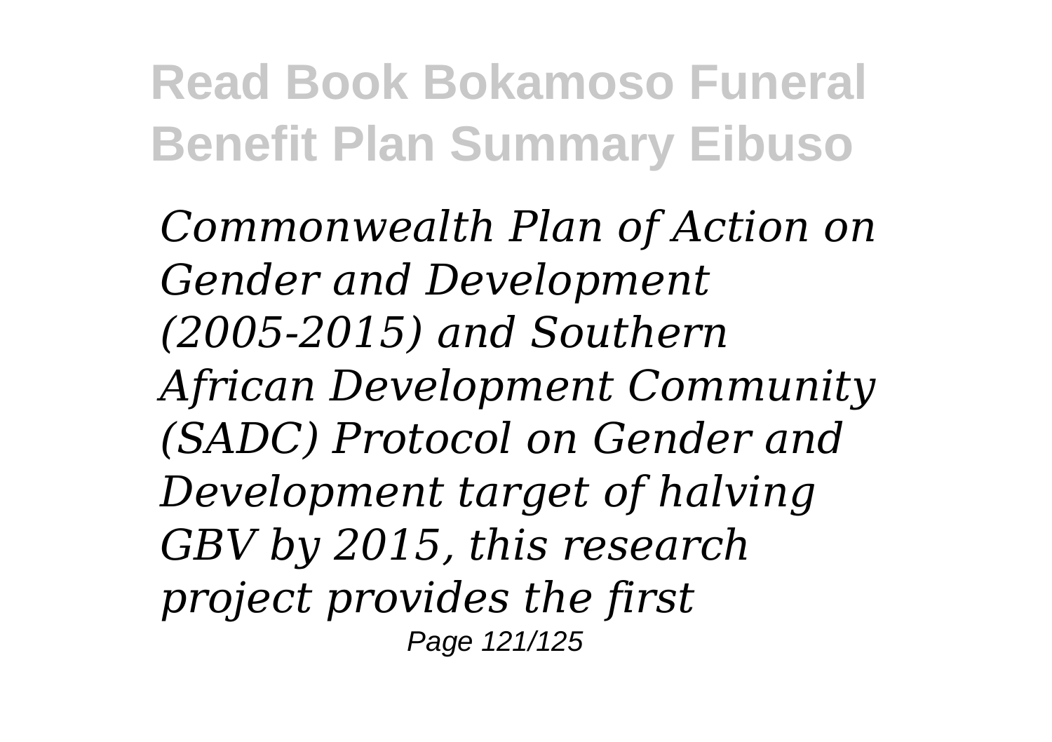*Commonwealth Plan of Action on Gender and Development (2005-2015) and Southern African Development Community (SADC) Protocol on Gender and Development target of halving GBV by 2015, this research project provides the first*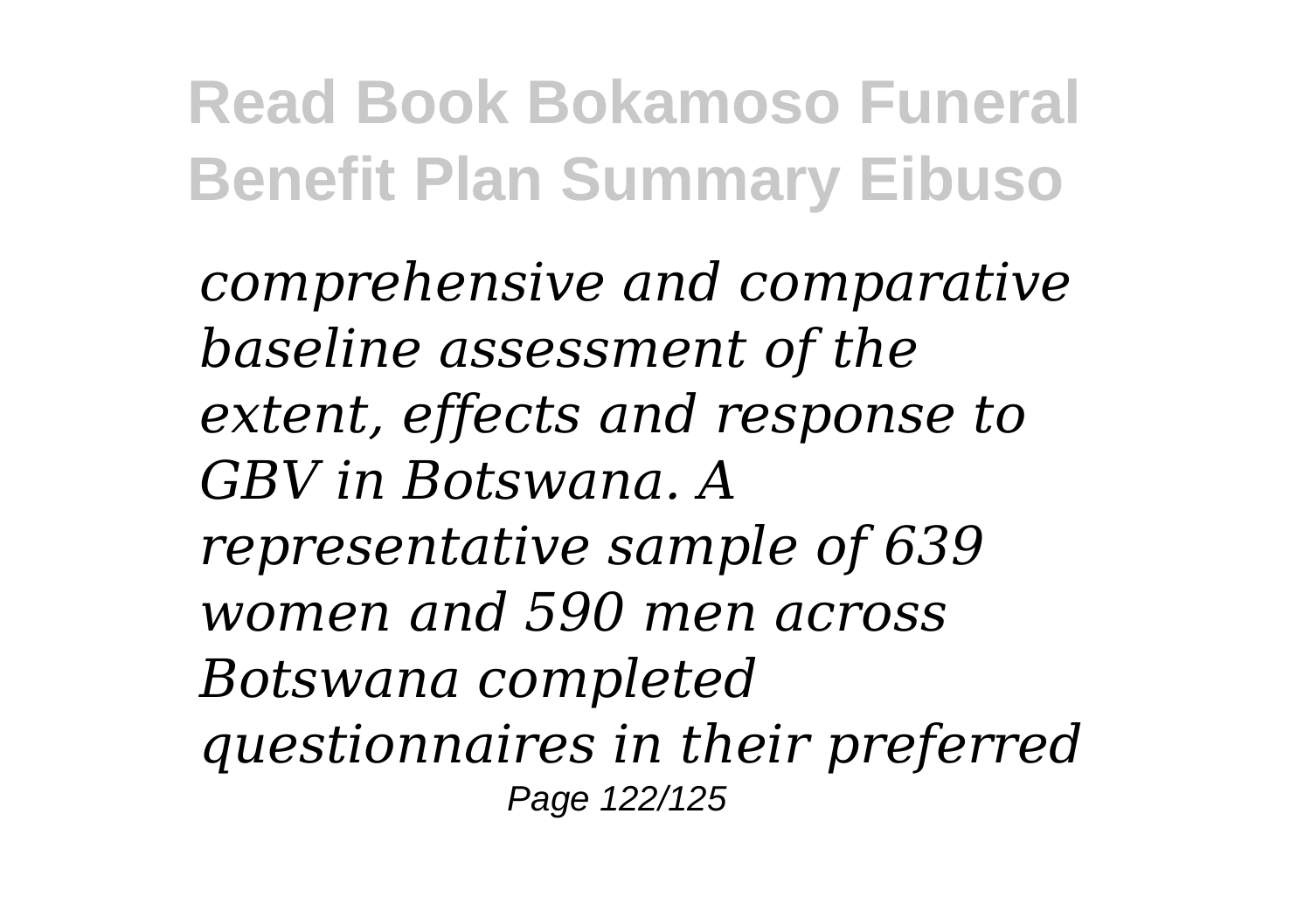*comprehensive and comparative baseline assessment of the extent, effects and response to GBV in Botswana. A representative sample of 639 women and 590 men across Botswana completed questionnaires in their preferred*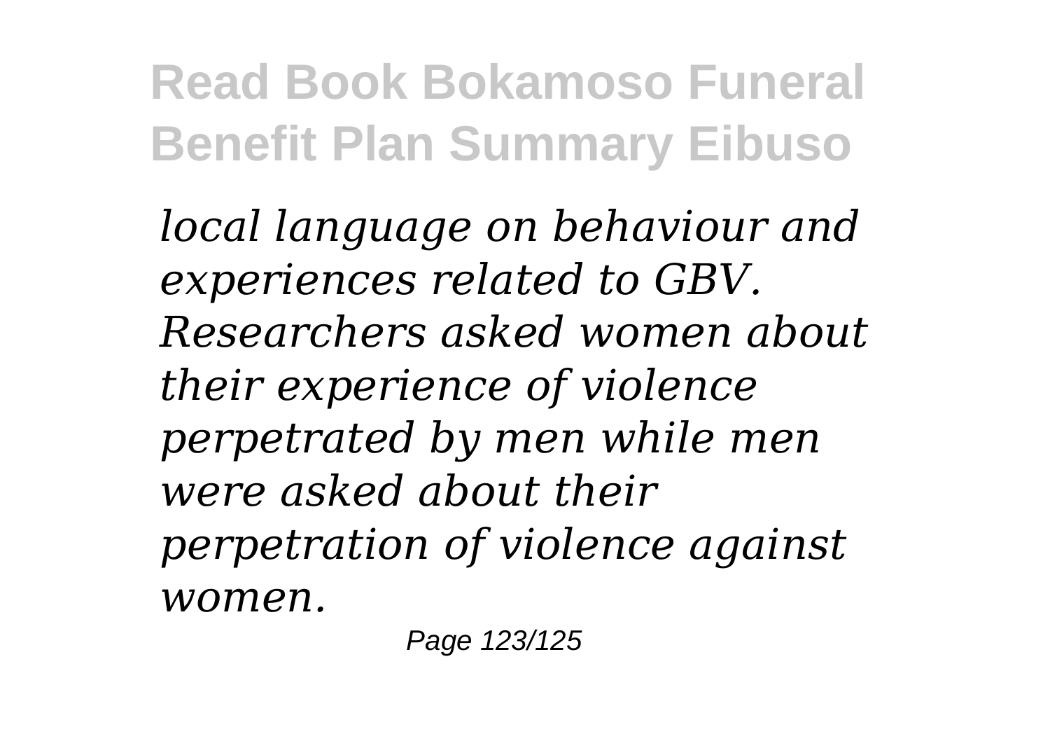*local language on behaviour and experiences related to GBV. Researchers asked women about their experience of violence perpetrated by men while men were asked about their perpetration of violence against women.*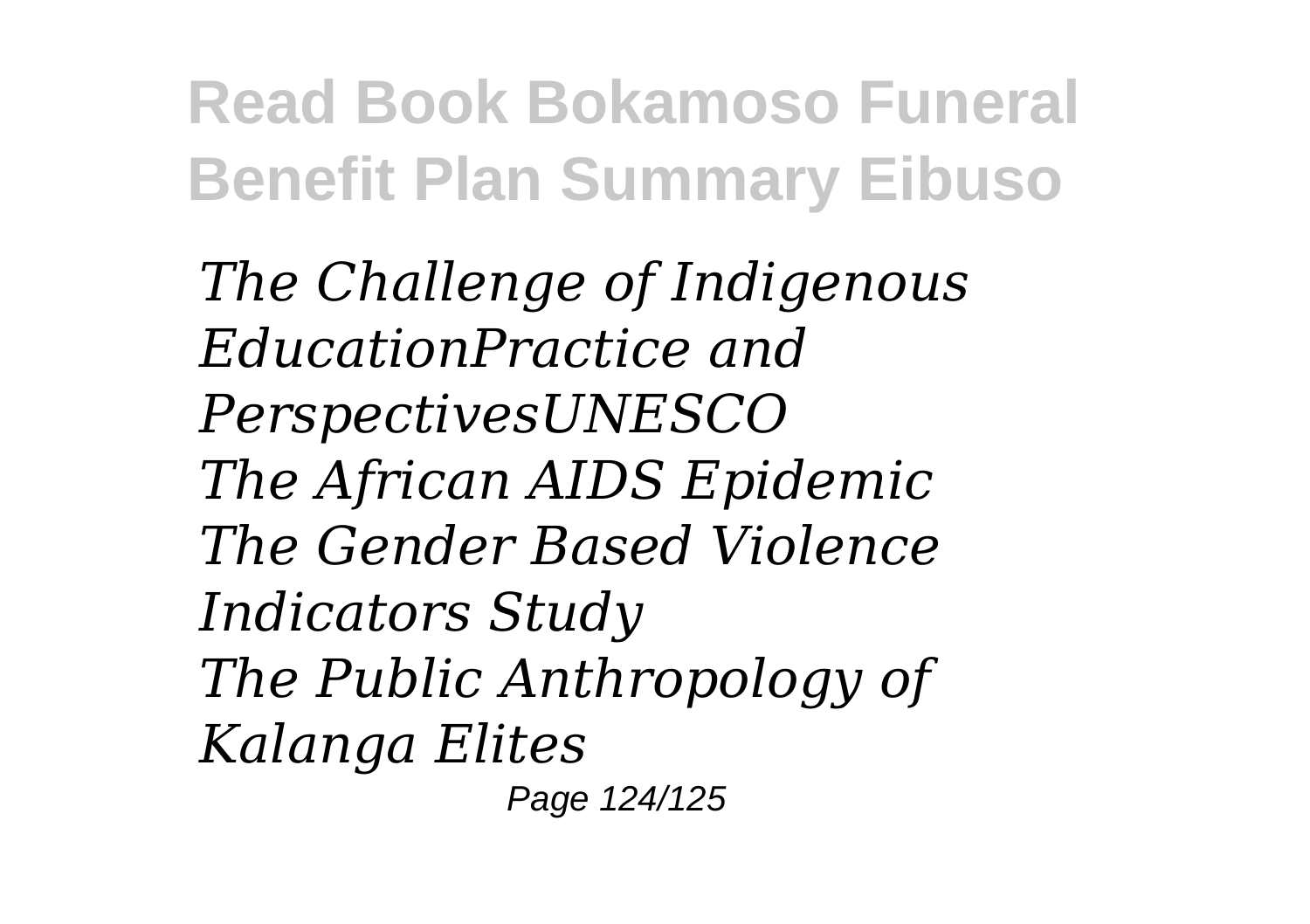*The Challenge of Indigenous EducationPractice and PerspectivesUNESCO*
*The African AIDS Epidemic*
*The Gender Based Violence Indicators Study*
*The Public Anthropology of Kalanga Elites*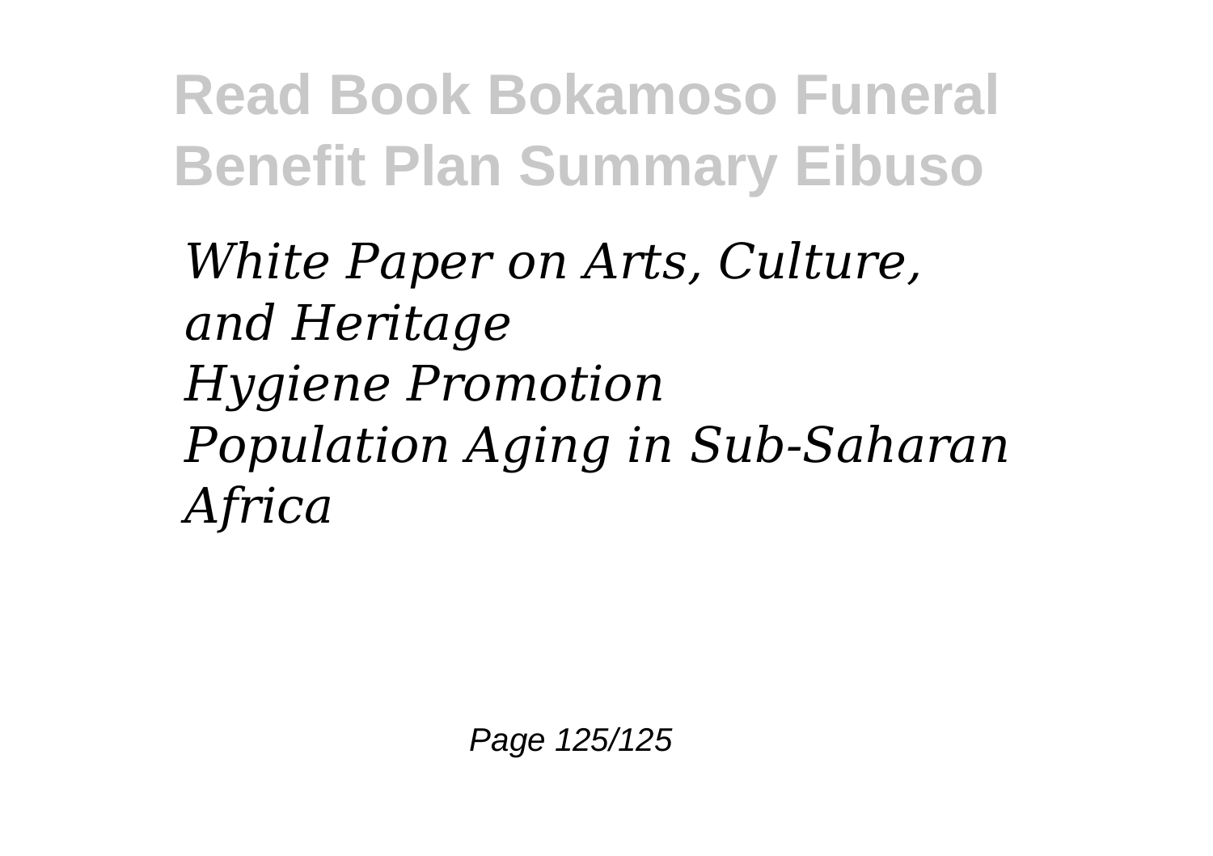*White Paper on Arts, Culture, and Heritage*
*Hygiene Promotion*
*Population Aging in Sub-Saharan Africa*